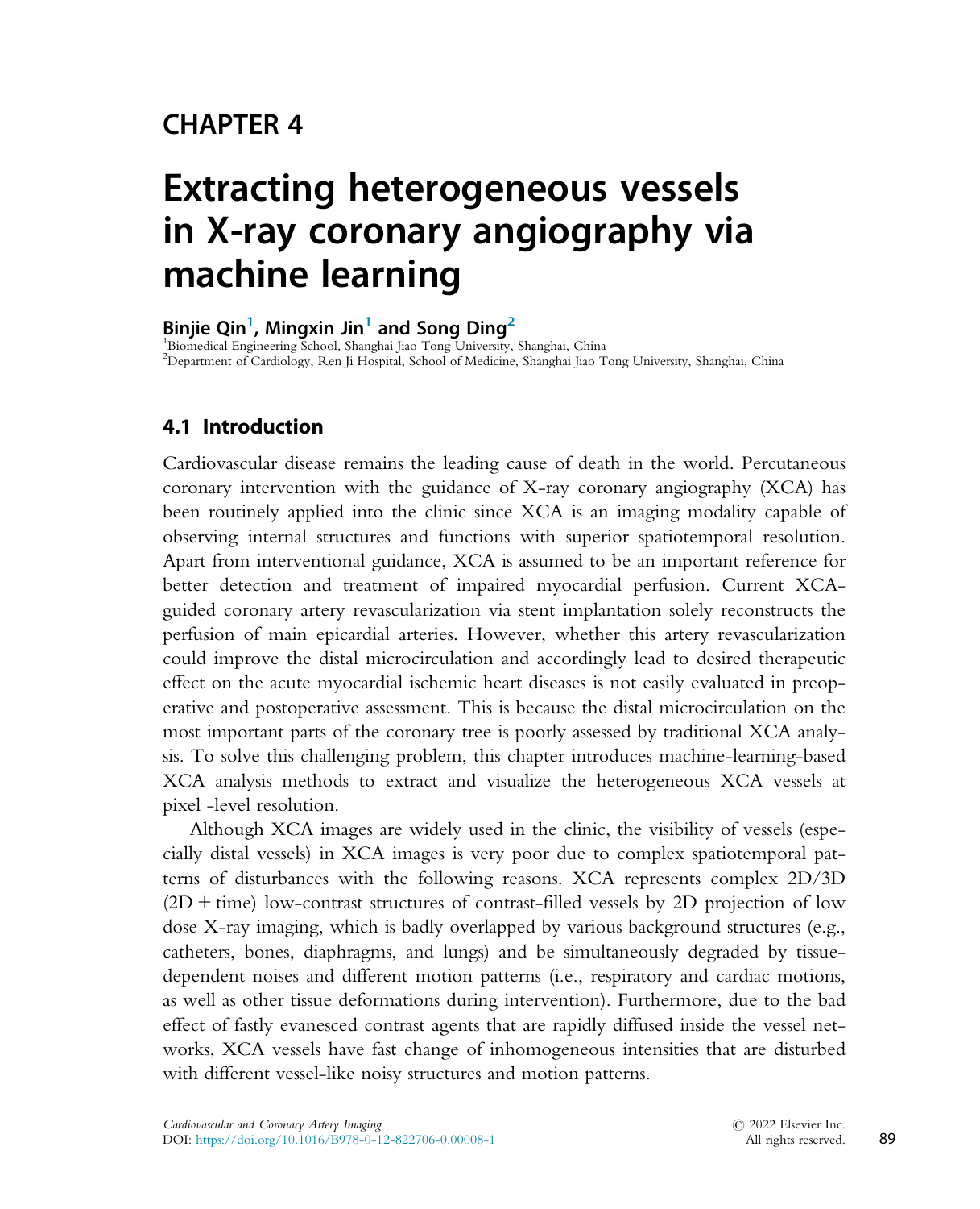# CHAPTER 4

# Extracting heterogeneous vessels in X-ray coronary angiography via machine learning

**Binjie Qin[1], Mingxin Jin[1] and Song Ding[2]**

[1]Biomedical Engineering School, Shanghai Jiao Tong University, Shanghai, China
[2]Department of Cardiology, Ren Ji Hospital, School of Medicine, Shanghai Jiao Tong University, Shanghai, China

## 4.1 Introduction

Cardiovascular disease remains the leading cause of death in the world. Percutaneous coronary intervention with the guidance of X-ray coronary angiography (XCA) has been routinely applied into the clinic since XCA is an imaging modality capable of observing internal structures and functions with superior spatiotemporal resolution. Apart from interventional guidance, XCA is assumed to be an important reference for better detection and treatment of impaired myocardial perfusion. Current XCA-guided coronary artery revascularization via stent implantation solely reconstructs the perfusion of main epicardial arteries. However, whether this artery revascularization could improve the distal microcirculation and accordingly lead to desired therapeutic effect on the acute myocardial ischemic heart diseases is not easily evaluated in preoperative and postoperative assessment. This is because the distal microcirculation on the most important parts of the coronary tree is poorly assessed by traditional XCA analysis. To solve this challenging problem, this chapter introduces machine-learning-based XCA analysis methods to extract and visualize the heterogeneous XCA vessels at pixel -level resolution.

Although XCA images are widely used in the clinic, the visibility of vessels (especially distal vessels) in XCA images is very poor due to complex spatiotemporal patterns of disturbances with the following reasons. XCA represents complex 2D/3D (2D + time) low-contrast structures of contrast-filled vessels by 2D projection of low dose X-ray imaging, which is badly overlapped by various background structures (e.g., catheters, bones, diaphragms, and lungs) and be simultaneously degraded by tissue-dependent noises and different motion patterns (i.e., respiratory and cardiac motions, as well as other tissue deformations during intervention). Furthermore, due to the bad effect of fastly evanesced contrast agents that are rapidly diffused inside the vessel networks, XCA vessels have fast change of inhomogeneous intensities that are disturbed with different vessel-like noisy structures and motion patterns.

*Cardiovascular and Coronary Artery Imaging*
DOI: https://doi.org/10.1016/B978-0-12-822706-0.00008-1

© 2022 Elsevier Inc.
All rights reserved.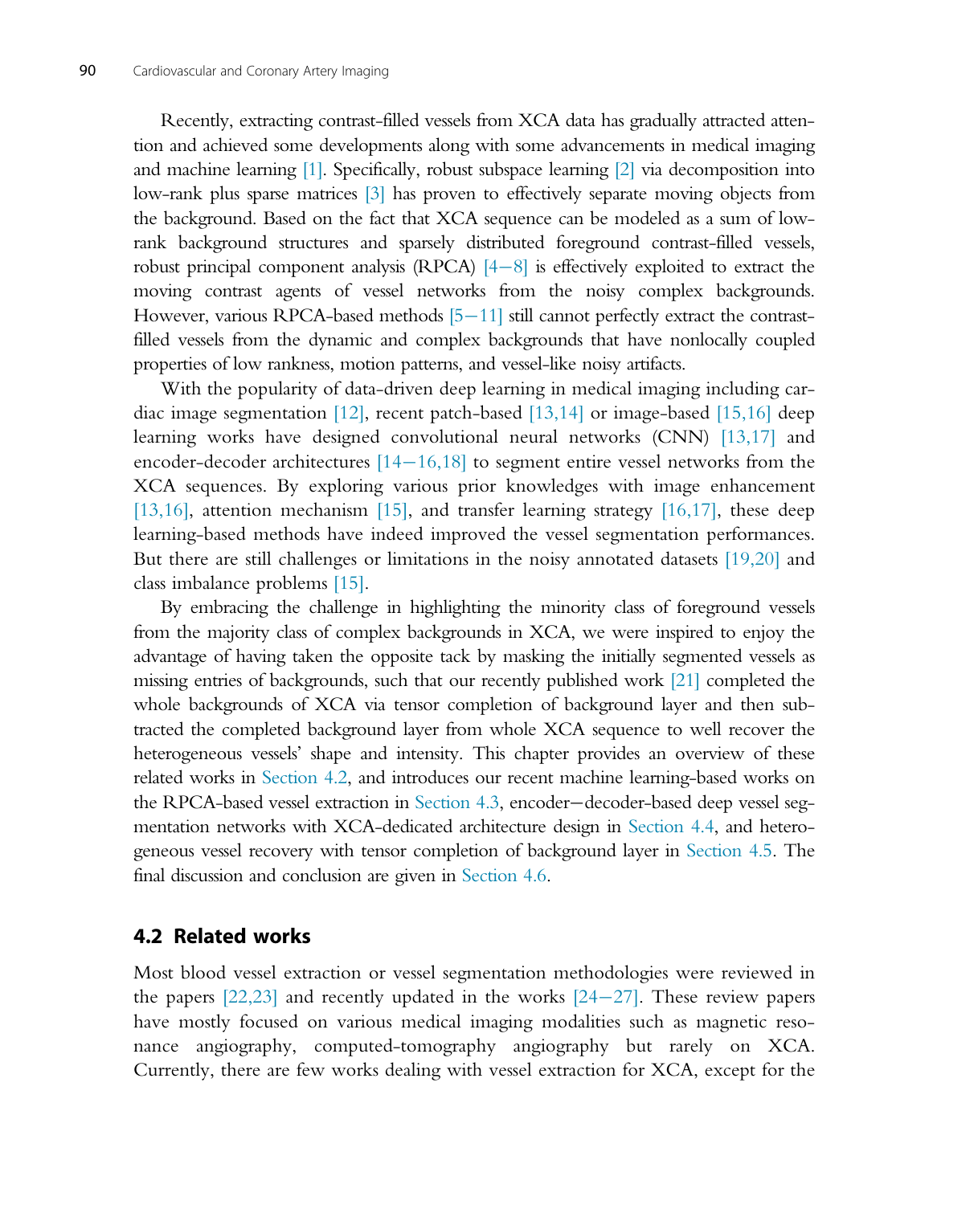Recently, extracting contrast-filled vessels from XCA data has gradually attracted attention and achieved some developments along with some advancements in medical imaging and machine learning [1]. Specifically, robust subspace learning [2] via decomposition into low-rank plus sparse matrices [3] has proven to effectively separate moving objects from the background. Based on the fact that XCA sequence can be modeled as a sum of low-rank background structures and sparsely distributed foreground contrast-filled vessels, robust principal component analysis (RPCA) [4−8] is effectively exploited to extract the moving contrast agents of vessel networks from the noisy complex backgrounds. However, various RPCA-based methods [5−11] still cannot perfectly extract the contrast-filled vessels from the dynamic and complex backgrounds that have nonlocally coupled properties of low rankness, motion patterns, and vessel-like noisy artifacts.

With the popularity of data-driven deep learning in medical imaging including cardiac image segmentation [12], recent patch-based [13,14] or image-based [15,16] deep learning works have designed convolutional neural networks (CNN) [13,17] and encoder-decoder architectures [14−16,18] to segment entire vessel networks from the XCA sequences. By exploring various prior knowledges with image enhancement [13,16], attention mechanism [15], and transfer learning strategy [16,17], these deep learning-based methods have indeed improved the vessel segmentation performances. But there are still challenges or limitations in the noisy annotated datasets [19,20] and class imbalance problems [15].

By embracing the challenge in highlighting the minority class of foreground vessels from the majority class of complex backgrounds in XCA, we were inspired to enjoy the advantage of having taken the opposite tack by masking the initially segmented vessels as missing entries of backgrounds, such that our recently published work [21] completed the whole backgrounds of XCA via tensor completion of background layer and then subtracted the completed background layer from whole XCA sequence to well recover the heterogeneous vessels' shape and intensity. This chapter provides an overview of these related works in Section 4.2, and introduces our recent machine learning-based works on the RPCA-based vessel extraction in Section 4.3, encoder−decoder-based deep vessel segmentation networks with XCA-dedicated architecture design in Section 4.4, and heterogeneous vessel recovery with tensor completion of background layer in Section 4.5. The final discussion and conclusion are given in Section 4.6.

## 4.2 Related works

Most blood vessel extraction or vessel segmentation methodologies were reviewed in the papers [22,23] and recently updated in the works [24−27]. These review papers have mostly focused on various medical imaging modalities such as magnetic resonance angiography, computed-tomography angiography but rarely on XCA. Currently, there are few works dealing with vessel extraction for XCA, except for the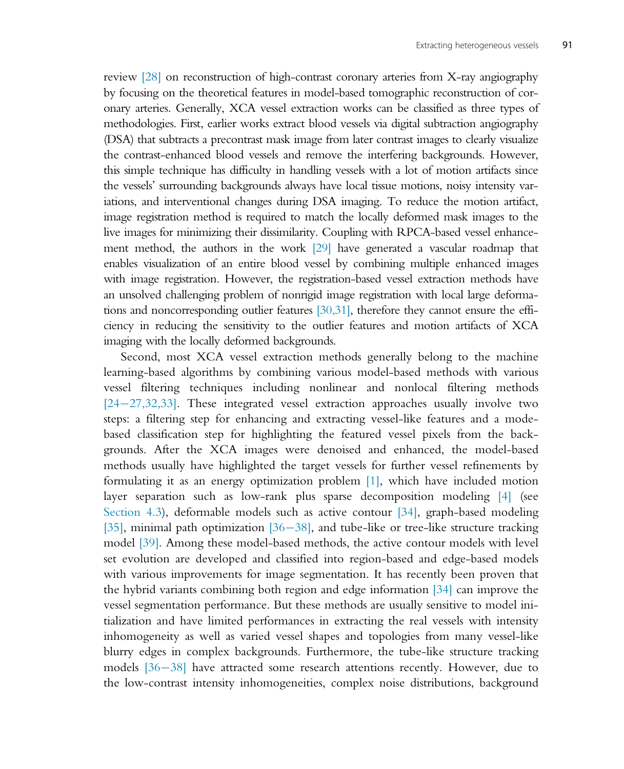review [28] on reconstruction of high-contrast coronary arteries from X-ray angiography by focusing on the theoretical features in model-based tomographic reconstruction of coronary arteries. Generally, XCA vessel extraction works can be classified as three types of methodologies. First, earlier works extract blood vessels via digital subtraction angiography (DSA) that subtracts a precontrast mask image from later contrast images to clearly visualize the contrast-enhanced blood vessels and remove the interfering backgrounds. However, this simple technique has difficulty in handling vessels with a lot of motion artifacts since the vessels' surrounding backgrounds always have local tissue motions, noisy intensity variations, and interventional changes during DSA imaging. To reduce the motion artifact, image registration method is required to match the locally deformed mask images to the live images for minimizing their dissimilarity. Coupling with RPCA-based vessel enhancement method, the authors in the work [29] have generated a vascular roadmap that enables visualization of an entire blood vessel by combining multiple enhanced images with image registration. However, the registration-based vessel extraction methods have an unsolved challenging problem of nonrigid image registration with local large deformations and noncorresponding outlier features [30,31], therefore they cannot ensure the efficiency in reducing the sensitivity to the outlier features and motion artifacts of XCA imaging with the locally deformed backgrounds.

Second, most XCA vessel extraction methods generally belong to the machine learning-based algorithms by combining various model-based methods with various vessel filtering techniques including nonlinear and nonlocal filtering methods [24–27,32,33]. These integrated vessel extraction approaches usually involve two steps: a filtering step for enhancing and extracting vessel-like features and a mode-based classification step for highlighting the featured vessel pixels from the backgrounds. After the XCA images were denoised and enhanced, the model-based methods usually have highlighted the target vessels for further vessel refinements by formulating it as an energy optimization problem [1], which have included motion layer separation such as low-rank plus sparse decomposition modeling [4] (see Section 4.3), deformable models such as active contour [34], graph-based modeling [35], minimal path optimization [36–38], and tube-like or tree-like structure tracking model [39]. Among these model-based methods, the active contour models with level set evolution are developed and classified into region-based and edge-based models with various improvements for image segmentation. It has recently been proven that the hybrid variants combining both region and edge information [34] can improve the vessel segmentation performance. But these methods are usually sensitive to model initialization and have limited performances in extracting the real vessels with intensity inhomogeneity as well as varied vessel shapes and topologies from many vessel-like blurry edges in complex backgrounds. Furthermore, the tube-like structure tracking models [36–38] have attracted some research attentions recently. However, due to the low-contrast intensity inhomogeneities, complex noise distributions, background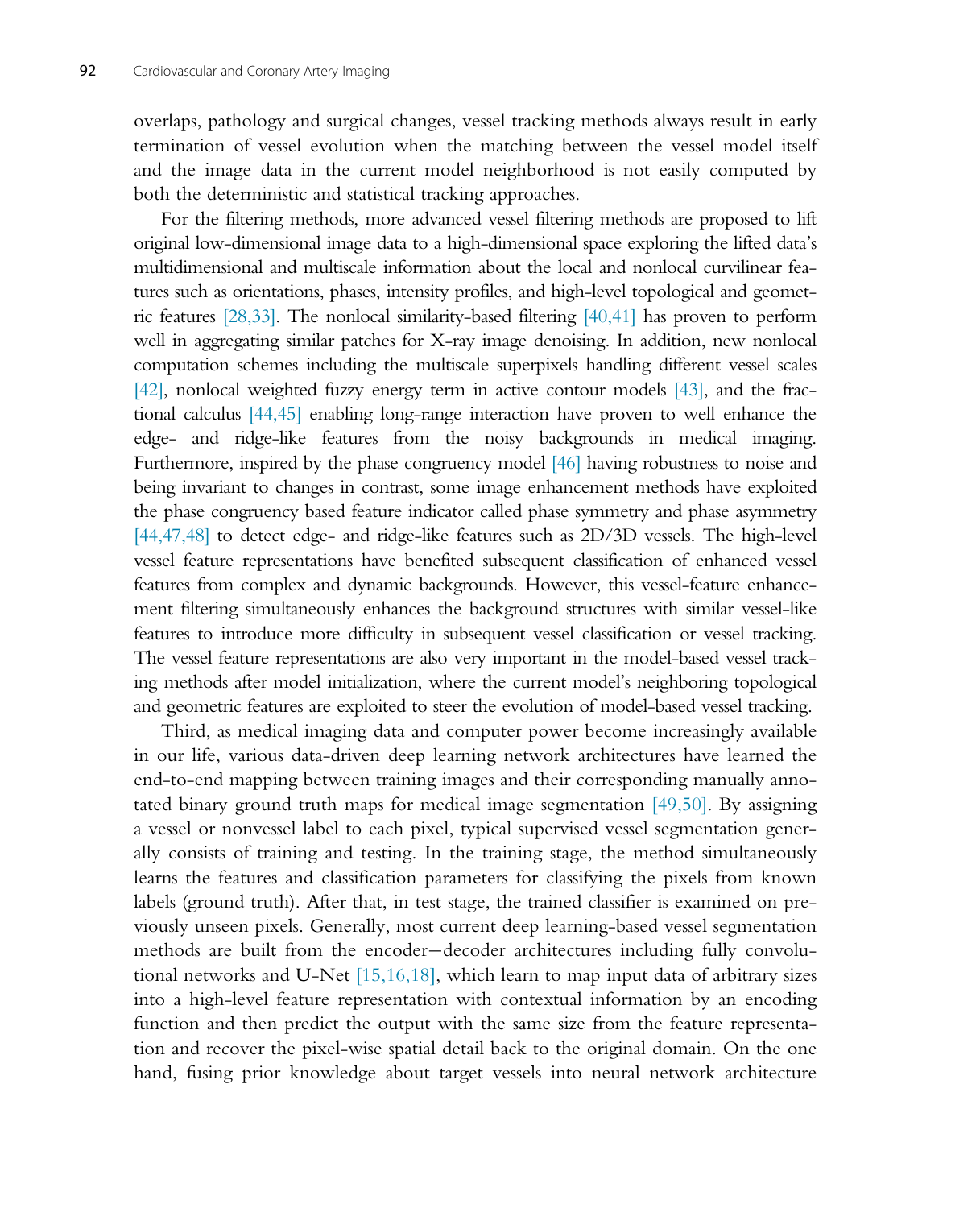overlaps, pathology and surgical changes, vessel tracking methods always result in early termination of vessel evolution when the matching between the vessel model itself and the image data in the current model neighborhood is not easily computed by both the deterministic and statistical tracking approaches.

For the filtering methods, more advanced vessel filtering methods are proposed to lift original low-dimensional image data to a high-dimensional space exploring the lifted data's multidimensional and multiscale information about the local and nonlocal curvilinear features such as orientations, phases, intensity profiles, and high-level topological and geometric features [28,33]. The nonlocal similarity-based filtering [40,41] has proven to perform well in aggregating similar patches for X-ray image denoising. In addition, new nonlocal computation schemes including the multiscale superpixels handling different vessel scales [42], nonlocal weighted fuzzy energy term in active contour models [43], and the fractional calculus [44,45] enabling long-range interaction have proven to well enhance the edge- and ridge-like features from the noisy backgrounds in medical imaging. Furthermore, inspired by the phase congruency model [46] having robustness to noise and being invariant to changes in contrast, some image enhancement methods have exploited the phase congruency based feature indicator called phase symmetry and phase asymmetry [44,47,48] to detect edge- and ridge-like features such as 2D/3D vessels. The high-level vessel feature representations have benefited subsequent classification of enhanced vessel features from complex and dynamic backgrounds. However, this vessel-feature enhancement filtering simultaneously enhances the background structures with similar vessel-like features to introduce more difficulty in subsequent vessel classification or vessel tracking. The vessel feature representations are also very important in the model-based vessel tracking methods after model initialization, where the current model's neighboring topological and geometric features are exploited to steer the evolution of model-based vessel tracking.

Third, as medical imaging data and computer power become increasingly available in our life, various data-driven deep learning network architectures have learned the end-to-end mapping between training images and their corresponding manually annotated binary ground truth maps for medical image segmentation [49,50]. By assigning a vessel or nonvessel label to each pixel, typical supervised vessel segmentation generally consists of training and testing. In the training stage, the method simultaneously learns the features and classification parameters for classifying the pixels from known labels (ground truth). After that, in test stage, the trained classifier is examined on previously unseen pixels. Generally, most current deep learning-based vessel segmentation methods are built from the encoder−decoder architectures including fully convolutional networks and U-Net [15,16,18], which learn to map input data of arbitrary sizes into a high-level feature representation with contextual information by an encoding function and then predict the output with the same size from the feature representation and recover the pixel-wise spatial detail back to the original domain. On the one hand, fusing prior knowledge about target vessels into neural network architecture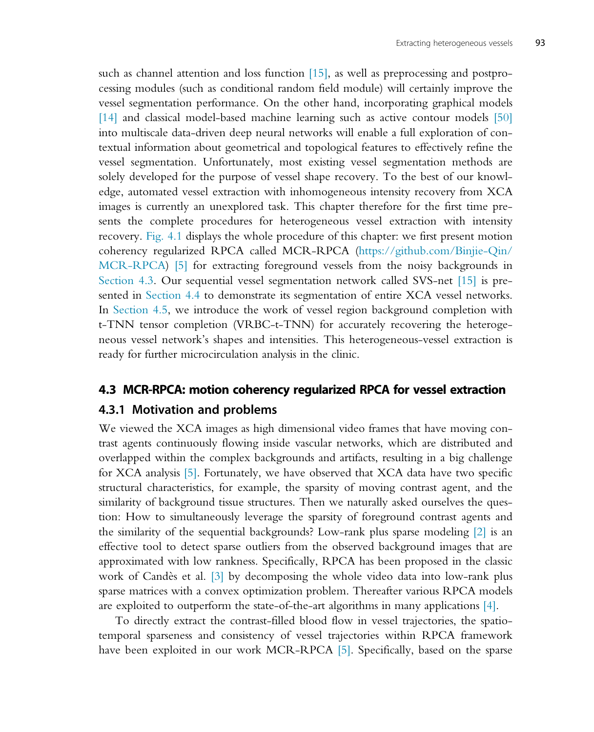such as channel attention and loss function [15], as well as preprocessing and postprocessing modules (such as conditional random field module) will certainly improve the vessel segmentation performance. On the other hand, incorporating graphical models [14] and classical model-based machine learning such as active contour models [50] into multiscale data-driven deep neural networks will enable a full exploration of contextual information about geometrical and topological features to effectively refine the vessel segmentation. Unfortunately, most existing vessel segmentation methods are solely developed for the purpose of vessel shape recovery. To the best of our knowledge, automated vessel extraction with inhomogeneous intensity recovery from XCA images is currently an unexplored task. This chapter therefore for the first time presents the complete procedures for heterogeneous vessel extraction with intensity recovery. Fig. 4.1 displays the whole procedure of this chapter: we first present motion coherency regularized RPCA called MCR-RPCA (https://github.com/Binjie-Qin/MCR-RPCA) [5] for extracting foreground vessels from the noisy backgrounds in Section 4.3. Our sequential vessel segmentation network called SVS-net [15] is presented in Section 4.4 to demonstrate its segmentation of entire XCA vessel networks. In Section 4.5, we introduce the work of vessel region background completion with t-TNN tensor completion (VRBC-t-TNN) for accurately recovering the heterogeneous vessel network's shapes and intensities. This heterogeneous-vessel extraction is ready for further microcirculation analysis in the clinic.

## 4.3 MCR-RPCA: motion coherency regularized RPCA for vessel extraction

### 4.3.1 Motivation and problems

We viewed the XCA images as high dimensional video frames that have moving contrast agents continuously flowing inside vascular networks, which are distributed and overlapped within the complex backgrounds and artifacts, resulting in a big challenge for XCA analysis [5]. Fortunately, we have observed that XCA data have two specific structural characteristics, for example, the sparsity of moving contrast agent, and the similarity of background tissue structures. Then we naturally asked ourselves the question: How to simultaneously leverage the sparsity of foreground contrast agents and the similarity of the sequential backgrounds? Low-rank plus sparse modeling [2] is an effective tool to detect sparse outliers from the observed background images that are approximated with low rankness. Specifically, RPCA has been proposed in the classic work of Candès et al. [3] by decomposing the whole video data into low-rank plus sparse matrices with a convex optimization problem. Thereafter various RPCA models are exploited to outperform the state-of-the-art algorithms in many applications [4].

To directly extract the contrast-filled blood flow in vessel trajectories, the spatiotemporal sparseness and consistency of vessel trajectories within RPCA framework have been exploited in our work MCR-RPCA [5]. Specifically, based on the sparse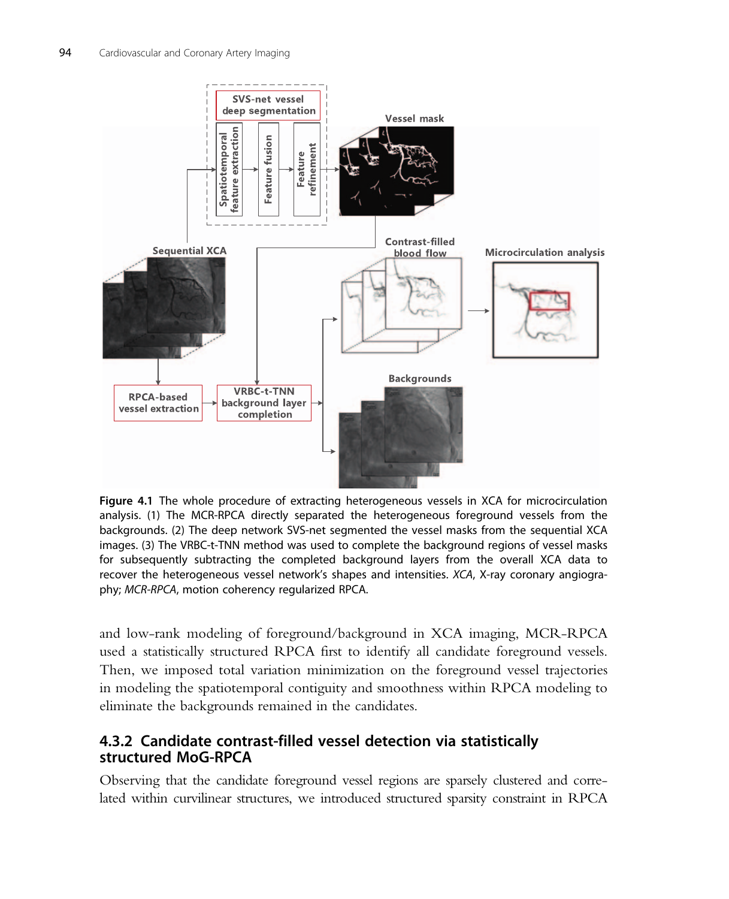**Figure 4.1** The whole procedure of extracting heterogeneous vessels in XCA for microcirculation analysis. (1) The MCR-RPCA directly separated the heterogeneous foreground vessels from the backgrounds. (2) The deep network SVS-net segmented the vessel masks from the sequential XCA images. (3) The VRBC-t-TNN method was used to complete the background regions of vessel masks for subsequently subtracting the completed background layers from the overall XCA data to recover the heterogeneous vessel network's shapes and intensities. *XCA*, X-ray coronary angiography; *MCR-RPCA*, motion coherency regularized RPCA.

and low-rank modeling of foreground/background in XCA imaging, MCR-RPCA used a statistically structured RPCA first to identify all candidate foreground vessels. Then, we imposed total variation minimization on the foreground vessel trajectories in modeling the spatiotemporal contiguity and smoothness within RPCA modeling to eliminate the backgrounds remained in the candidates.

### 4.3.2 Candidate contrast-filled vessel detection via statistically structured MoG-RPCA

Observing that the candidate foreground vessel regions are sparsely clustered and correlated within curvilinear structures, we introduced structured sparsity constraint in RPCA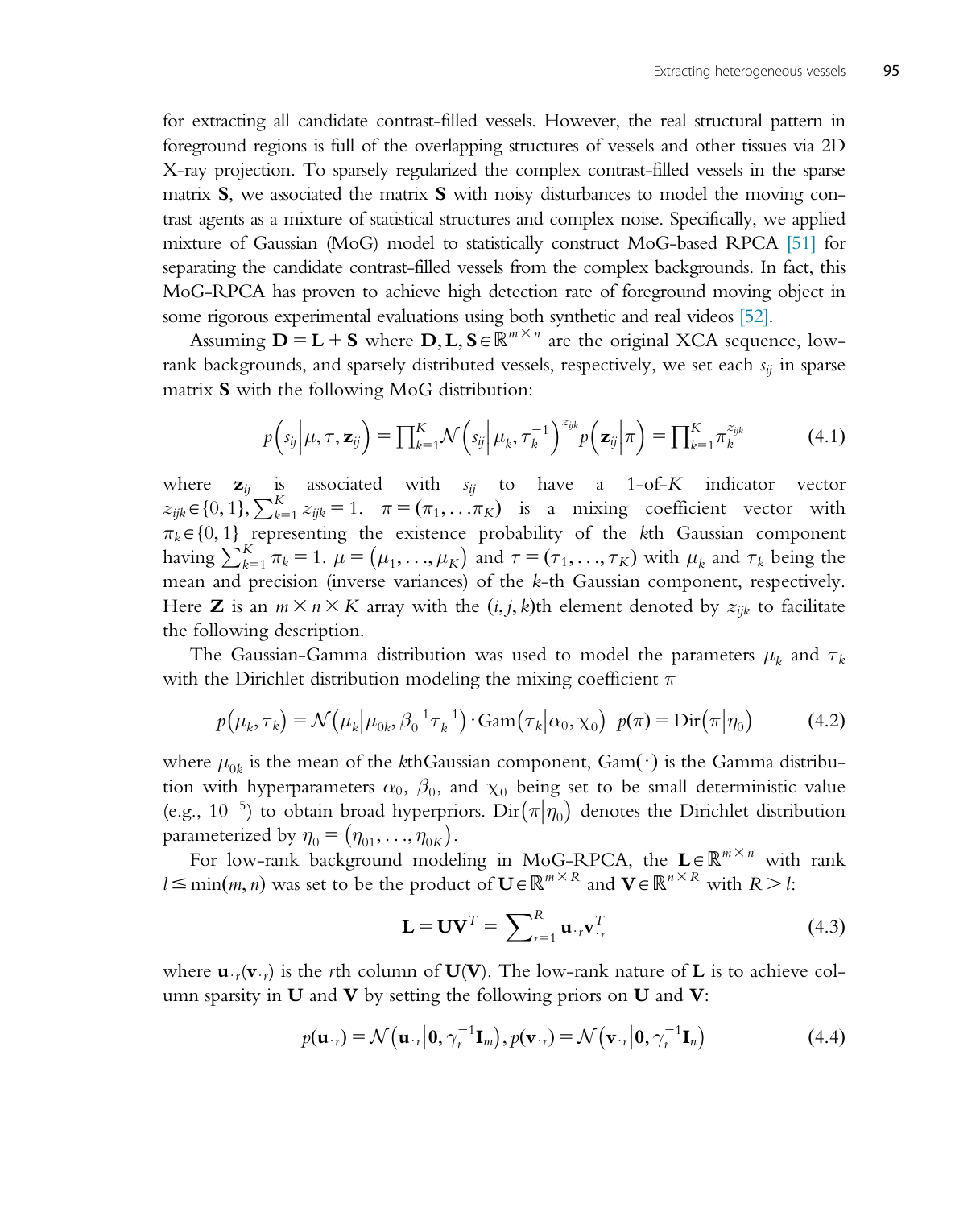for extracting all candidate contrast-filled vessels. However, the real structural pattern in foreground regions is full of the overlapping structures of vessels and other tissues via 2D X-ray projection. To sparsely regularized the complex contrast-filled vessels in the sparse matrix $\mathbf{S}$, we associated the matrix $\mathbf{S}$ with noisy disturbances to model the moving contrast agents as a mixture of statistical structures and complex noise. Specifically, we applied mixture of Gaussian (MoG) model to statistically construct MoG-based RPCA [51] for separating the candidate contrast-filled vessels from the complex backgrounds. In fact, this MoG-RPCA has proven to achieve high detection rate of foreground moving object in some rigorous experimental evaluations using both synthetic and real videos [52].

Assuming $\mathbf{D} = \mathbf{L} + \mathbf{S}$ where $\mathbf{D}, \mathbf{L}, \mathbf{S} \in \mathbb{R}^{m \times n}$ are the original XCA sequence, low-rank backgrounds, and sparsely distributed vessels, respectively, we set each $s_{ij}$ in sparse matrix $\mathbf{S}$ with the following MoG distribution:

$$p\left(s_{ij}\middle|\mu, \tau, \mathbf{z}_{ij}\right) = \prod_{k=1}^{K} \mathcal{N}\left(s_{ij}\middle|\mu_k, \tau_k^{-1}\right)^{z_{ijk}} p\left(\mathbf{z}_{ij}\middle|\pi\right) = \prod_{k=1}^{K} \pi_k^{z_{ijk}} \tag{4.1}$$

where $\mathbf{z}_{ij}$ is associated with $s_{ij}$ to have a 1-of-$K$ indicator vector $z_{ijk} \in \{0, 1\}, \sum_{k=1}^{K} z_{ijk} = 1$. $\pi = (\pi_1, \ldots \pi_K)$ is a mixing coefficient vector with $\pi_k \in \{0, 1\}$ representing the existence probability of the $k$th Gaussian component having $\sum_{k=1}^{K} \pi_k = 1$. $\mu = (\mu_1, \ldots, \mu_K)$ and $\tau = (\tau_1, \ldots, \tau_K)$ with $\mu_k$ and $\tau_k$ being the mean and precision (inverse variances) of the $k$-th Gaussian component, respectively. Here $\mathbf{Z}$ is an $m \times n \times K$ array with the $(i, j, k)$th element denoted by $z_{ijk}$ to facilitate the following description.

The Gaussian-Gamma distribution was used to model the parameters $\mu_k$ and $\tau_k$ with the Dirichlet distribution modeling the mixing coefficient $\pi$

$$p(\mu_k, \tau_k) = \mathcal{N}\left(\mu_k\middle|\mu_{0k}, \beta_0^{-1}\tau_k^{-1}\right) \cdot \mathrm{Gam}\left(\tau_k\middle|\alpha_0, \chi_0\right) \;\; p(\pi) = \mathrm{Dir}\left(\pi\middle|\eta_0\right) \tag{4.2}$$

where $\mu_{0k}$ is the mean of the $k$thGaussian component, $\mathrm{Gam}(\cdot)$ is the Gamma distribution with hyperparameters $\alpha_0$, $\beta_0$, and $\chi_0$ being set to be small deterministic value (e.g., $10^{-5}$) to obtain broad hyperpriors. $\mathrm{Dir}\left(\pi\middle|\eta_0\right)$ denotes the Dirichlet distribution parameterized by $\eta_0 = (\eta_{01}, \ldots, \eta_{0K})$.

For low-rank background modeling in MoG-RPCA, the $\mathbf{L} \in \mathbb{R}^{m \times n}$ with rank $l \leq \min(m, n)$ was set to be the product of $\mathbf{U} \in \mathbb{R}^{m \times R}$ and $\mathbf{V} \in \mathbb{R}^{n \times R}$ with $R > l$:

$$\mathbf{L} = \mathbf{U}\mathbf{V}^T = \sum_{r=1}^{R} \mathbf{u}_{\cdot r}\mathbf{v}_{\cdot r}^T \tag{4.3}$$

where $\mathbf{u}_{\cdot r}(\mathbf{v}_{\cdot r})$ is the $r$th column of $\mathbf{U}(\mathbf{V})$. The low-rank nature of $\mathbf{L}$ is to achieve column sparsity in $\mathbf{U}$ and $\mathbf{V}$ by setting the following priors on $\mathbf{U}$ and $\mathbf{V}$:

$$p(\mathbf{u}_{\cdot r}) = \mathcal{N}\left(\mathbf{u}_{\cdot r}\middle|\mathbf{0}, \gamma_r^{-1}\mathbf{I}_m\right), p(\mathbf{v}_{\cdot r}) = \mathcal{N}\left(\mathbf{v}_{\cdot r}\middle|\mathbf{0}, \gamma_r^{-1}\mathbf{I}_n\right) \tag{4.4}$$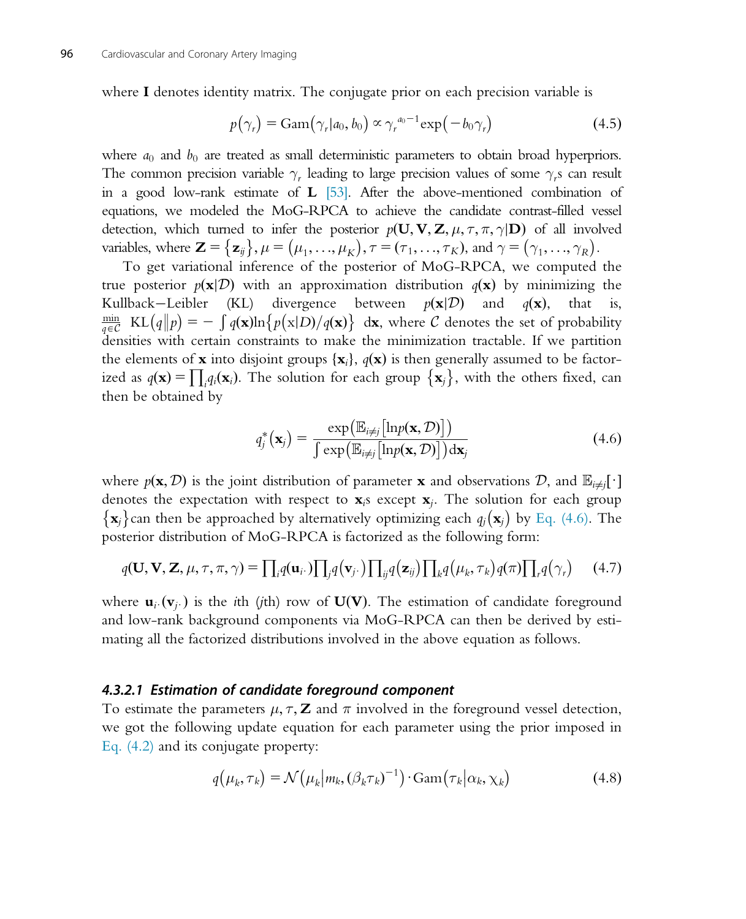where $\mathbf{I}$ denotes identity matrix. The conjugate prior on each precision variable is

$$p(\gamma_r) = \text{Gam}(\gamma_r | a_0, b_0) \propto \gamma_r^{a_0 - 1} \exp(-b_0 \gamma_r) \tag{4.5}$$

where $a_0$ and $b_0$ are treated as small deterministic parameters to obtain broad hyperpriors. The common precision variable $\gamma_r$ leading to large precision values of some $\gamma_r$s can result in a good low-rank estimate of $\mathbf{L}$ [53]. After the above-mentioned combination of equations, we modeled the MoG-RPCA to achieve the candidate contrast-filled vessel detection, which turned to infer the posterior $p(\mathbf{U}, \mathbf{V}, \mathbf{Z}, \mu, \tau, \pi, \gamma | \mathbf{D})$ of all involved variables, where $\mathbf{Z} = \{\mathbf{z}_{ij}\}, \mu = (\mu_1, \ldots, \mu_K), \tau = (\tau_1, \ldots, \tau_K)$, and $\gamma = (\gamma_1, \ldots, \gamma_R)$.

To get variational inference of the posterior of MoG-RPCA, we computed the true posterior $p(\mathbf{x}|\mathcal{D})$ with an approximation distribution $q(\mathbf{x})$ by minimizing the Kullback−Leibler (KL) divergence between $p(\mathbf{x}|\mathcal{D})$ and $q(\mathbf{x})$, that is, $\min_{q \in \mathcal{C}} \text{KL}(q \| p) = -\int q(\mathbf{x}) \ln\{p(\mathrm{x}|D)/q(\mathbf{x})\} \, d\mathbf{x}$, where $\mathcal{C}$ denotes the set of probability densities with certain constraints to make the minimization tractable. If we partition the elements of $\mathbf{x}$ into disjoint groups $\{\mathbf{x}_i\}$, $q(\mathbf{x})$ is then generally assumed to be factorized as $q(\mathbf{x}) = \prod_i q_i(\mathbf{x}_i)$. The solution for each group $\{\mathbf{x}_j\}$, with the others fixed, can then be obtained by

$$q_j^*(\mathbf{x}_j) = \frac{\exp(\mathbb{E}_{i \neq j}[\ln p(\mathbf{x}, \mathcal{D})])}{\int \exp(\mathbb{E}_{i \neq j}[\ln p(\mathbf{x}, \mathcal{D})]) d\mathbf{x}_j} \tag{4.6}$$

where $p(\mathbf{x}, \mathcal{D})$ is the joint distribution of parameter $\mathbf{x}$ and observations $\mathcal{D}$, and $\mathbb{E}_{i \neq j}[\cdot]$ denotes the expectation with respect to $\mathbf{x}_i$s except $\mathbf{x}_j$. The solution for each group $\{\mathbf{x}_j\}$can then be approached by alternatively optimizing each $q_j(\mathbf{x}_j)$ by Eq. (4.6). The posterior distribution of MoG-RPCA is factorized as the following form:

$$q(\mathbf{U}, \mathbf{V}, \mathbf{Z}, \mu, \tau, \pi, \gamma) = \prod_i q(\mathbf{u}_{i\cdot}) \prod_j q(\mathbf{v}_{j\cdot}) \prod_{ij} q(\mathbf{z}_{ij}) \prod_k q(\mu_k, \tau_k) q(\pi) \prod_r q(\gamma_r) \tag{4.7}$$

where $\mathbf{u}_{i\cdot}(\mathbf{v}_{j\cdot})$ is the $i$th ($j$th) row of $\mathbf{U}(\mathbf{V})$. The estimation of candidate foreground and low-rank background components via MoG-RPCA can then be derived by estimating all the factorized distributions involved in the above equation as follows.

#### *4.3.2.1 Estimation of candidate foreground component*

To estimate the parameters $\mu, \tau, \mathbf{Z}$ and $\pi$ involved in the foreground vessel detection, we got the following update equation for each parameter using the prior imposed in Eq. (4.2) and its conjugate property:

$$q(\mu_k, \tau_k) = \mathcal{N}(\mu_k | m_k, (\beta_k \tau_k)^{-1}) \cdot \text{Gam}(\tau_k | \alpha_k, \chi_k) \tag{4.8}$$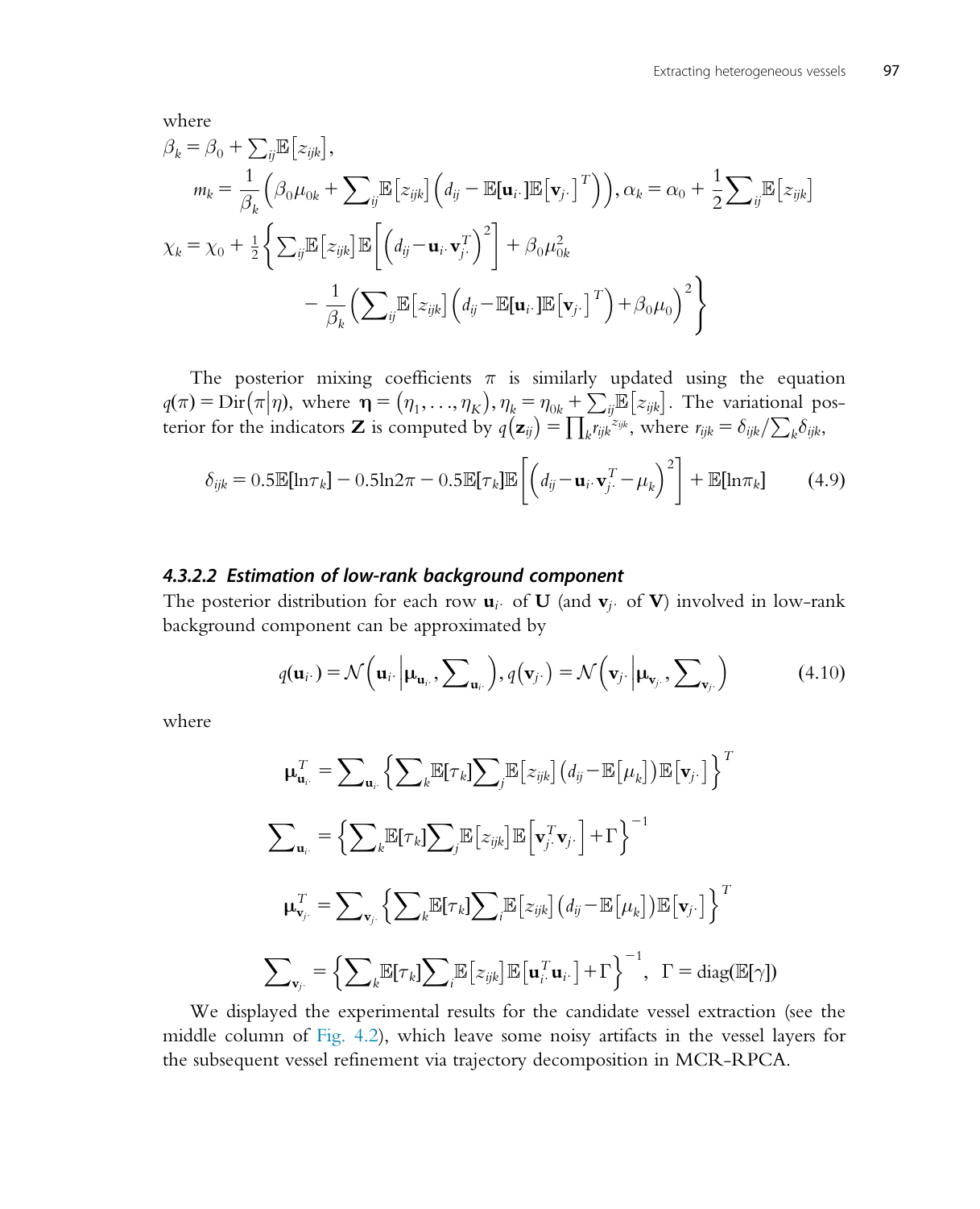where

$$\beta_k = \beta_0 + \sum_{ij}\mathbb{E}\left[z_{ijk}\right],$$

$$m_k = \frac{1}{\beta_k}\left(\beta_0\mu_{0k} + \sum_{ij}\mathbb{E}\left[z_{ijk}\right]\left(d_{ij} - \mathbb{E}[\mathbf{u}_{i\cdot}]\mathbb{E}\left[\mathbf{v}_{j\cdot}\right]^T\right)\right), \alpha_k = \alpha_0 + \frac{1}{2}\sum_{ij}\mathbb{E}\left[z_{ijk}\right]$$

$$\chi_k = \chi_0 + \tfrac{1}{2}\left\{\sum_{ij}\mathbb{E}\left[z_{ijk}\right]\mathbb{E}\left[\left(d_{ij} - \mathbf{u}_{i\cdot}\mathbf{v}_{j\cdot}^T\right)^2\right] + \beta_0\mu_{0k}^2 - \frac{1}{\beta_k}\left(\sum_{ij}\mathbb{E}\left[z_{ijk}\right]\left(d_{ij} - \mathbb{E}[\mathbf{u}_{i\cdot}]\mathbb{E}\left[\mathbf{v}_{j\cdot}\right]^T\right) + \beta_0\mu_0\right)^2\right\}$$

The posterior mixing coefficients $\pi$ is similarly updated using the equation $q(\pi) = \mathrm{Dir}\left(\pi\middle|\eta\right)$, where $\boldsymbol{\eta} = \left(\eta_1, \ldots, \eta_K\right), \eta_k = \eta_{0k} + \sum_{ij}\mathbb{E}\left[z_{ijk}\right]$. The variational posterior for the indicators $\mathbf{Z}$ is computed by $q\left(\mathbf{z}_{ij}\right) = \prod_k {r_{ijk}}^{z_{ijk}}$, where $r_{ijk} = \delta_{ijk}/\sum_k \delta_{ijk}$,

$$\delta_{ijk} = 0.5\mathbb{E}[\ln\tau_k] - 0.5\ln 2\pi - 0.5\mathbb{E}[\tau_k]\mathbb{E}\left[\left(d_{ij} - \mathbf{u}_{i\cdot}\mathbf{v}_{j\cdot}^T - \mu_k\right)^2\right] + \mathbb{E}[\ln\pi_k] \tag{4.9}$$

#### 4.3.2.2 Estimation of low-rank background component

The posterior distribution for each row $\mathbf{u}_{i\cdot}$ of $\mathbf{U}$ (and $\mathbf{v}_{j\cdot}$ of $\mathbf{V}$) involved in low-rank background component can be approximated by

$$q(\mathbf{u}_{i\cdot}) = \mathcal{N}\left(\mathbf{u}_{i\cdot}\middle|\boldsymbol{\mu}_{\mathbf{u}_{i\cdot}}, \sum\nolimits_{\mathbf{u}_{i\cdot}}\right), q\left(\mathbf{v}_{j\cdot}\right) = \mathcal{N}\left(\mathbf{v}_{j\cdot}\middle|\boldsymbol{\mu}_{\mathbf{v}_{j\cdot}}, \sum\nolimits_{\mathbf{v}_{j\cdot}}\right) \tag{4.10}$$

where

$$\boldsymbol{\mu}_{\mathbf{u}_{i\cdot}}^T = \sum\nolimits_{\mathbf{u}_{i\cdot}}\left\{\sum_k \mathbb{E}[\tau_k]\sum_j \mathbb{E}\left[z_{ijk}\right]\left(d_{ij} - \mathbb{E}\left[\mu_k\right]\right)\mathbb{E}\left[\mathbf{v}_{j\cdot}\right]\right\}^T$$

$$\sum\nolimits_{\mathbf{u}_{i\cdot}} = \left\{\sum_k \mathbb{E}[\tau_k]\sum_j \mathbb{E}\left[z_{ijk}\right]\mathbb{E}\left[\mathbf{v}_{j\cdot}^T\mathbf{v}_{j\cdot}\right] + \Gamma\right\}^{-1}$$

$$\boldsymbol{\mu}_{\mathbf{v}_{j\cdot}}^T = \sum\nolimits_{\mathbf{v}_{j\cdot}}\left\{\sum_k \mathbb{E}[\tau_k]\sum_i \mathbb{E}\left[z_{ijk}\right]\left(d_{ij} - \mathbb{E}\left[\mu_k\right]\right)\mathbb{E}\left[\mathbf{v}_{j\cdot}\right]\right\}^T$$

$$\sum\nolimits_{\mathbf{v}_{j\cdot}} = \left\{\sum_k \mathbb{E}[\tau_k]\sum_i \mathbb{E}\left[z_{ijk}\right]\mathbb{E}\left[\mathbf{u}_{i\cdot}^T\mathbf{u}_{i\cdot}\right] + \Gamma\right\}^{-1}, \quad \Gamma = \mathrm{diag}(\mathbb{E}[\gamma])$$

We displayed the experimental results for the candidate vessel extraction (see the middle column of Fig. 4.2), which leave some noisy artifacts in the vessel layers for the subsequent vessel refinement via trajectory decomposition in MCR-RPCA.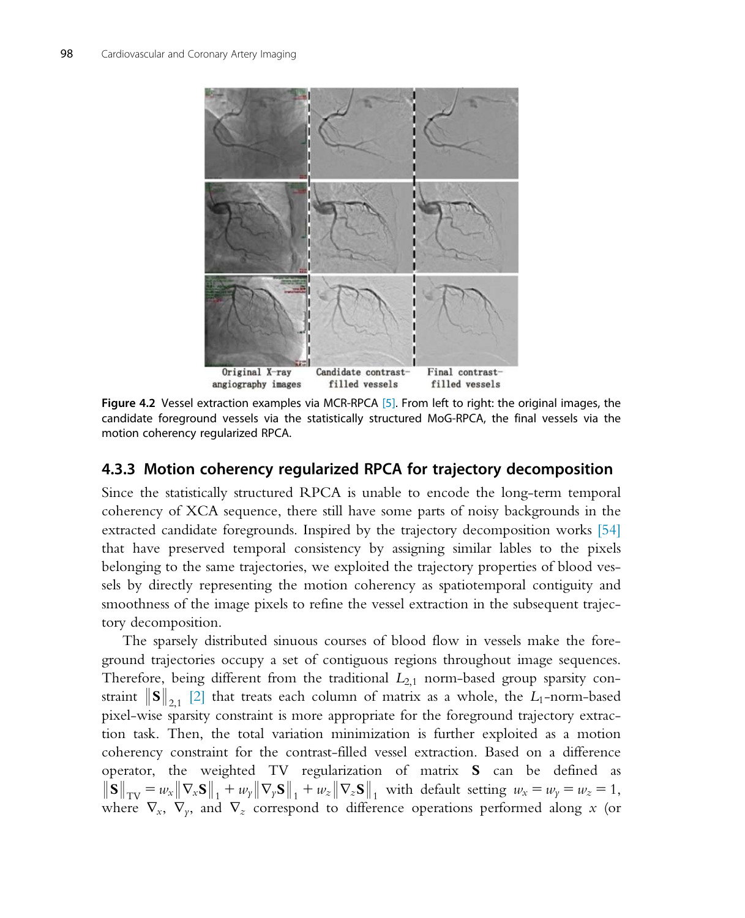Original X-ray angiography images | Candidate contrast-filled vessels | Final contrast-filled vessels

**Figure 4.2** Vessel extraction examples via MCR-RPCA [5]. From left to right: the original images, the candidate foreground vessels via the statistically structured MoG-RPCA, the final vessels via the motion coherency regularized RPCA.

### 4.3.3 Motion coherency regularized RPCA for trajectory decomposition

Since the statistically structured RPCA is unable to encode the long-term temporal coherency of XCA sequence, there still have some parts of noisy backgrounds in the extracted candidate foregrounds. Inspired by the trajectory decomposition works [54] that have preserved temporal consistency by assigning similar lables to the pixels belonging to the same trajectories, we exploited the trajectory properties of blood vessels by directly representing the motion coherency as spatiotemporal contiguity and smoothness of the image pixels to refine the vessel extraction in the subsequent trajectory decomposition.

The sparsely distributed sinuous courses of blood flow in vessels make the foreground trajectories occupy a set of contiguous regions throughout image sequences. Therefore, being different from the traditional $L_{2,1}$ norm-based group sparsity constraint $\|\mathbf{S}\|_{2,1}$ [2] that treats each column of matrix as a whole, the $L_1$-norm-based pixel-wise sparsity constraint is more appropriate for the foreground trajectory extraction task. Then, the total variation minimization is further exploited as a motion coherency constraint for the contrast-filled vessel extraction. Based on a difference operator, the weighted TV regularization of matrix $\mathbf{S}$ can be defined as $\|\mathbf{S}\|_{\text{TV}} = w_x\|\nabla_x \mathbf{S}\|_1 + w_y\|\nabla_y \mathbf{S}\|_1 + w_z\|\nabla_z \mathbf{S}\|_1$ with default setting $w_x = w_y = w_z = 1$, where $\nabla_x$, $\nabla_y$, and $\nabla_z$ correspond to difference operations performed along $x$ (or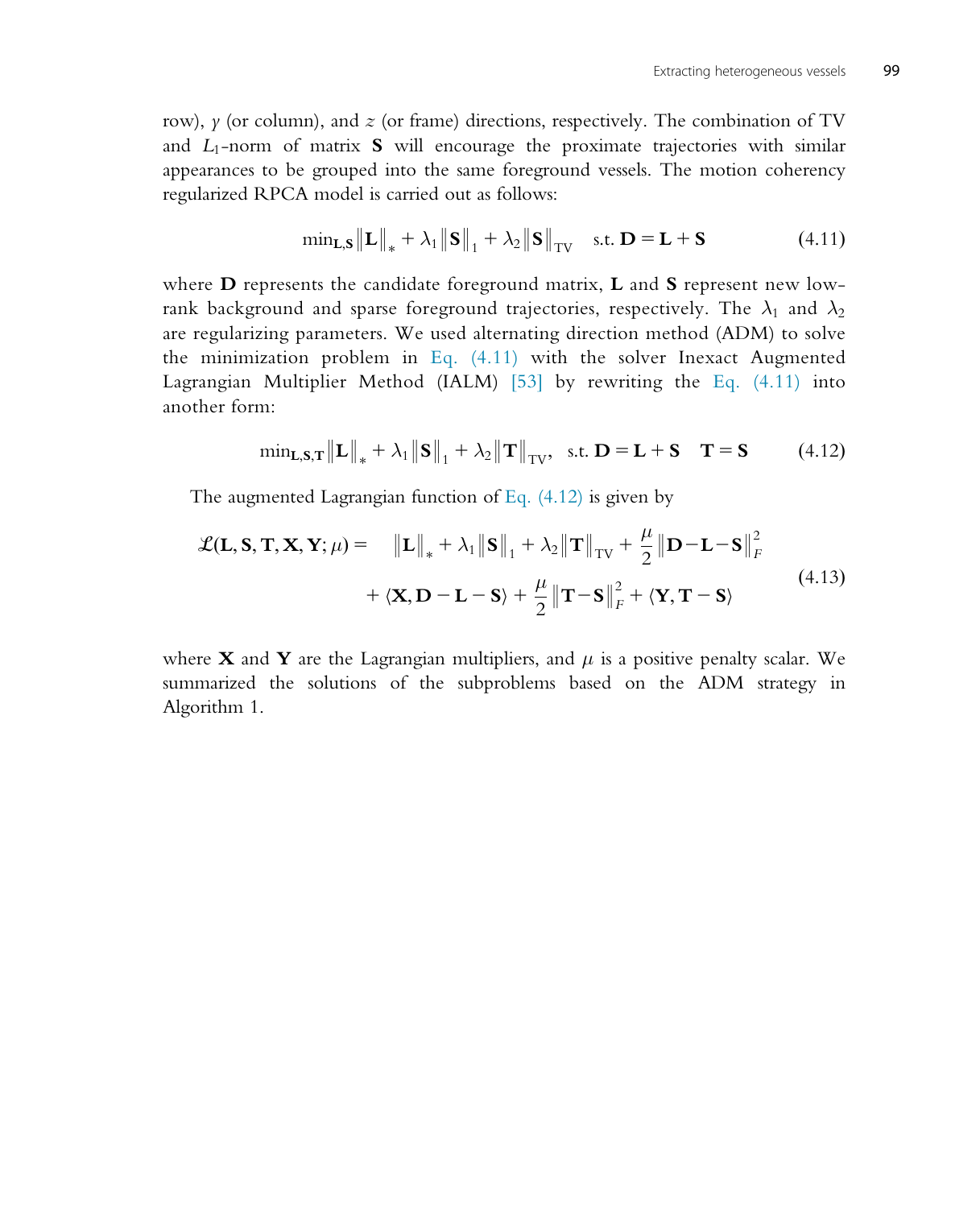row), $y$ (or column), and $z$ (or frame) directions, respectively. The combination of TV and $L_1$-norm of matrix $\mathbf{S}$ will encourage the proximate trajectories with similar appearances to be grouped into the same foreground vessels. The motion coherency regularized RPCA model is carried out as follows:

$$\min_{\mathbf{L},\mathbf{S}} \|\mathbf{L}\|_* + \lambda_1 \|\mathbf{S}\|_1 + \lambda_2 \|\mathbf{S}\|_{\mathrm{TV}} \quad \text{s.t. } \mathbf{D} = \mathbf{L} + \mathbf{S} \tag{4.11}$$

where $\mathbf{D}$ represents the candidate foreground matrix, $\mathbf{L}$ and $\mathbf{S}$ represent new low-rank background and sparse foreground trajectories, respectively. The $\lambda_1$ and $\lambda_2$ are regularizing parameters. We used alternating direction method (ADM) to solve the minimization problem in Eq. (4.11) with the solver Inexact Augmented Lagrangian Multiplier Method (IALM) [53] by rewriting the Eq. (4.11) into another form:

$$\min_{\mathbf{L},\mathbf{S},\mathbf{T}} \|\mathbf{L}\|_* + \lambda_1 \|\mathbf{S}\|_1 + \lambda_2 \|\mathbf{T}\|_{\mathrm{TV}}, \quad \text{s.t. } \mathbf{D} = \mathbf{L} + \mathbf{S} \quad \mathbf{T} = \mathbf{S} \tag{4.12}$$

The augmented Lagrangian function of Eq. (4.12) is given by

$$\begin{aligned} \mathcal{L}(\mathbf{L}, \mathbf{S}, \mathbf{T}, \mathbf{X}, \mathbf{Y}; \mu) = \quad & \|\mathbf{L}\|_* + \lambda_1 \|\mathbf{S}\|_1 + \lambda_2 \|\mathbf{T}\|_{\mathrm{TV}} + \frac{\mu}{2} \|\mathbf{D} - \mathbf{L} - \mathbf{S}\|_F^2 \\ & + \langle \mathbf{X}, \mathbf{D} - \mathbf{L} - \mathbf{S} \rangle + \frac{\mu}{2} \|\mathbf{T} - \mathbf{S}\|_F^2 + \langle \mathbf{Y}, \mathbf{T} - \mathbf{S} \rangle \end{aligned} \tag{4.13}$$

where $\mathbf{X}$ and $\mathbf{Y}$ are the Lagrangian multipliers, and $\mu$ is a positive penalty scalar. We summarized the solutions of the subproblems based on the ADM strategy in Algorithm 1.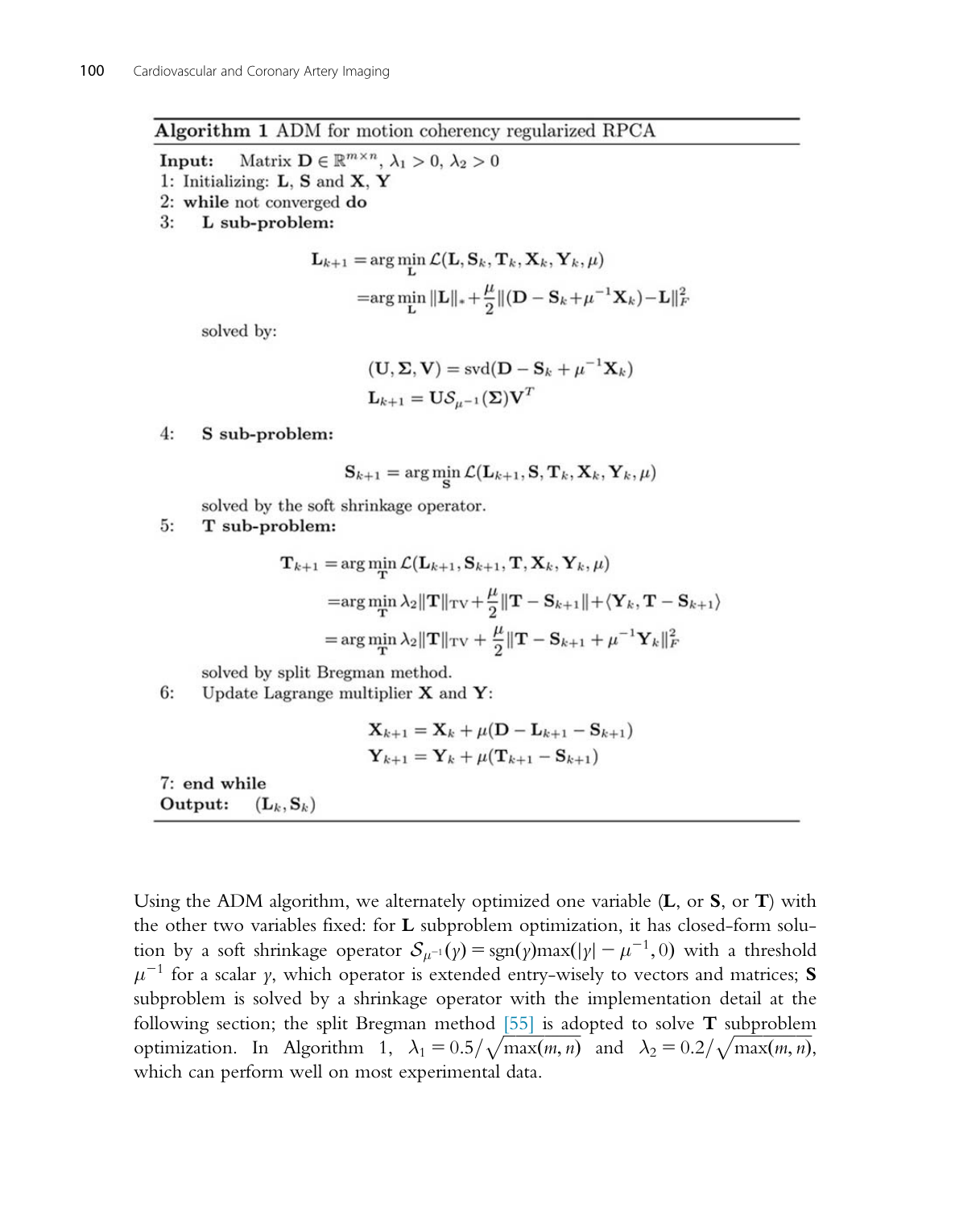**Algorithm 1** ADM for motion coherency regularized RPCA

**Input:** Matrix $\mathbf{D} \in \mathbb{R}^{m \times n}$, $\lambda_1 > 0$, $\lambda_2 > 0$

1: Initializing: **L**, **S** and **X**, **Y**

2: **while** not converged **do**

3: **L sub-problem:**

$$
\begin{aligned}
\mathbf{L}_{k+1} &= \arg\min_{\mathbf{L}} \mathcal{L}(\mathbf{L}, \mathbf{S}_k, \mathbf{T}_k, \mathbf{X}_k, \mathbf{Y}_k, \mu) \\
&= \arg\min_{\mathbf{L}} \|\mathbf{L}\|_* + \frac{\mu}{2}\|(\mathbf{D} - \mathbf{S}_k + \mu^{-1}\mathbf{X}_k) - \mathbf{L}\|_F^2
\end{aligned}
$$

solved by:

$$
\begin{aligned}
(\mathbf{U}, \mathbf{\Sigma}, \mathbf{V}) &= \text{svd}(\mathbf{D} - \mathbf{S}_k + \mu^{-1}\mathbf{X}_k) \\
\mathbf{L}_{k+1} &= \mathbf{U}\mathcal{S}_{\mu^{-1}}(\mathbf{\Sigma})\mathbf{V}^T
\end{aligned}
$$

4: **S sub-problem:**

$$
\mathbf{S}_{k+1} = \arg\min_{\mathbf{S}} \mathcal{L}(\mathbf{L}_{k+1}, \mathbf{S}, \mathbf{T}_k, \mathbf{X}_k, \mathbf{Y}_k, \mu)
$$

solved by the soft shrinkage operator.

5: **T sub-problem:**

$$
\begin{aligned}
\mathbf{T}_{k+1} &= \arg\min_{\mathbf{T}} \mathcal{L}(\mathbf{L}_{k+1}, \mathbf{S}_{k+1}, \mathbf{T}, \mathbf{X}_k, \mathbf{Y}_k, \mu) \\
&= \arg\min_{\mathbf{T}} \lambda_2\|\mathbf{T}\|_{\text{TV}} + \frac{\mu}{2}\|\mathbf{T} - \mathbf{S}_{k+1}\| + \langle \mathbf{Y}_k, \mathbf{T} - \mathbf{S}_{k+1}\rangle \\
&= \arg\min_{\mathbf{T}} \lambda_2\|\mathbf{T}\|_{\text{TV}} + \frac{\mu}{2}\|\mathbf{T} - \mathbf{S}_{k+1} + \mu^{-1}\mathbf{Y}_k\|_F^2
\end{aligned}
$$

solved by split Bregman method.

6: Update Lagrange multiplier **X** and **Y**:

$$
\begin{aligned}
\mathbf{X}_{k+1} &= \mathbf{X}_k + \mu(\mathbf{D} - \mathbf{L}_{k+1} - \mathbf{S}_{k+1}) \\
\mathbf{Y}_{k+1} &= \mathbf{Y}_k + \mu(\mathbf{T}_{k+1} - \mathbf{S}_{k+1})
\end{aligned}
$$

7: **end while**

**Output:** $(\mathbf{L}_k, \mathbf{S}_k)$

Using the ADM algorithm, we alternately optimized one variable (**L**, or **S**, or **T**) with the other two variables fixed: for **L** subproblem optimization, it has closed-form solution by a soft shrinkage operator $\mathcal{S}_{\mu^{-1}}(\gamma) = \text{sgn}(\gamma)\max(|\gamma| - \mu^{-1}, 0)$ with a threshold $\mu^{-1}$ for a scalar $\gamma$, which operator is extended entry-wisely to vectors and matrices; **S** subproblem is solved by a shrinkage operator with the implementation detail at the following section; the split Bregman method [55] is adopted to solve **T** subproblem optimization. In Algorithm 1, $\lambda_1 = 0.5/\sqrt{\max(m, n)}$ and $\lambda_2 = 0.2/\sqrt{\max(m, n)}$, which can perform well on most experimental data.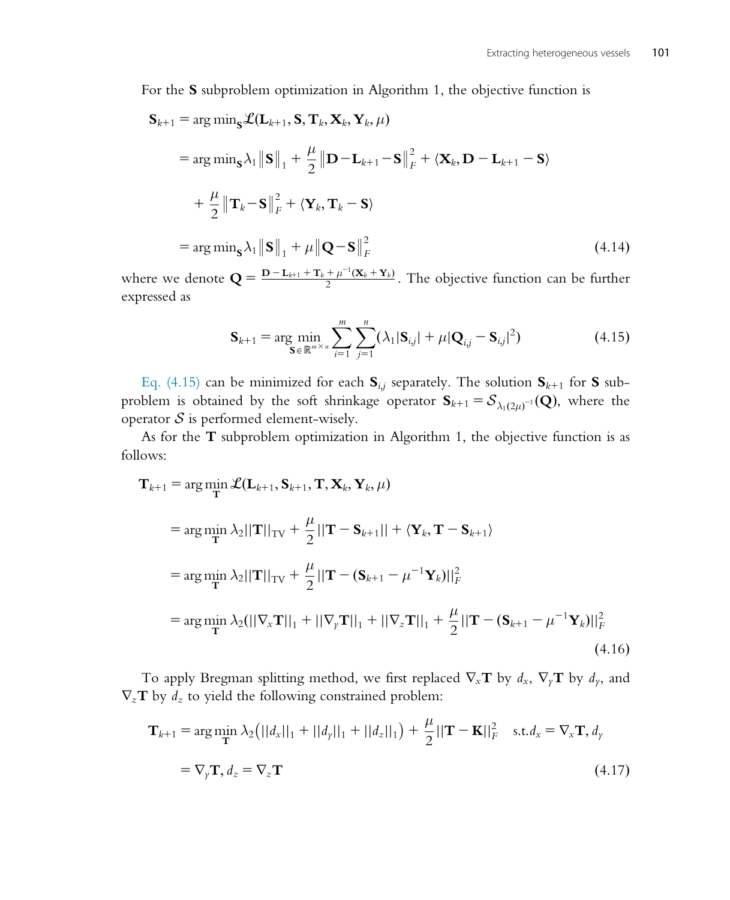For the $\mathbf{S}$ subproblem optimization in Algorithm 1, the objective function is

$$\begin{aligned}
\mathbf{S}_{k+1} &= \arg\min_{\mathbf{S}} \mathcal{L}(\mathbf{L}_{k+1}, \mathbf{S}, \mathbf{T}_k, \mathbf{X}_k, \mathbf{Y}_k, \mu) \\
&= \arg\min_{\mathbf{S}} \lambda_1 \left\| \mathbf{S} \right\|_1 + \frac{\mu}{2} \left\| \mathbf{D} - \mathbf{L}_{k+1} - \mathbf{S} \right\|_F^2 + \langle \mathbf{X}_k, \mathbf{D} - \mathbf{L}_{k+1} - \mathbf{S} \rangle \\
&\quad + \frac{\mu}{2} \left\| \mathbf{T}_k - \mathbf{S} \right\|_F^2 + \langle \mathbf{Y}_k, \mathbf{T}_k - \mathbf{S} \rangle \\
&= \arg\min_{\mathbf{S}} \lambda_1 \left\| \mathbf{S} \right\|_1 + \mu \left\| \mathbf{Q} - \mathbf{S} \right\|_F^2
\end{aligned} \tag{4.14}$$

where we denote $\mathbf{Q} = \frac{\mathbf{D} - \mathbf{L}_{k+1} + \mathbf{T}_k + \mu^{-1}(\mathbf{X}_k + \mathbf{Y}_k)}{2}$. The objective function can be further expressed as

$$\mathbf{S}_{k+1} = \arg\min_{\mathbf{S} \in \mathbb{R}^{m \times n}} \sum_{i=1}^{m} \sum_{j=1}^{n} (\lambda_1 |\mathbf{S}_{i,j}| + \mu |\mathbf{Q}_{i,j} - \mathbf{S}_{i,j}|^2) \tag{4.15}$$

Eq. (4.15) can be minimized for each $\mathbf{S}_{i,j}$ separately. The solution $\mathbf{S}_{k+1}$ for $\mathbf{S}$ subproblem is obtained by the soft shrinkage operator $\mathbf{S}_{k+1} = \mathcal{S}_{\lambda_1 (2\mu)^{-1}}(\mathbf{Q})$, where the operator $\mathcal{S}$ is performed element-wisely.

As for the $\mathbf{T}$ subproblem optimization in Algorithm 1, the objective function is as follows:

$$\begin{aligned}
\mathbf{T}_{k+1} &= \arg\min_{\mathbf{T}} \mathcal{L}(\mathbf{L}_{k+1}, \mathbf{S}_{k+1}, \mathbf{T}, \mathbf{X}_k, \mathbf{Y}_k, \mu) \\
&= \arg\min_{\mathbf{T}} \lambda_2 ||\mathbf{T}||_{\mathrm{TV}} + \frac{\mu}{2} ||\mathbf{T} - \mathbf{S}_{k+1}|| + \langle \mathbf{Y}_k, \mathbf{T} - \mathbf{S}_{k+1} \rangle \\
&= \arg\min_{\mathbf{T}} \lambda_2 ||\mathbf{T}||_{\mathrm{TV}} + \frac{\mu}{2} ||\mathbf{T} - (\mathbf{S}_{k+1} - \mu^{-1}\mathbf{Y}_k)||_F^2 \\
&= \arg\min_{\mathbf{T}} \lambda_2 (||\nabla_x \mathbf{T}||_1 + ||\nabla_y \mathbf{T}||_1 + ||\nabla_z \mathbf{T}||_1 + \frac{\mu}{2} ||\mathbf{T} - (\mathbf{S}_{k+1} - \mu^{-1}\mathbf{Y}_k)||_F^2
\end{aligned} \tag{4.16}$$

To apply Bregman splitting method, we first replaced $\nabla_x \mathbf{T}$ by $d_x$, $\nabla_y \mathbf{T}$ by $d_y$, and $\nabla_z \mathbf{T}$ by $d_z$ to yield the following constrained problem:

$$\begin{aligned}
\mathbf{T}_{k+1} &= \arg\min_{\mathbf{T}} \lambda_2 \left( ||d_x||_1 + ||d_y||_1 + ||d_z||_1 \right) + \frac{\mu}{2} ||\mathbf{T} - \mathbf{K}||_F^2 \quad \text{s.t.} d_x = \nabla_x \mathbf{T}, d_y \\
&= \nabla_y \mathbf{T}, d_z = \nabla_z \mathbf{T}
\end{aligned} \tag{4.17}$$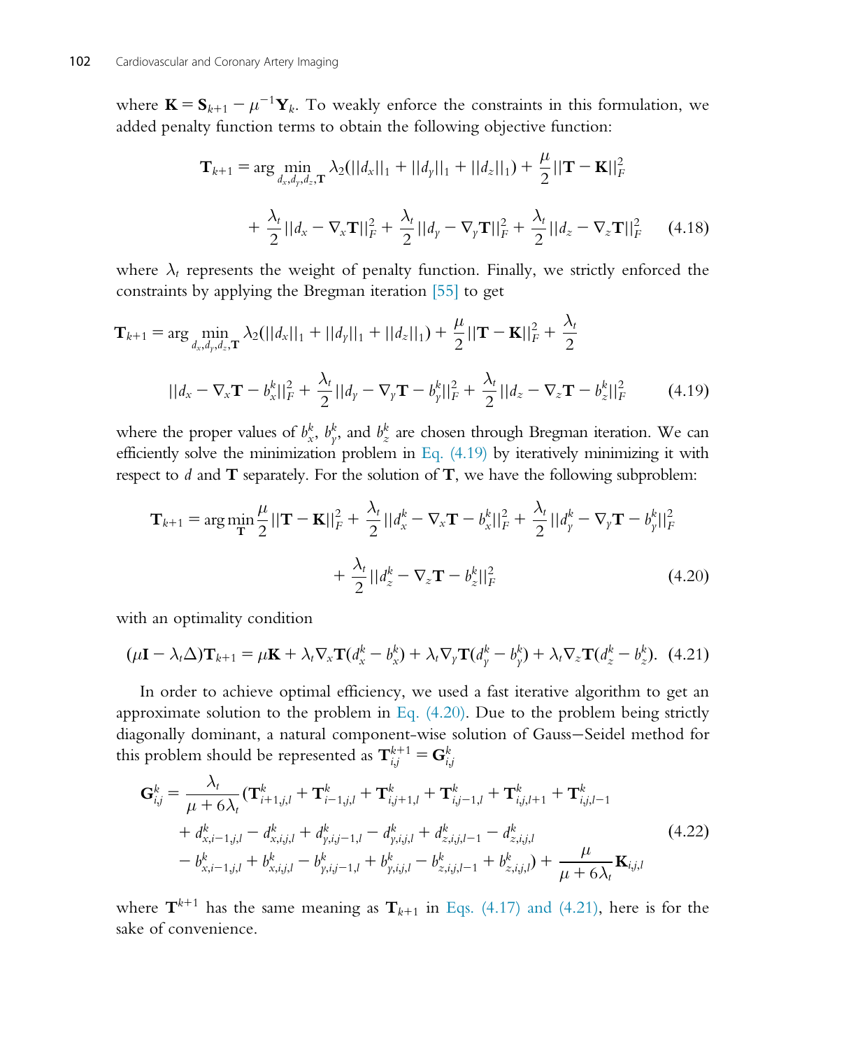where $\mathbf{K} = \mathbf{S}_{k+1} - \mu^{-1}\mathbf{Y}_k$. To weakly enforce the constraints in this formulation, we added penalty function terms to obtain the following objective function:

$$
\begin{aligned}
\mathbf{T}_{k+1} = \arg\min_{d_x, d_y, d_z, \mathbf{T}} \lambda_2(||d_x||_1 + ||d_y||_1 + ||d_z||_1) + \frac{\mu}{2}||\mathbf{T} - \mathbf{K}||_F^2 \\
+ \frac{\lambda_t}{2}||d_x - \nabla_x \mathbf{T}||_F^2 + \frac{\lambda_t}{2}||d_y - \nabla_y \mathbf{T}||_F^2 + \frac{\lambda_t}{2}||d_z - \nabla_z \mathbf{T}||_F^2 \qquad (4.18)
\end{aligned}
$$

where $\lambda_t$ represents the weight of penalty function. Finally, we strictly enforced the constraints by applying the Bregman iteration [55] to get

$$
\begin{aligned}
\mathbf{T}_{k+1} = \arg\min_{d_x, d_y, d_z, \mathbf{T}} \lambda_2(||d_x||_1 + ||d_y||_1 + ||d_z||_1) + \frac{\mu}{2}||\mathbf{T} - \mathbf{K}||_F^2 + \frac{\lambda_t}{2} \\
||d_x - \nabla_x \mathbf{T} - b_x^k||_F^2 + \frac{\lambda_t}{2}||d_y - \nabla_y \mathbf{T} - b_y^k||_F^2 + \frac{\lambda_t}{2}||d_z - \nabla_z \mathbf{T} - b_z^k||_F^2 \qquad (4.19)
\end{aligned}
$$

where the proper values of $b_x^k$, $b_y^k$, and $b_z^k$ are chosen through Bregman iteration. We can efficiently solve the minimization problem in Eq. (4.19) by iteratively minimizing it with respect to $d$ and $\mathbf{T}$ separately. For the solution of $\mathbf{T}$, we have the following subproblem:

$$
\begin{aligned}
\mathbf{T}_{k+1} = \arg\min_{\mathbf{T}} \frac{\mu}{2}||\mathbf{T} - \mathbf{K}||_F^2 + \frac{\lambda_t}{2}||d_x^k - \nabla_x \mathbf{T} - b_x^k||_F^2 + \frac{\lambda_t}{2}||d_y^k - \nabla_y \mathbf{T} - b_y^k||_F^2 \\
+ \frac{\lambda_t}{2}||d_z^k - \nabla_z \mathbf{T} - b_z^k||_F^2 \qquad (4.20)
\end{aligned}
$$

with an optimality condition

$$
(\mu \mathbf{I} - \lambda_t \Delta)\mathbf{T}_{k+1} = \mu \mathbf{K} + \lambda_t \nabla_x \mathbf{T}(d_x^k - b_x^k) + \lambda_t \nabla_y \mathbf{T}(d_y^k - b_y^k) + \lambda_t \nabla_z \mathbf{T}(d_z^k - b_z^k). \quad (4.21)
$$

In order to achieve optimal efficiency, we used a fast iterative algorithm to get an approximate solution to the problem in Eq. (4.20). Due to the problem being strictly diagonally dominant, a natural component-wise solution of Gauss−Seidel method for this problem should be represented as $\mathbf{T}_{i,j}^{k+1} = \mathbf{G}_{i,j}^k$

$$
\begin{aligned}
\mathbf{G}_{i,j}^k = \frac{\lambda_t}{\mu + 6\lambda_t}(\mathbf{T}_{i+1,j,l}^k + \mathbf{T}_{i-1,j,l}^k + \mathbf{T}_{i,j+1,l}^k + \mathbf{T}_{i,j-1,l}^k + \mathbf{T}_{i,j,l+1}^k + \mathbf{T}_{i,j,l-1}^k \\
+ d_{x,i-1,j,l}^k - d_{x,i,j,l}^k + d_{y,i,j-1,l}^k - d_{y,i,j,l}^k + d_{z,i,j,l-1}^k - d_{z,i,j,l}^k \\
- b_{x,i-1,j,l}^k + b_{x,i,j,l}^k - b_{y,i,j-1,l}^k + b_{y,i,j,l}^k - b_{z,i,j,l-1}^k + b_{z,i,j,l}^k) + \frac{\mu}{\mu + 6\lambda_t}\mathbf{K}_{i,j,l}
\end{aligned} \qquad (4.22)
$$

where $\mathbf{T}^{k+1}$ has the same meaning as $\mathbf{T}_{k+1}$ in Eqs. (4.17) and (4.21), here is for the sake of convenience.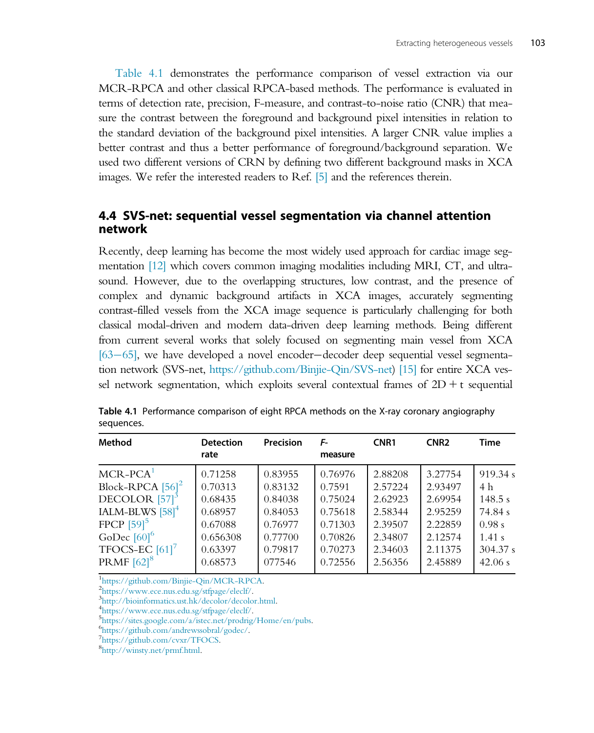Table 4.1 demonstrates the performance comparison of vessel extraction via our MCR-RPCA and other classical RPCA-based methods. The performance is evaluated in terms of detection rate, precision, F-measure, and contrast-to-noise ratio (CNR) that measure the contrast between the foreground and background pixel intensities in relation to the standard deviation of the background pixel intensities. A larger CNR value implies a better contrast and thus a better performance of foreground/background separation. We used two different versions of CRN by defining two different background masks in XCA images. We refer the interested readers to Ref. [5] and the references therein.

## 4.4 SVS-net: sequential vessel segmentation via channel attention network

Recently, deep learning has become the most widely used approach for cardiac image segmentation [12] which covers common imaging modalities including MRI, CT, and ultrasound. However, due to the overlapping structures, low contrast, and the presence of complex and dynamic background artifacts in XCA images, accurately segmenting contrast-filled vessels from the XCA image sequence is particularly challenging for both classical modal-driven and modern data-driven deep learning methods. Being different from current several works that solely focused on segmenting main vessel from XCA [63−65], we have developed a novel encoder−decoder deep sequential vessel segmentation network (SVS-net, https://github.com/Binjie-Qin/SVS-net) [15] for entire XCA vessel network segmentation, which exploits several contextual frames of 2D + t sequential

**Table 4.1** Performance comparison of eight RPCA methods on the X-ray coronary angiography sequences.

| Method | Detection rate | Precision | F-measure | CNR1 | CNR2 | Time |
|---|---|---|---|---|---|---|
| MCR-PCA[1] | 0.71258 | 0.83955 | 0.76976 | 2.88208 | 3.27754 | 919.34 s |
| Block-RPCA [56][2] | 0.70313 | 0.83132 | 0.7591 | 2.57224 | 2.93497 | 4 h |
| DECOLOR [57][3] | 0.68435 | 0.84038 | 0.75024 | 2.62923 | 2.69954 | 148.5 s |
| IALM-BLWS [58][4] | 0.68957 | 0.84053 | 0.75618 | 2.58344 | 2.95259 | 74.84 s |
| FPCP [59][5] | 0.67088 | 0.76977 | 0.71303 | 2.39507 | 2.22859 | 0.98 s |
| GoDec [60][6] | 0.656308 | 0.77700 | 0.70826 | 2.34807 | 2.12574 | 1.41 s |
| TFOCS-EC [61][7] | 0.63397 | 0.79817 | 0.70273 | 2.34603 | 2.11375 | 304.37 s |
| PRMF [62][8] | 0.68573 | 077546 | 0.72556 | 2.56356 | 2.45889 | 42.06 s |

[1] https://github.com/Binjie-Qin/MCR-RPCA.
[2] https://www.ece.nus.edu.sg/stfpage/eleclf/.
[3] http://bioinformatics.ust.hk/decolor/decolor.html.
[4] https://www.ece.nus.edu.sg/stfpage/eleclf/.
[5] https://sites.google.com/a/istec.net/prodrig/Home/en/pubs.
[6] https://github.com/andrewssobral/godec/.
[7] https://github.com/cvxr/TFOCS.
[8] http://winsty.net/prmf.html.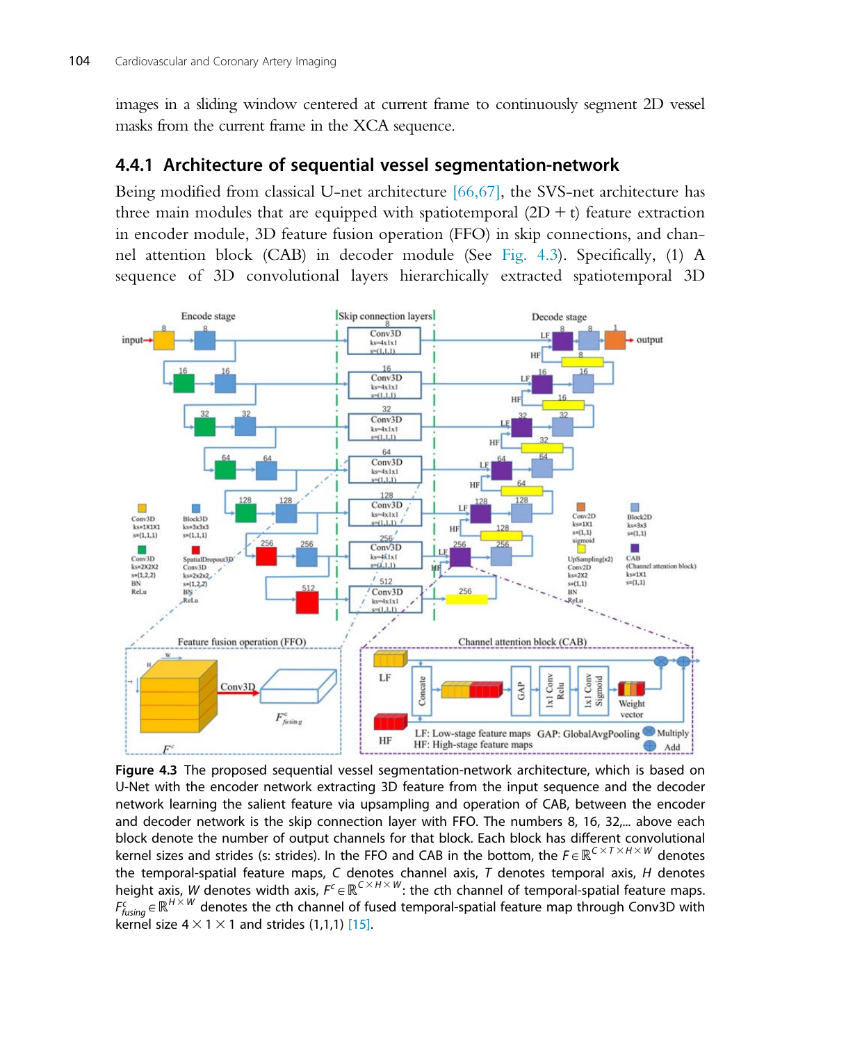images in a sliding window centered at current frame to continuously segment 2D vessel masks from the current frame in the XCA sequence.

### 4.4.1 Architecture of sequential vessel segmentation-network

Being modified from classical U-net architecture [66,67], the SVS-net architecture has three main modules that are equipped with spatiotemporal (2D + t) feature extraction in encoder module, 3D feature fusion operation (FFO) in skip connections, and channel attention block (CAB) in decoder module (See Fig. 4.3). Specifically, (1) A sequence of 3D convolutional layers hierarchically extracted spatiotemporal 3D

**Figure 4.3** The proposed sequential vessel segmentation-network architecture, which is based on U-Net with the encoder network extracting 3D feature from the input sequence and the decoder network learning the salient feature via upsampling and operation of CAB, between the encoder and decoder network is the skip connection layer with FFO. The numbers 8, 16, 32,... above each block denote the number of output channels for that block. Each block has different convolutional kernel sizes and strides (s: strides). In the FFO and CAB in the bottom, the $F \in \mathbb{R}^{C \times T \times H \times W}$ denotes the temporal-spatial feature maps, $C$ denotes channel axis, $T$ denotes temporal axis, $H$ denotes height axis, $W$ denotes width axis, $F^c \in \mathbb{R}^{C \times H \times W}$: the $c$th channel of temporal-spatial feature maps. $F^c_{fusing} \in \mathbb{R}^{H \times W}$ denotes the $c$th channel of fused temporal-spatial feature map through Conv3D with kernel size $4 \times 1 \times 1$ and strides (1,1,1) [15].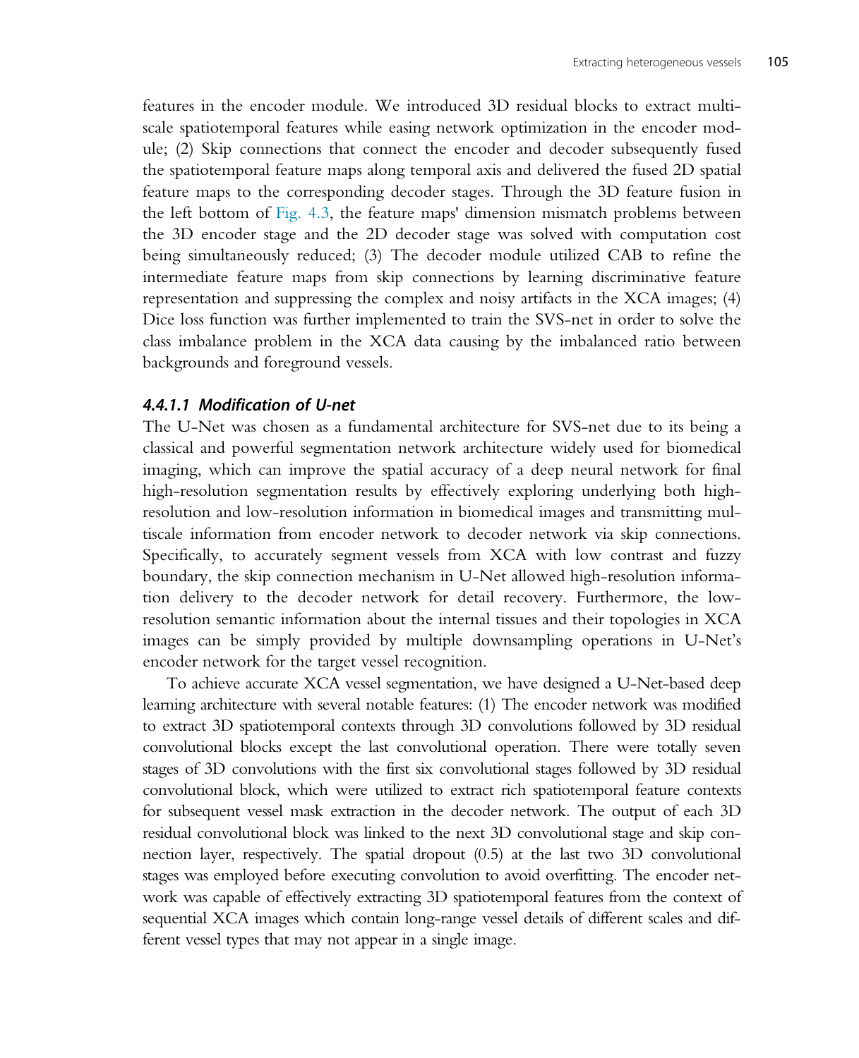features in the encoder module. We introduced 3D residual blocks to extract multi-scale spatiotemporal features while easing network optimization in the encoder module; (2) Skip connections that connect the encoder and decoder subsequently fused the spatiotemporal feature maps along temporal axis and delivered the fused 2D spatial feature maps to the corresponding decoder stages. Through the 3D feature fusion in the left bottom of Fig. 4.3, the feature maps' dimension mismatch problems between the 3D encoder stage and the 2D decoder stage was solved with computation cost being simultaneously reduced; (3) The decoder module utilized CAB to refine the intermediate feature maps from skip connections by learning discriminative feature representation and suppressing the complex and noisy artifacts in the XCA images; (4) Dice loss function was further implemented to train the SVS-net in order to solve the class imbalance problem in the XCA data causing by the imbalanced ratio between backgrounds and foreground vessels.

#### 4.4.1.1 Modification of U-net

The U-Net was chosen as a fundamental architecture for SVS-net due to its being a classical and powerful segmentation network architecture widely used for biomedical imaging, which can improve the spatial accuracy of a deep neural network for final high-resolution segmentation results by effectively exploring underlying both high-resolution and low-resolution information in biomedical images and transmitting multiscale information from encoder network to decoder network via skip connections. Specifically, to accurately segment vessels from XCA with low contrast and fuzzy boundary, the skip connection mechanism in U-Net allowed high-resolution information delivery to the decoder network for detail recovery. Furthermore, the low-resolution semantic information about the internal tissues and their topologies in XCA images can be simply provided by multiple downsampling operations in U-Net's encoder network for the target vessel recognition.

To achieve accurate XCA vessel segmentation, we have designed a U-Net-based deep learning architecture with several notable features: (1) The encoder network was modified to extract 3D spatiotemporal contexts through 3D convolutions followed by 3D residual convolutional blocks except the last convolutional operation. There were totally seven stages of 3D convolutions with the first six convolutional stages followed by 3D residual convolutional block, which were utilized to extract rich spatiotemporal feature contexts for subsequent vessel mask extraction in the decoder network. The output of each 3D residual convolutional block was linked to the next 3D convolutional stage and skip connection layer, respectively. The spatial dropout (0.5) at the last two 3D convolutional stages was employed before executing convolution to avoid overfitting. The encoder network was capable of effectively extracting 3D spatiotemporal features from the context of sequential XCA images which contain long-range vessel details of different scales and different vessel types that may not appear in a single image.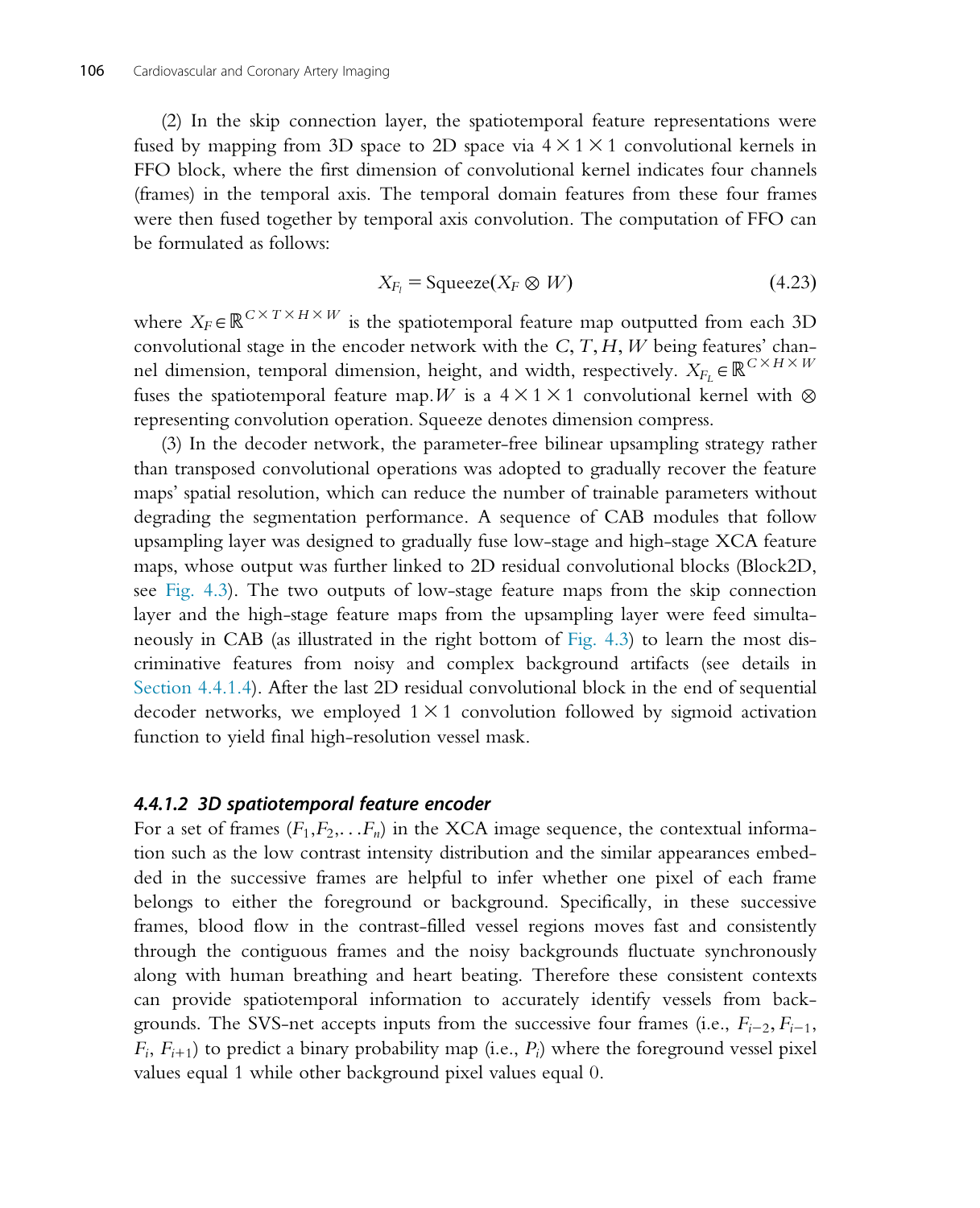(2) In the skip connection layer, the spatiotemporal feature representations were fused by mapping from 3D space to 2D space via $4 \times 1 \times 1$ convolutional kernels in FFO block, where the first dimension of convolutional kernel indicates four channels (frames) in the temporal axis. The temporal domain features from these four frames were then fused together by temporal axis convolution. The computation of FFO can be formulated as follows:

$$X_{F_l} = \text{Squeeze}(X_F \otimes W) \tag{4.23}$$

where $X_F \in \mathbb{R}^{C \times T \times H \times W}$ is the spatiotemporal feature map outputted from each 3D convolutional stage in the encoder network with the $C, T, H, W$ being features' channel dimension, temporal dimension, height, and width, respectively. $X_{F_L} \in \mathbb{R}^{C \times H \times W}$ fuses the spatiotemporal feature map. $W$ is a $4 \times 1 \times 1$ convolutional kernel with $\otimes$ representing convolution operation. Squeeze denotes dimension compress.

(3) In the decoder network, the parameter-free bilinear upsampling strategy rather than transposed convolutional operations was adopted to gradually recover the feature maps' spatial resolution, which can reduce the number of trainable parameters without degrading the segmentation performance. A sequence of CAB modules that follow upsampling layer was designed to gradually fuse low-stage and high-stage XCA feature maps, whose output was further linked to 2D residual convolutional blocks (Block2D, see Fig. 4.3). The two outputs of low-stage feature maps from the skip connection layer and the high-stage feature maps from the upsampling layer were feed simultaneously in CAB (as illustrated in the right bottom of Fig. 4.3) to learn the most discriminative features from noisy and complex background artifacts (see details in Section 4.4.1.4). After the last 2D residual convolutional block in the end of sequential decoder networks, we employed $1 \times 1$ convolution followed by sigmoid activation function to yield final high-resolution vessel mask.

#### 4.4.1.2 3D spatiotemporal feature encoder

For a set of frames ($F_1, F_2, \ldots F_n$) in the XCA image sequence, the contextual information such as the low contrast intensity distribution and the similar appearances embedded in the successive frames are helpful to infer whether one pixel of each frame belongs to either the foreground or background. Specifically, in these successive frames, blood flow in the contrast-filled vessel regions moves fast and consistently through the contiguous frames and the noisy backgrounds fluctuate synchronously along with human breathing and heart beating. Therefore these consistent contexts can provide spatiotemporal information to accurately identify vessels from backgrounds. The SVS-net accepts inputs from the successive four frames (i.e., $F_{i-2}, F_{i-1}, F_i, F_{i+1}$) to predict a binary probability map (i.e., $P_i$) where the foreground vessel pixel values equal 1 while other background pixel values equal 0.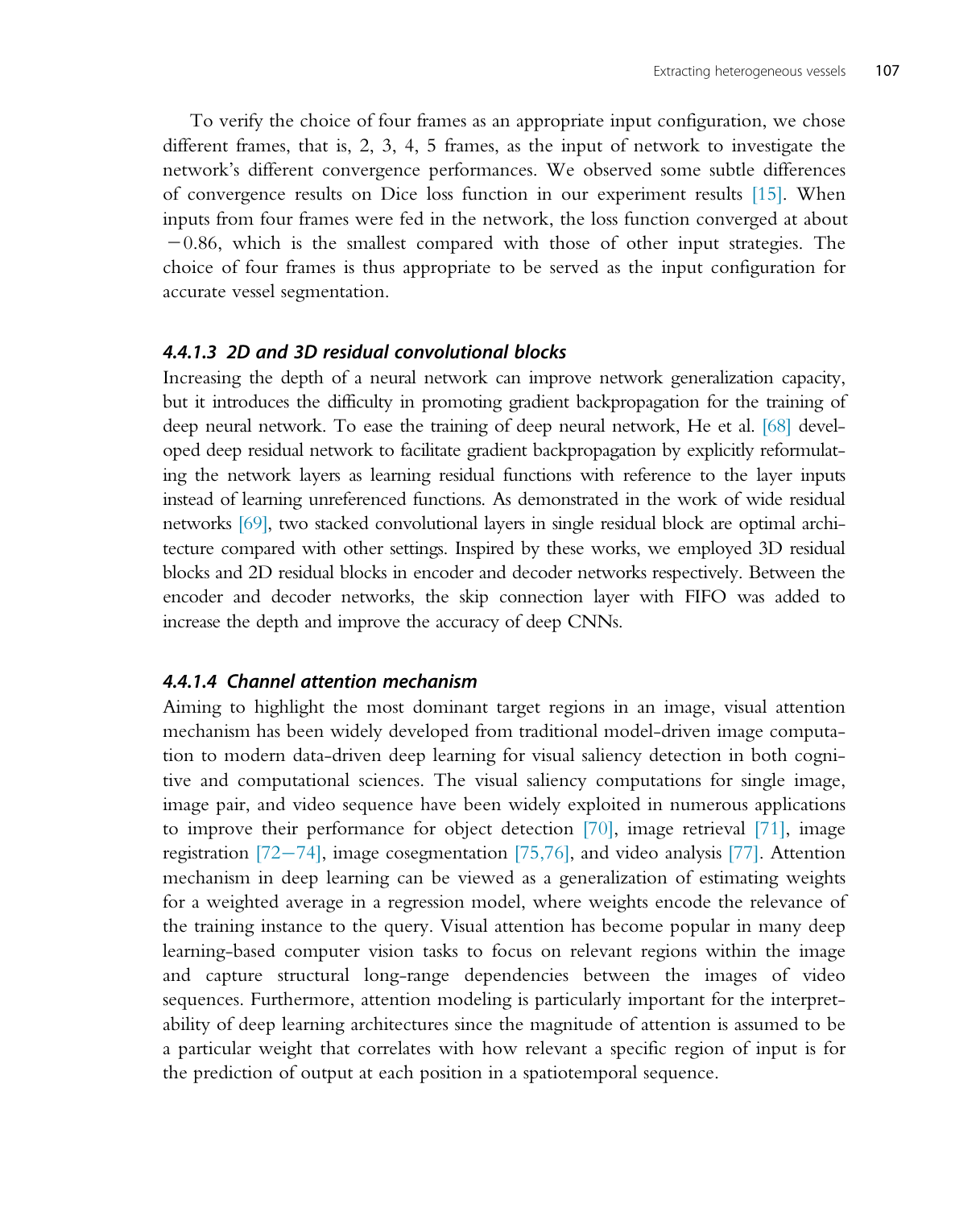To verify the choice of four frames as an appropriate input configuration, we chose different frames, that is, 2, 3, 4, 5 frames, as the input of network to investigate the network's different convergence performances. We observed some subtle differences of convergence results on Dice loss function in our experiment results [15]. When inputs from four frames were fed in the network, the loss function converged at about $-0.86$, which is the smallest compared with those of other input strategies. The choice of four frames is thus appropriate to be served as the input configuration for accurate vessel segmentation.

#### 4.4.1.3 2D and 3D residual convolutional blocks

Increasing the depth of a neural network can improve network generalization capacity, but it introduces the difficulty in promoting gradient backpropagation for the training of deep neural network. To ease the training of deep neural network, He et al. [68] developed deep residual network to facilitate gradient backpropagation by explicitly reformulating the network layers as learning residual functions with reference to the layer inputs instead of learning unreferenced functions. As demonstrated in the work of wide residual networks [69], two stacked convolutional layers in single residual block are optimal architecture compared with other settings. Inspired by these works, we employed 3D residual blocks and 2D residual blocks in encoder and decoder networks respectively. Between the encoder and decoder networks, the skip connection layer with FIFO was added to increase the depth and improve the accuracy of deep CNNs.

#### 4.4.1.4 Channel attention mechanism

Aiming to highlight the most dominant target regions in an image, visual attention mechanism has been widely developed from traditional model-driven image computation to modern data-driven deep learning for visual saliency detection in both cognitive and computational sciences. The visual saliency computations for single image, image pair, and video sequence have been widely exploited in numerous applications to improve their performance for object detection [70], image retrieval [71], image registration [72–74], image cosegmentation [75,76], and video analysis [77]. Attention mechanism in deep learning can be viewed as a generalization of estimating weights for a weighted average in a regression model, where weights encode the relevance of the training instance to the query. Visual attention has become popular in many deep learning-based computer vision tasks to focus on relevant regions within the image and capture structural long-range dependencies between the images of video sequences. Furthermore, attention modeling is particularly important for the interpretability of deep learning architectures since the magnitude of attention is assumed to be a particular weight that correlates with how relevant a specific region of input is for the prediction of output at each position in a spatiotemporal sequence.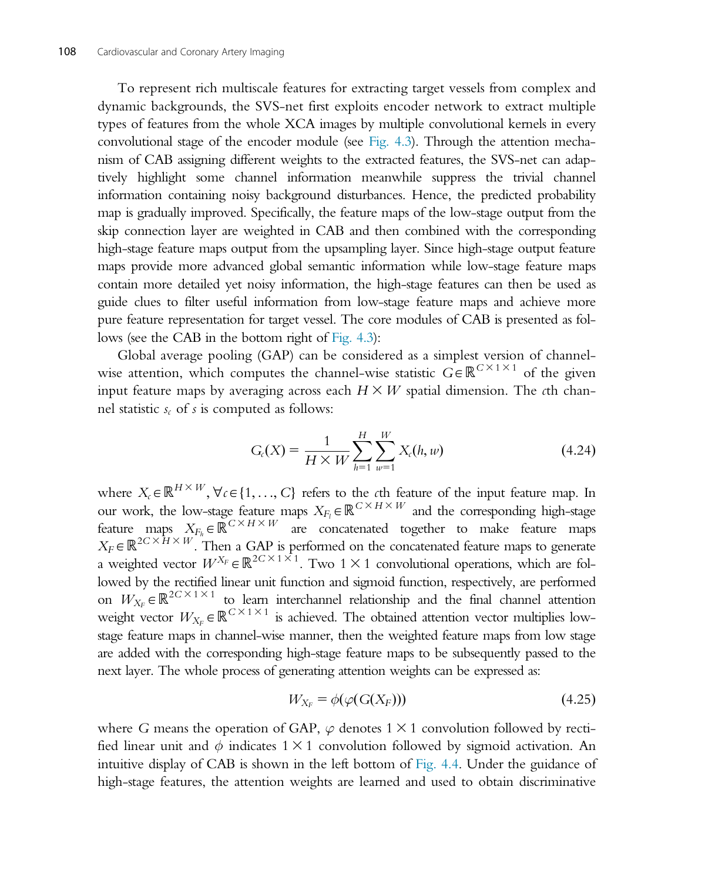To represent rich multiscale features for extracting target vessels from complex and dynamic backgrounds, the SVS-net first exploits encoder network to extract multiple types of features from the whole XCA images by multiple convolutional kernels in every convolutional stage of the encoder module (see Fig. 4.3). Through the attention mechanism of CAB assigning different weights to the extracted features, the SVS-net can adaptively highlight some channel information meanwhile suppress the trivial channel information containing noisy background disturbances. Hence, the predicted probability map is gradually improved. Specifically, the feature maps of the low-stage output from the skip connection layer are weighted in CAB and then combined with the corresponding high-stage feature maps output from the upsampling layer. Since high-stage output feature maps provide more advanced global semantic information while low-stage feature maps contain more detailed yet noisy information, the high-stage features can then be used as guide clues to filter useful information from low-stage feature maps and achieve more pure feature representation for target vessel. The core modules of CAB is presented as follows (see the CAB in the bottom right of Fig. 4.3):

Global average pooling (GAP) can be considered as a simplest version of channel-wise attention, which computes the channel-wise statistic $G \in \mathbb{R}^{C \times 1 \times 1}$ of the given input feature maps by averaging across each $H \times W$ spatial dimension. The $c$th channel statistic $s_c$ of $s$ is computed as follows:

$$G_c(X) = \frac{1}{H \times W} \sum_{h=1}^{H} \sum_{w=1}^{W} X_c(h, w) \tag{4.24}$$

where $X_c \in \mathbb{R}^{H \times W}, \forall c \in \{1, \ldots, C\}$ refers to the $c$th feature of the input feature map. In our work, the low-stage feature maps $X_{F_l} \in \mathbb{R}^{C \times H \times W}$ and the corresponding high-stage feature maps $X_{F_h} \in \mathbb{R}^{C \times H \times W}$ are concatenated together to make feature maps $X_F \in \mathbb{R}^{2C \times H \times W}$. Then a GAP is performed on the concatenated feature maps to generate a weighted vector $W^{X_F} \in \mathbb{R}^{2C \times 1 \times 1}$. Two $1 \times 1$ convolutional operations, which are followed by the rectified linear unit function and sigmoid function, respectively, are performed on $W_{X_F} \in \mathbb{R}^{2C \times 1 \times 1}$ to learn interchannel relationship and the final channel attention weight vector $W_{X_F} \in \mathbb{R}^{C \times 1 \times 1}$ is achieved. The obtained attention vector multiplies low-stage feature maps in channel-wise manner, then the weighted feature maps from low stage are added with the corresponding high-stage feature maps to be subsequently passed to the next layer. The whole process of generating attention weights can be expressed as:

$$W_{X_F} = \phi(\varphi(G(X_F))) \tag{4.25}$$

where $G$ means the operation of GAP, $\varphi$ denotes $1 \times 1$ convolution followed by rectified linear unit and $\phi$ indicates $1 \times 1$ convolution followed by sigmoid activation. An intuitive display of CAB is shown in the left bottom of Fig. 4.4. Under the guidance of high-stage features, the attention weights are learned and used to obtain discriminative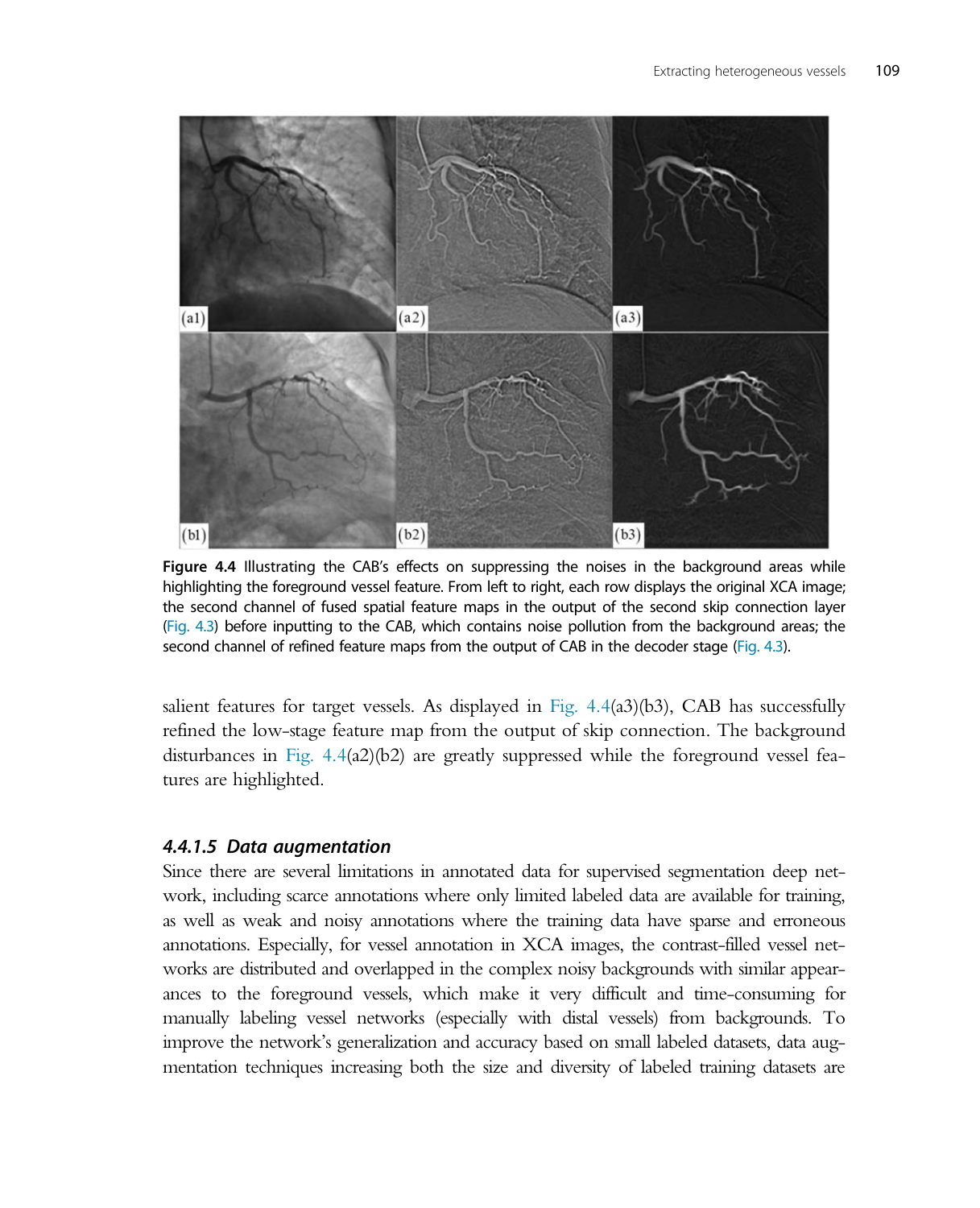**Figure 4.4** Illustrating the CAB's effects on suppressing the noises in the background areas while highlighting the foreground vessel feature. From left to right, each row displays the original XCA image; the second channel of fused spatial feature maps in the output of the second skip connection layer (Fig. 4.3) before inputting to the CAB, which contains noise pollution from the background areas; the second channel of refined feature maps from the output of CAB in the decoder stage (Fig. 4.3).

salient features for target vessels. As displayed in Fig. 4.4(a3)(b3), CAB has successfully refined the low-stage feature map from the output of skip connection. The background disturbances in Fig. 4.4(a2)(b2) are greatly suppressed while the foreground vessel features are highlighted.

#### 4.4.1.5 Data augmentation

Since there are several limitations in annotated data for supervised segmentation deep network, including scarce annotations where only limited labeled data are available for training, as well as weak and noisy annotations where the training data have sparse and erroneous annotations. Especially, for vessel annotation in XCA images, the contrast-filled vessel networks are distributed and overlapped in the complex noisy backgrounds with similar appearances to the foreground vessels, which make it very difficult and time-consuming for manually labeling vessel networks (especially with distal vessels) from backgrounds. To improve the network's generalization and accuracy based on small labeled datasets, data augmentation techniques increasing both the size and diversity of labeled training datasets are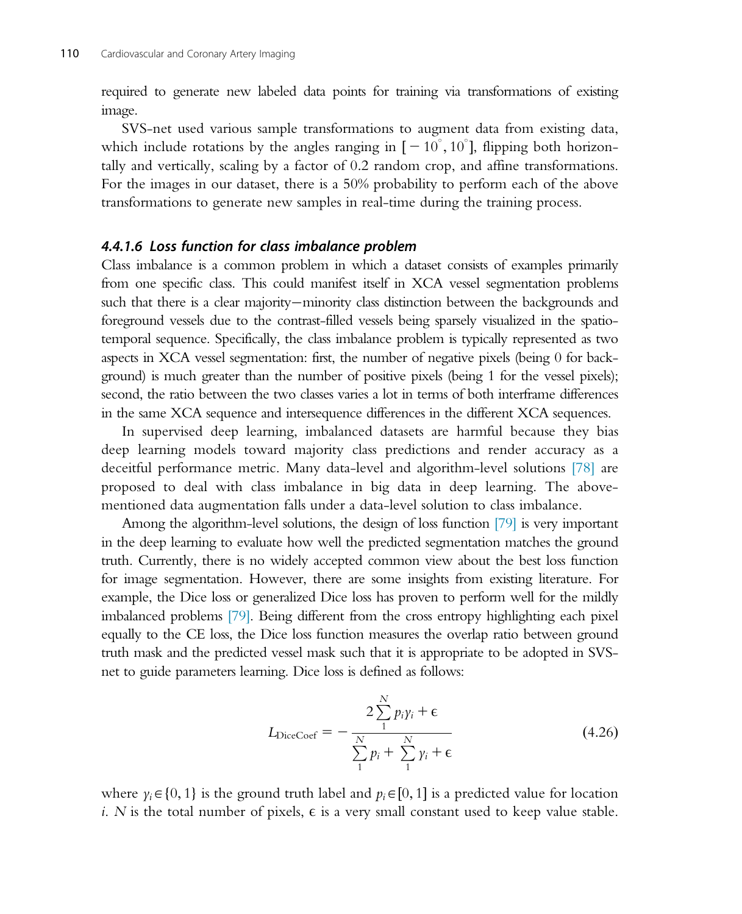required to generate new labeled data points for training via transformations of existing image.

SVS-net used various sample transformations to augment data from existing data, which include rotations by the angles ranging in $[-10^{\circ}, 10^{\circ}]$, flipping both horizontally and vertically, scaling by a factor of 0.2 random crop, and affine transformations. For the images in our dataset, there is a 50% probability to perform each of the above transformations to generate new samples in real-time during the training process.

#### *4.4.1.6 Loss function for class imbalance problem*

Class imbalance is a common problem in which a dataset consists of examples primarily from one specific class. This could manifest itself in XCA vessel segmentation problems such that there is a clear majority—minority class distinction between the backgrounds and foreground vessels due to the contrast-filled vessels being sparsely visualized in the spatiotemporal sequence. Specifically, the class imbalance problem is typically represented as two aspects in XCA vessel segmentation: first, the number of negative pixels (being 0 for background) is much greater than the number of positive pixels (being 1 for the vessel pixels); second, the ratio between the two classes varies a lot in terms of both interframe differences in the same XCA sequence and intersequence differences in the different XCA sequences.

In supervised deep learning, imbalanced datasets are harmful because they bias deep learning models toward majority class predictions and render accuracy as a deceitful performance metric. Many data-level and algorithm-level solutions [78] are proposed to deal with class imbalance in big data in deep learning. The above-mentioned data augmentation falls under a data-level solution to class imbalance.

Among the algorithm-level solutions, the design of loss function [79] is very important in the deep learning to evaluate how well the predicted segmentation matches the ground truth. Currently, there is no widely accepted common view about the best loss function for image segmentation. However, there are some insights from existing literature. For example, the Dice loss or generalized Dice loss has proven to perform well for the mildly imbalanced problems [79]. Being different from the cross entropy highlighting each pixel equally to the CE loss, the Dice loss function measures the overlap ratio between ground truth mask and the predicted vessel mask such that it is appropriate to be adopted in SVS-net to guide parameters learning. Dice loss is defined as follows:

$$L_{\text{DiceCoef}} = -\frac{2\sum_{1}^{N} p_i y_i + \epsilon}{\sum_{1}^{N} p_i + \sum_{1}^{N} y_i + \epsilon} \tag{4.26}$$

where $y_i \in \{0, 1\}$ is the ground truth label and $p_i \in [0, 1]$ is a predicted value for location $i$. $N$ is the total number of pixels, $\epsilon$ is a very small constant used to keep value stable.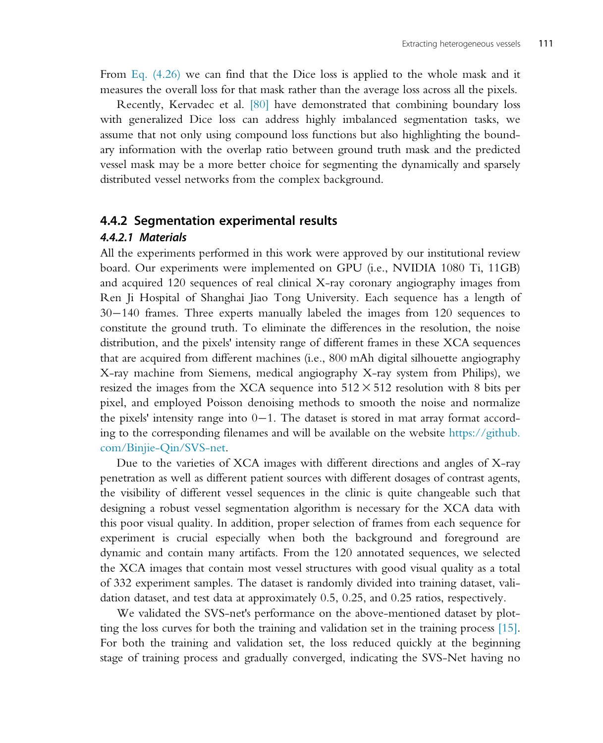From Eq. (4.26) we can find that the Dice loss is applied to the whole mask and it measures the overall loss for that mask rather than the average loss across all the pixels.

Recently, Kervadec et al. [80] have demonstrated that combining boundary loss with generalized Dice loss can address highly imbalanced segmentation tasks, we assume that not only using compound loss functions but also highlighting the boundary information with the overlap ratio between ground truth mask and the predicted vessel mask may be a more better choice for segmenting the dynamically and sparsely distributed vessel networks from the complex background.

## 4.4.2 Segmentation experimental results

### 4.4.2.1 Materials

All the experiments performed in this work were approved by our institutional review board. Our experiments were implemented on GPU (i.e., NVIDIA 1080 Ti, 11GB) and acquired 120 sequences of real clinical X-ray coronary angiography images from Ren Ji Hospital of Shanghai Jiao Tong University. Each sequence has a length of 30−140 frames. Three experts manually labeled the images from 120 sequences to constitute the ground truth. To eliminate the differences in the resolution, the noise distribution, and the pixels' intensity range of different frames in these XCA sequences that are acquired from different machines (i.e., 800 mAh digital silhouette angiography X-ray machine from Siemens, medical angiography X-ray system from Philips), we resized the images from the XCA sequence into $512 \times 512$ resolution with 8 bits per pixel, and employed Poisson denoising methods to smooth the noise and normalize the pixels' intensity range into 0−1. The dataset is stored in mat array format according to the corresponding filenames and will be available on the website https://github.com/Binjie-Qin/SVS-net.

Due to the varieties of XCA images with different directions and angles of X-ray penetration as well as different patient sources with different dosages of contrast agents, the visibility of different vessel sequences in the clinic is quite changeable such that designing a robust vessel segmentation algorithm is necessary for the XCA data with this poor visual quality. In addition, proper selection of frames from each sequence for experiment is crucial especially when both the background and foreground are dynamic and contain many artifacts. From the 120 annotated sequences, we selected the XCA images that contain most vessel structures with good visual quality as a total of 332 experiment samples. The dataset is randomly divided into training dataset, validation dataset, and test data at approximately 0.5, 0.25, and 0.25 ratios, respectively.

We validated the SVS-net's performance on the above-mentioned dataset by plotting the loss curves for both the training and validation set in the training process [15]. For both the training and validation set, the loss reduced quickly at the beginning stage of training process and gradually converged, indicating the SVS-Net having no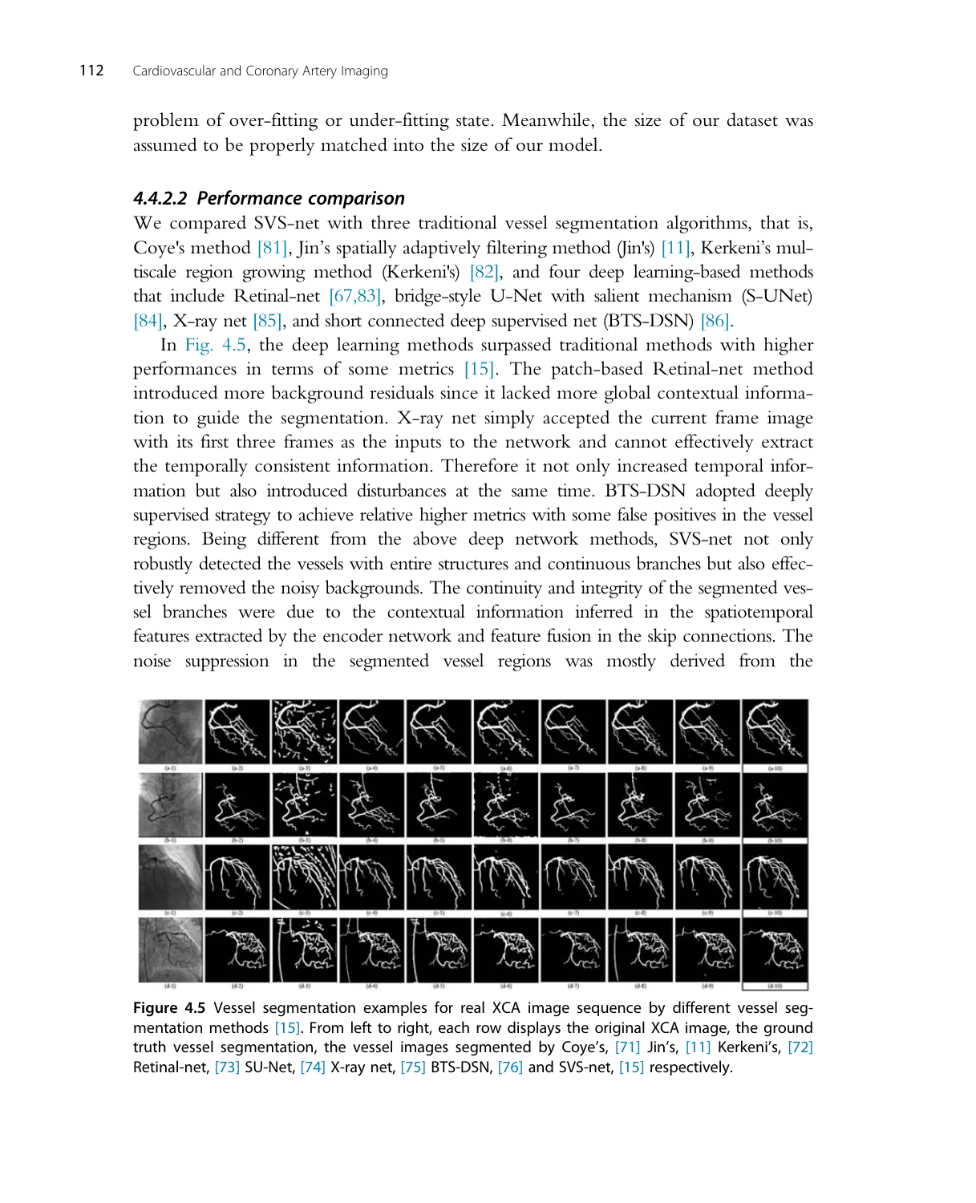problem of over-fitting or under-fitting state. Meanwhile, the size of our dataset was assumed to be properly matched into the size of our model.

#### 4.4.2.2 Performance comparison

We compared SVS-net with three traditional vessel segmentation algorithms, that is, Coye's method [81], Jin's spatially adaptively filtering method (Jin's) [11], Kerkeni's multiscale region growing method (Kerkeni's) [82], and four deep learning-based methods that include Retinal-net [67,83], bridge-style U-Net with salient mechanism (S-UNet) [84], X-ray net [85], and short connected deep supervised net (BTS-DSN) [86].

In Fig. 4.5, the deep learning methods surpassed traditional methods with higher performances in terms of some metrics [15]. The patch-based Retinal-net method introduced more background residuals since it lacked more global contextual information to guide the segmentation. X-ray net simply accepted the current frame image with its first three frames as the inputs to the network and cannot effectively extract the temporally consistent information. Therefore it not only increased temporal information but also introduced disturbances at the same time. BTS-DSN adopted deeply supervised strategy to achieve relative higher metrics with some false positives in the vessel regions. Being different from the above deep network methods, SVS-net not only robustly detected the vessels with entire structures and continuous branches but also effectively removed the noisy backgrounds. The continuity and integrity of the segmented vessel branches were due to the contextual information inferred in the spatiotemporal features extracted by the encoder network and feature fusion in the skip connections. The noise suppression in the segmented vessel regions was mostly derived from the

**Figure 4.5** Vessel segmentation examples for real XCA image sequence by different vessel segmentation methods [15]. From left to right, each row displays the original XCA image, the ground truth vessel segmentation, the vessel images segmented by Coye's, [71] Jin's, [11] Kerkeni's, [72] Retinal-net, [73] SU-Net, [74] X-ray net, [75] BTS-DSN, [76] and SVS-net, [15] respectively.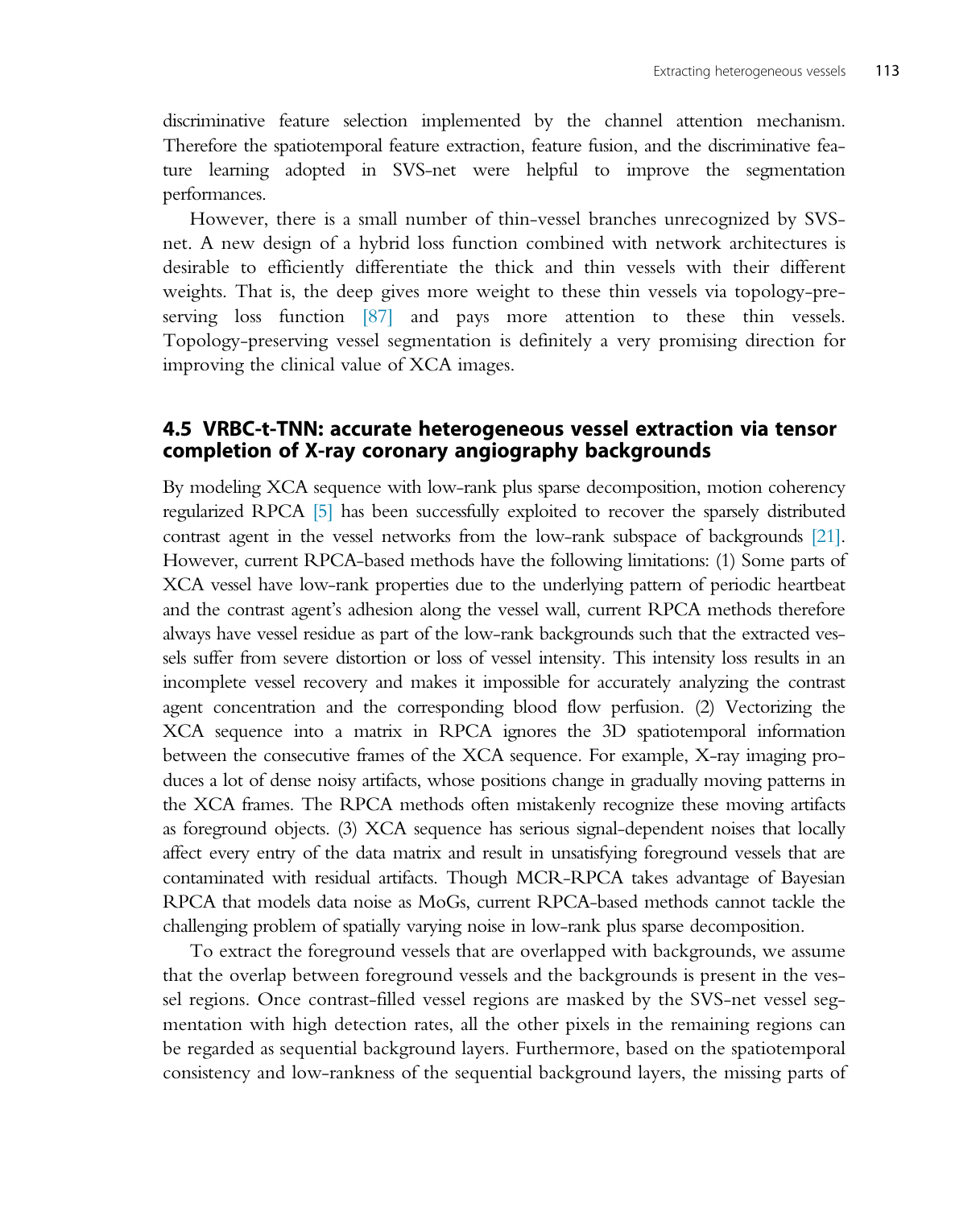discriminative feature selection implemented by the channel attention mechanism. Therefore the spatiotemporal feature extraction, feature fusion, and the discriminative feature learning adopted in SVS-net were helpful to improve the segmentation performances.

However, there is a small number of thin-vessel branches unrecognized by SVS-net. A new design of a hybrid loss function combined with network architectures is desirable to efficiently differentiate the thick and thin vessels with their different weights. That is, the deep gives more weight to these thin vessels via topology-preserving loss function [87] and pays more attention to these thin vessels. Topology-preserving vessel segmentation is definitely a very promising direction for improving the clinical value of XCA images.

## 4.5 VRBC-t-TNN: accurate heterogeneous vessel extraction via tensor completion of X-ray coronary angiography backgrounds

By modeling XCA sequence with low-rank plus sparse decomposition, motion coherency regularized RPCA [5] has been successfully exploited to recover the sparsely distributed contrast agent in the vessel networks from the low-rank subspace of backgrounds [21]. However, current RPCA-based methods have the following limitations: (1) Some parts of XCA vessel have low-rank properties due to the underlying pattern of periodic heartbeat and the contrast agent's adhesion along the vessel wall, current RPCA methods therefore always have vessel residue as part of the low-rank backgrounds such that the extracted vessels suffer from severe distortion or loss of vessel intensity. This intensity loss results in an incomplete vessel recovery and makes it impossible for accurately analyzing the contrast agent concentration and the corresponding blood flow perfusion. (2) Vectorizing the XCA sequence into a matrix in RPCA ignores the 3D spatiotemporal information between the consecutive frames of the XCA sequence. For example, X-ray imaging produces a lot of dense noisy artifacts, whose positions change in gradually moving patterns in the XCA frames. The RPCA methods often mistakenly recognize these moving artifacts as foreground objects. (3) XCA sequence has serious signal-dependent noises that locally affect every entry of the data matrix and result in unsatisfying foreground vessels that are contaminated with residual artifacts. Though MCR-RPCA takes advantage of Bayesian RPCA that models data noise as MoGs, current RPCA-based methods cannot tackle the challenging problem of spatially varying noise in low-rank plus sparse decomposition.

To extract the foreground vessels that are overlapped with backgrounds, we assume that the overlap between foreground vessels and the backgrounds is present in the vessel regions. Once contrast-filled vessel regions are masked by the SVS-net vessel segmentation with high detection rates, all the other pixels in the remaining regions can be regarded as sequential background layers. Furthermore, based on the spatiotemporal consistency and low-rankness of the sequential background layers, the missing parts of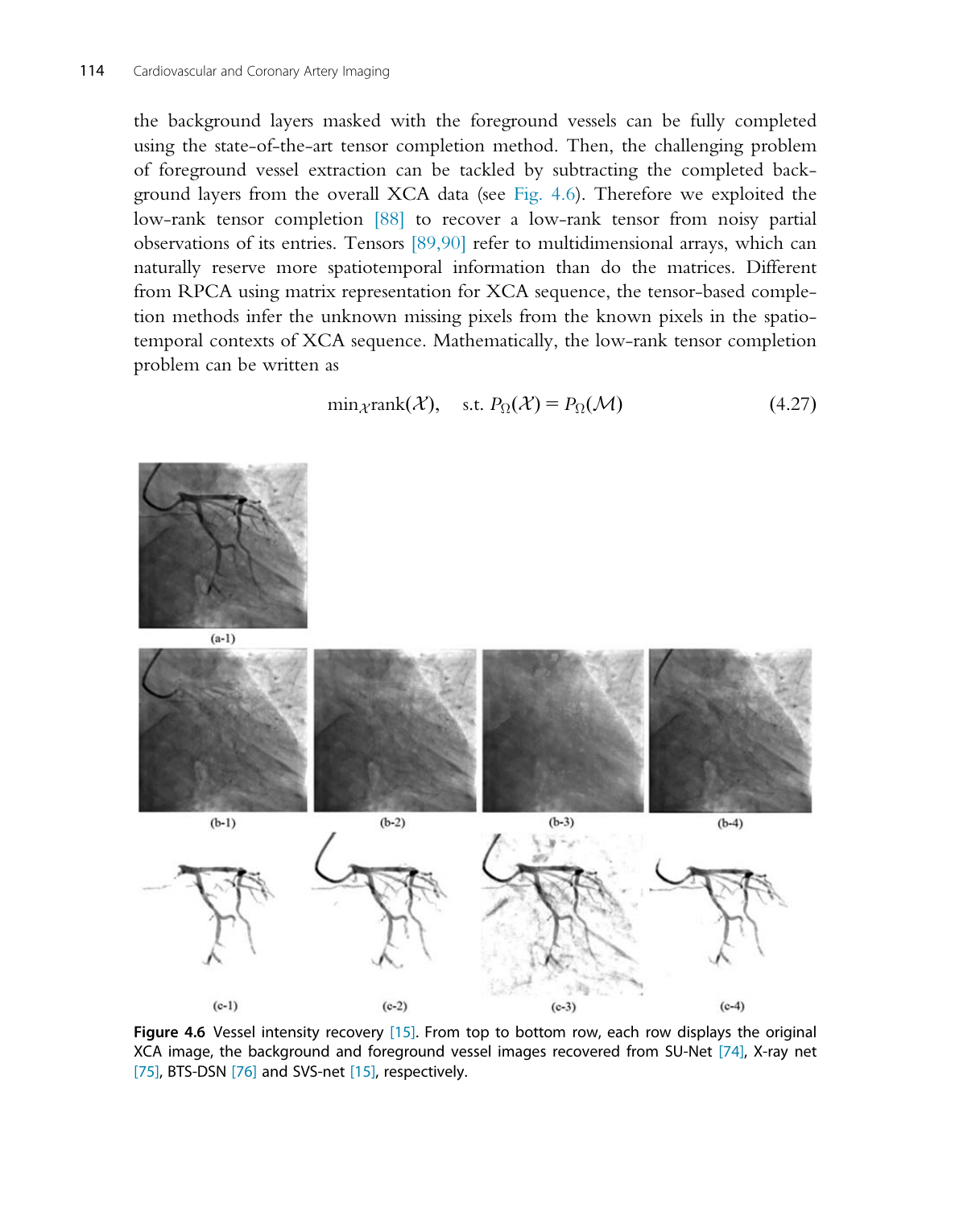the background layers masked with the foreground vessels can be fully completed using the state-of-the-art tensor completion method. Then, the challenging problem of foreground vessel extraction can be tackled by subtracting the completed background layers from the overall XCA data (see Fig. 4.6). Therefore we exploited the low-rank tensor completion [88] to recover a low-rank tensor from noisy partial observations of its entries. Tensors [89,90] refer to multidimensional arrays, which can naturally reserve more spatiotemporal information than do the matrices. Different from RPCA using matrix representation for XCA sequence, the tensor-based completion methods infer the unknown missing pixels from the known pixels in the spatiotemporal contexts of XCA sequence. Mathematically, the low-rank tensor completion problem can be written as

$$\min_{\mathcal{X}} \text{rank}(\mathcal{X}), \quad \text{s.t. } P_{\Omega}(\mathcal{X}) = P_{\Omega}(\mathcal{M}) \tag{4.27}$$

**Figure 4.6** Vessel intensity recovery [15]. From top to bottom row, each row displays the original XCA image, the background and foreground vessel images recovered from SU-Net [74], X-ray net [75], BTS-DSN [76] and SVS-net [15], respectively.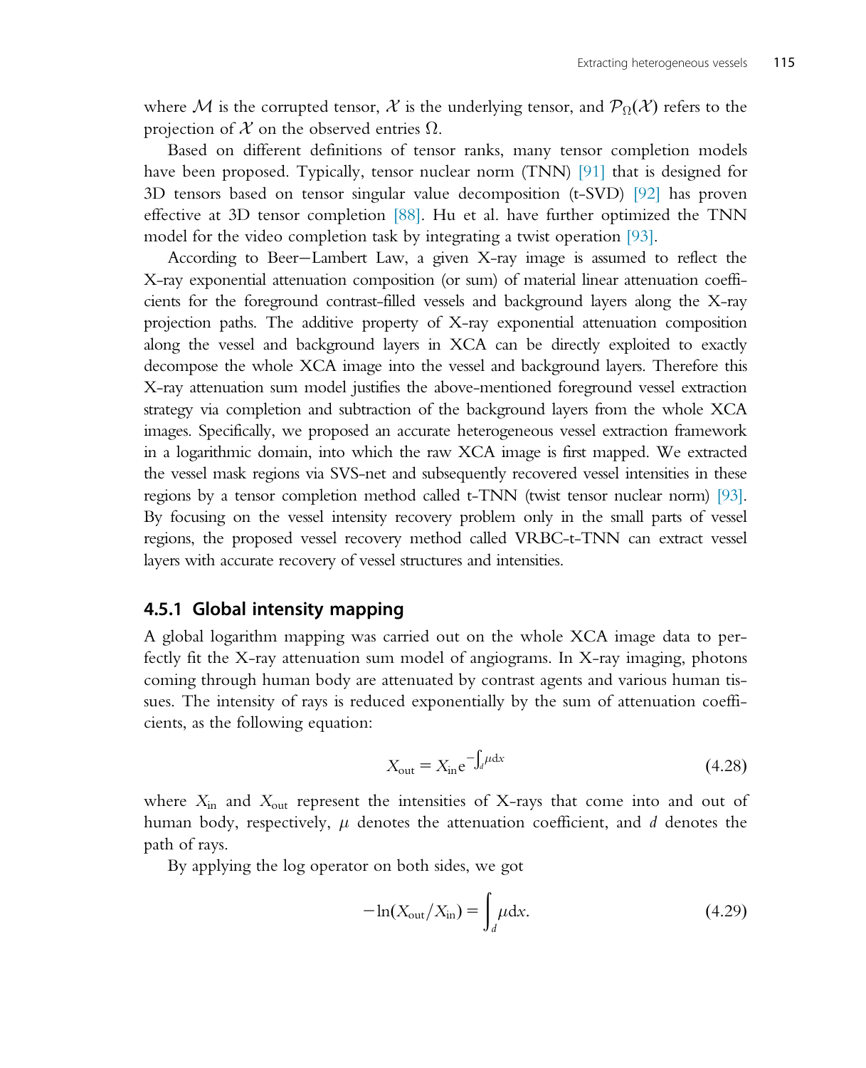where $\mathcal{M}$ is the corrupted tensor, $\mathcal{X}$ is the underlying tensor, and $\mathcal{P}_\Omega(\mathcal{X})$ refers to the projection of $\mathcal{X}$ on the observed entries $\Omega$.

Based on different definitions of tensor ranks, many tensor completion models have been proposed. Typically, tensor nuclear norm (TNN) [91] that is designed for 3D tensors based on tensor singular value decomposition (t-SVD) [92] has proven effective at 3D tensor completion [88]. Hu et al. have further optimized the TNN model for the video completion task by integrating a twist operation [93].

According to Beer–Lambert Law, a given X-ray image is assumed to reflect the X-ray exponential attenuation composition (or sum) of material linear attenuation coefficients for the foreground contrast-filled vessels and background layers along the X-ray projection paths. The additive property of X-ray exponential attenuation composition along the vessel and background layers in XCA can be directly exploited to exactly decompose the whole XCA image into the vessel and background layers. Therefore this X-ray attenuation sum model justifies the above-mentioned foreground vessel extraction strategy via completion and subtraction of the background layers from the whole XCA images. Specifically, we proposed an accurate heterogeneous vessel extraction framework in a logarithmic domain, into which the raw XCA image is first mapped. We extracted the vessel mask regions via SVS-net and subsequently recovered vessel intensities in these regions by a tensor completion method called t-TNN (twist tensor nuclear norm) [93]. By focusing on the vessel intensity recovery problem only in the small parts of vessel regions, the proposed vessel recovery method called VRBC-t-TNN can extract vessel layers with accurate recovery of vessel structures and intensities.

### 4.5.1 Global intensity mapping

A global logarithm mapping was carried out on the whole XCA image data to perfectly fit the X-ray attenuation sum model of angiograms. In X-ray imaging, photons coming through human body are attenuated by contrast agents and various human tissues. The intensity of rays is reduced exponentially by the sum of attenuation coefficients, as the following equation:

$$X_{\text{out}} = X_{\text{in}} e^{-\int_d \mu \mathrm{d}x} \tag{4.28}$$

where $X_{\text{in}}$ and $X_{\text{out}}$ represent the intensities of X-rays that come into and out of human body, respectively, $\mu$ denotes the attenuation coefficient, and $d$ denotes the path of rays.

By applying the log operator on both sides, we got

$$-\ln(X_{\text{out}}/X_{\text{in}}) = \int_d \mu \mathrm{d}x. \tag{4.29}$$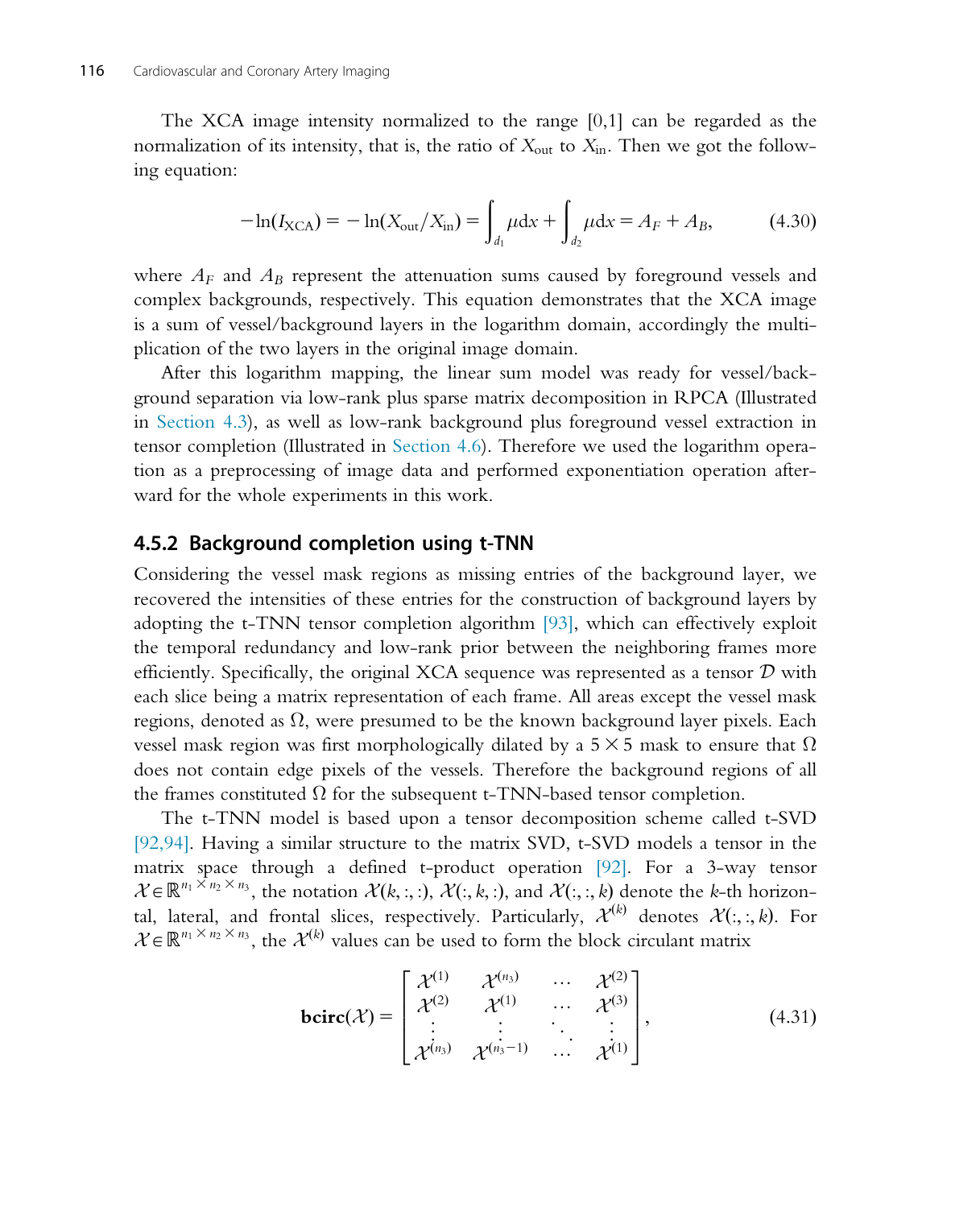The XCA image intensity normalized to the range [0,1] can be regarded as the normalization of its intensity, that is, the ratio of $X_{\text{out}}$ to $X_{\text{in}}$. Then we got the following equation:

$$-\ln(I_{\text{XCA}}) = -\ln(X_{\text{out}}/X_{\text{in}}) = \int_{d_1} \mu \mathrm{d}x + \int_{d_2} \mu \mathrm{d}x = A_F + A_B, \tag{4.30}$$

where $A_F$ and $A_B$ represent the attenuation sums caused by foreground vessels and complex backgrounds, respectively. This equation demonstrates that the XCA image is a sum of vessel/background layers in the logarithm domain, accordingly the multiplication of the two layers in the original image domain.

After this logarithm mapping, the linear sum model was ready for vessel/background separation via low-rank plus sparse matrix decomposition in RPCA (Illustrated in Section 4.3), as well as low-rank background plus foreground vessel extraction in tensor completion (Illustrated in Section 4.6). Therefore we used the logarithm operation as a preprocessing of image data and performed exponentiation operation afterward for the whole experiments in this work.

### 4.5.2 Background completion using t-TNN

Considering the vessel mask regions as missing entries of the background layer, we recovered the intensities of these entries for the construction of background layers by adopting the t-TNN tensor completion algorithm [93], which can effectively exploit the temporal redundancy and low-rank prior between the neighboring frames more efficiently. Specifically, the original XCA sequence was represented as a tensor $\mathcal{D}$ with each slice being a matrix representation of each frame. All areas except the vessel mask regions, denoted as $\Omega$, were presumed to be the known background layer pixels. Each vessel mask region was first morphologically dilated by a $5 \times 5$ mask to ensure that $\Omega$ does not contain edge pixels of the vessels. Therefore the background regions of all the frames constituted $\Omega$ for the subsequent t-TNN-based tensor completion.

The t-TNN model is based upon a tensor decomposition scheme called t-SVD [92,94]. Having a similar structure to the matrix SVD, t-SVD models a tensor in the matrix space through a defined t-product operation [92]. For a 3-way tensor $\mathcal{X} \in \mathbb{R}^{n_1 \times n_2 \times n_3}$, the notation $\mathcal{X}(k,:,:)$, $\mathcal{X}(:,k,:)$, and $\mathcal{X}(:,:,k)$ denote the $k$-th horizontal, lateral, and frontal slices, respectively. Particularly, $\mathcal{X}^{(k)}$ denotes $\mathcal{X}(:,:,k)$. For $\mathcal{X} \in \mathbb{R}^{n_1 \times n_2 \times n_3}$, the $\mathcal{X}^{(k)}$ values can be used to form the block circulant matrix

$$\mathbf{bcirc}(\mathcal{X}) = \begin{bmatrix} \mathcal{X}^{(1)} & \mathcal{X}^{(n_3)} & \cdots & \mathcal{X}^{(2)} \\ \mathcal{X}^{(2)} & \mathcal{X}^{(1)} & \cdots & \mathcal{X}^{(3)} \\ \vdots & \vdots & \ddots & \vdots \\ \mathcal{X}^{(n_3)} & \mathcal{X}^{(n_3-1)} & \cdots & \mathcal{X}^{(1)} \end{bmatrix}, \tag{4.31}$$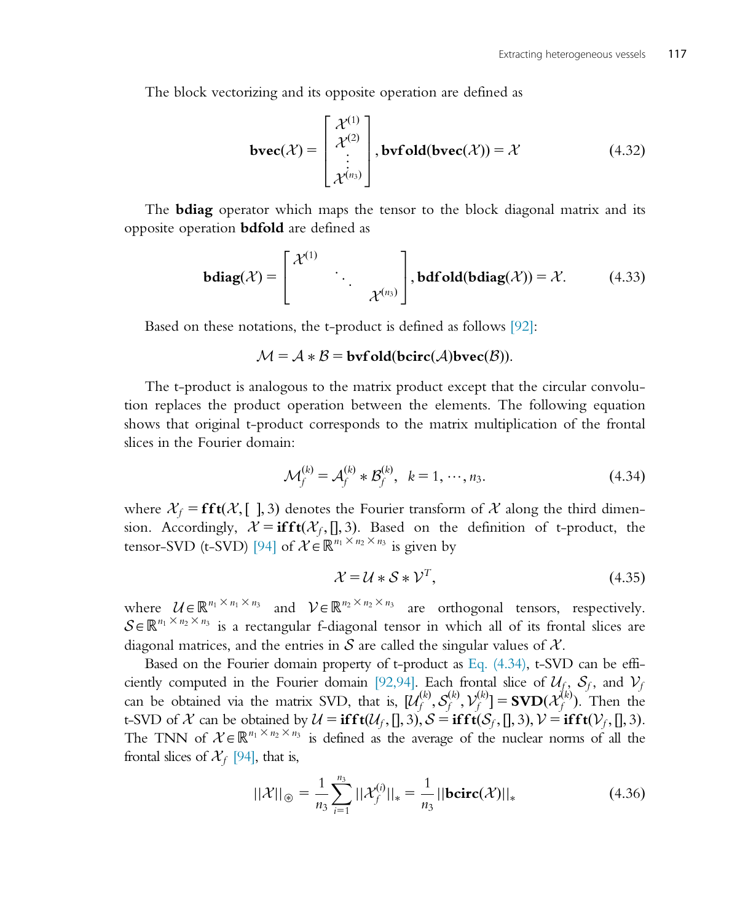The block vectorizing and its opposite operation are defined as

$$\mathbf{bvec}(\mathcal{X}) = \begin{bmatrix} \mathcal{X}^{(1)} \\ \mathcal{X}^{(2)} \\ \vdots \\ \mathcal{X}^{(n_3)} \end{bmatrix}, \mathbf{bvfold}(\mathbf{bvec}(\mathcal{X})) = \mathcal{X} \tag{4.32}$$

The **bdiag** operator which maps the tensor to the block diagonal matrix and its opposite operation **bdfold** are defined as

$$\mathbf{bdiag}(\mathcal{X}) = \begin{bmatrix} \mathcal{X}^{(1)} & & \\ & \ddots & \\ & & \mathcal{X}^{(n_3)} \end{bmatrix}, \mathbf{bdfold}(\mathbf{bdiag}(\mathcal{X})) = \mathcal{X}. \tag{4.33}$$

Based on these notations, the t-product is defined as follows [92]:

$$\mathcal{M} = \mathcal{A} * \mathcal{B} = \mathbf{bvfold}(\mathbf{bcirc}(\mathcal{A})\mathbf{bvec}(\mathcal{B})).$$

The t-product is analogous to the matrix product except that the circular convolution replaces the product operation between the elements. The following equation shows that original t-product corresponds to the matrix multiplication of the frontal slices in the Fourier domain:

$$\mathcal{M}_f^{(k)} = \mathcal{A}_f^{(k)} * \mathcal{B}_f^{(k)}, \quad k = 1, \cdots, n_3. \tag{4.34}$$

where $\mathcal{X}_f = \mathbf{fft}(\mathcal{X}, [\ ], 3)$ denotes the Fourier transform of $\mathcal{X}$ along the third dimension. Accordingly, $\mathcal{X} = \mathbf{ifft}(\mathcal{X}_f, [], 3)$. Based on the definition of t-product, the tensor-SVD (t-SVD) [94] of $\mathcal{X} \in \mathbb{R}^{n_1 \times n_2 \times n_3}$ is given by

$$\mathcal{X} = \mathcal{U} * \mathcal{S} * \mathcal{V}^T, \tag{4.35}$$

where $\mathcal{U} \in \mathbb{R}^{n_1 \times n_1 \times n_3}$ and $\mathcal{V} \in \mathbb{R}^{n_2 \times n_2 \times n_3}$ are orthogonal tensors, respectively. $\mathcal{S} \in \mathbb{R}^{n_1 \times n_2 \times n_3}$ is a rectangular f-diagonal tensor in which all of its frontal slices are diagonal matrices, and the entries in $\mathcal{S}$ are called the singular values of $\mathcal{X}$.

Based on the Fourier domain property of t-product as Eq. (4.34), t-SVD can be efficiently computed in the Fourier domain [92,94]. Each frontal slice of $\mathcal{U}_f$, $\mathcal{S}_f$, and $\mathcal{V}_f$ can be obtained via the matrix SVD, that is, $[\mathcal{U}_f^{(k)}, \mathcal{S}_f^{(k)}, \mathcal{V}_f^{(k)}] = \mathbf{SVD}(\mathcal{X}_f^{(k)})$. Then the t-SVD of $\mathcal{X}$ can be obtained by $\mathcal{U} = \mathbf{ifft}(\mathcal{U}_f, [], 3), \mathcal{S} = \mathbf{ifft}(\mathcal{S}_f, [], 3), \mathcal{V} = \mathbf{ifft}(\mathcal{V}_f, [], 3)$. The TNN of $\mathcal{X} \in \mathbb{R}^{n_1 \times n_2 \times n_3}$ is defined as the average of the nuclear norms of all the frontal slices of $\mathcal{X}_f$ [94], that is,

$$||\mathcal{X}||_{\circledast} = \frac{1}{n_3} \sum_{i=1}^{n_3} ||\mathcal{X}_f^{(i)}||_* = \frac{1}{n_3} ||\mathbf{bcirc}(\mathcal{X})||_* \tag{4.36}$$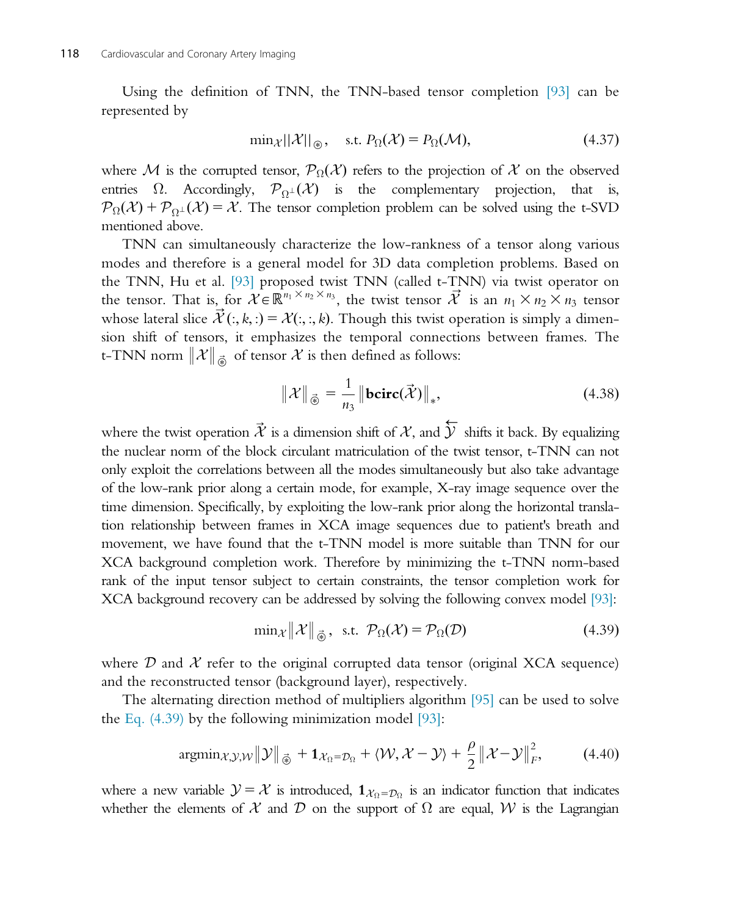Using the definition of TNN, the TNN-based tensor completion [93] can be represented by

$$\min_{\mathcal{X}} ||\mathcal{X}||_{\circledast}, \quad \text{s.t. } P_{\Omega}(\mathcal{X}) = P_{\Omega}(\mathcal{M}), \tag{4.37}$$

where $\mathcal{M}$ is the corrupted tensor, $\mathcal{P}_{\Omega}(\mathcal{X})$ refers to the projection of $\mathcal{X}$ on the observed entries $\Omega$. Accordingly, $\mathcal{P}_{\Omega^{\perp}}(\mathcal{X})$ is the complementary projection, that is, $\mathcal{P}_{\Omega}(\mathcal{X}) + \mathcal{P}_{\Omega^{\perp}}(\mathcal{X}) = \mathcal{X}$. The tensor completion problem can be solved using the t-SVD mentioned above.

TNN can simultaneously characterize the low-rankness of a tensor along various modes and therefore is a general model for 3D data completion problems. Based on the TNN, Hu et al. [93] proposed twist TNN (called t-TNN) via twist operator on the tensor. That is, for $\mathcal{X} \in \mathbb{R}^{n_1 \times n_2 \times n_3}$, the twist tensor $\vec{\mathcal{X}}$ is an $n_1 \times n_2 \times n_3$ tensor whose lateral slice $\vec{\mathcal{X}}(:, k, :) = \mathcal{X}(:, :, k)$. Though this twist operation is simply a dimension shift of tensors, it emphasizes the temporal connections between frames. The t-TNN norm $\|\mathcal{X}\|_{\vec{\circledast}}$ of tensor $\mathcal{X}$ is then defined as follows:

$$\|\mathcal{X}\|_{\vec{\circledast}} = \frac{1}{n_3} \|\mathbf{bcirc}(\vec{\mathcal{X}})\|_{*}, \tag{4.38}$$

where the twist operation $\vec{\mathcal{X}}$ is a dimension shift of $\mathcal{X}$, and $\overleftarrow{\mathcal{Y}}$ shifts it back. By equalizing the nuclear norm of the block circulant matriculation of the twist tensor, t-TNN can not only exploit the correlations between all the modes simultaneously but also take advantage of the low-rank prior along a certain mode, for example, X-ray image sequence over the time dimension. Specifically, by exploiting the low-rank prior along the horizontal translation relationship between frames in XCA image sequences due to patient's breath and movement, we have found that the t-TNN model is more suitable than TNN for our XCA background completion work. Therefore by minimizing the t-TNN norm-based rank of the input tensor subject to certain constraints, the tensor completion work for XCA background recovery can be addressed by solving the following convex model [93]:

$$\min_{\mathcal{X}} \|\mathcal{X}\|_{\vec{\circledast}}, \quad \text{s.t. } \mathcal{P}_{\Omega}(\mathcal{X}) = \mathcal{P}_{\Omega}(\mathcal{D}) \tag{4.39}$$

where $\mathcal{D}$ and $\mathcal{X}$ refer to the original corrupted data tensor (original XCA sequence) and the reconstructed tensor (background layer), respectively.

The alternating direction method of multipliers algorithm [95] can be used to solve the Eq. (4.39) by the following minimization model [93]:

$$\operatorname{argmin}_{\mathcal{X},\mathcal{Y},\mathcal{W}} \|\mathcal{Y}\|_{\vec{\circledast}} + \mathbf{1}_{\mathcal{X}_{\Omega}=\mathcal{D}_{\Omega}} + \langle \mathcal{W}, \mathcal{X} - \mathcal{Y} \rangle + \frac{\rho}{2} \|\mathcal{X} - \mathcal{Y}\|_F^2, \tag{4.40}$$

where a new variable $\mathcal{Y} = \mathcal{X}$ is introduced, $\mathbf{1}_{\mathcal{X}_{\Omega}=\mathcal{D}_{\Omega}}$ is an indicator function that indicates whether the elements of $\mathcal{X}$ and $\mathcal{D}$ on the support of $\Omega$ are equal, $\mathcal{W}$ is the Lagrangian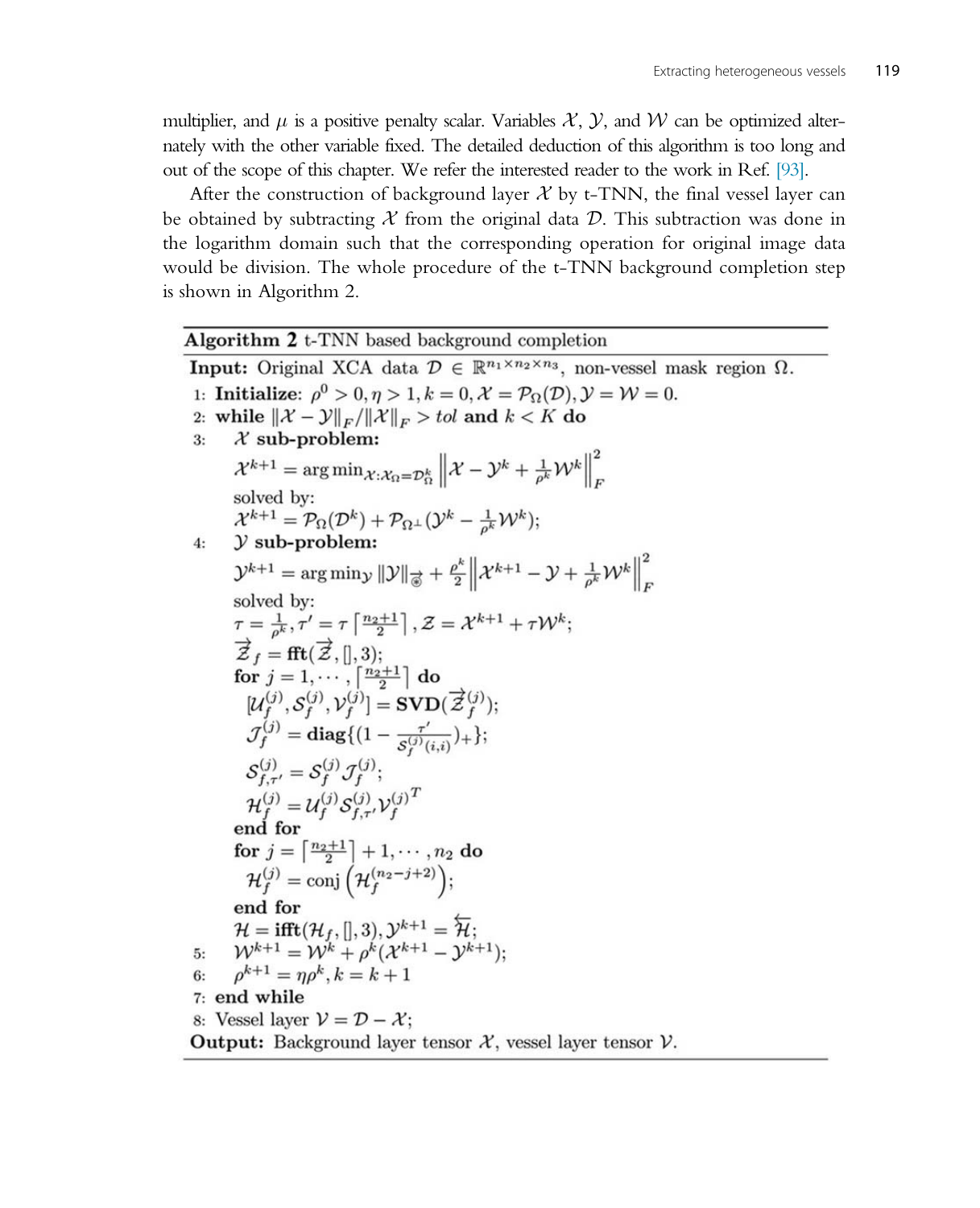multiplier, and $\mu$ is a positive penalty scalar. Variables $\mathcal{X}$, $\mathcal{Y}$, and $\mathcal{W}$ can be optimized alternately with the other variable fixed. The detailed deduction of this algorithm is too long and out of the scope of this chapter. We refer the interested reader to the work in Ref. [93].

After the construction of background layer $\mathcal{X}$ by t-TNN, the final vessel layer can be obtained by subtracting $\mathcal{X}$ from the original data $\mathcal{D}$. This subtraction was done in the logarithm domain such that the corresponding operation for original image data would be division. The whole procedure of the t-TNN background completion step is shown in Algorithm 2.

---

**Algorithm 2** t-TNN based background completion

---

**Input:** Original XCA data $\mathcal{D} \in \mathbb{R}^{n_1 \times n_2 \times n_3}$, non-vessel mask region $\Omega$.

1: **Initialize:** $\rho^0 > 0, \eta > 1, k = 0, \mathcal{X} = \mathcal{P}_\Omega(\mathcal{D}), \mathcal{Y} = \mathcal{W} = 0$.

2: **while** $\|\mathcal{X} - \mathcal{Y}\|_F / \|\mathcal{X}\|_F > tol$ **and** $k < K$ **do**

3: $\quad\mathcal{X}$ **sub-problem:**

$\quad\quad\mathcal{X}^{k+1} = \arg\min_{\mathcal{X}:\mathcal{X}_\Omega = \mathcal{D}^k_\Omega} \left\| \mathcal{X} - \mathcal{Y}^k + \frac{1}{\rho^k}\mathcal{W}^k \right\|_F^2$

$\quad\quad$solved by:

$\quad\quad\mathcal{X}^{k+1} = \mathcal{P}_\Omega(\mathcal{D}^k) + \mathcal{P}_{\Omega^\perp}(\mathcal{Y}^k - \frac{1}{\rho^k}\mathcal{W}^k)$;

4: $\quad\mathcal{Y}$ **sub-problem:**

$\quad\quad\mathcal{Y}^{k+1} = \arg\min_{\mathcal{Y}} \|\mathcal{Y}\|_{\vec{\circledast}} + \frac{\rho^k}{2} \left\| \mathcal{X}^{k+1} - \mathcal{Y} + \frac{1}{\rho^k}\mathcal{W}^k \right\|_F^2$

$\quad\quad$solved by:

$\quad\quad\tau = \frac{1}{\rho^k}, \tau' = \tau \left\lceil \frac{n_2+1}{2} \right\rceil, \mathcal{Z} = \mathcal{X}^{k+1} + \tau \mathcal{W}^k$;

$\quad\quad\vec{\mathcal{Z}}_f = \textbf{fft}(\vec{\mathcal{Z}}, [], 3)$;

$\quad\quad$**for** $j = 1, \cdots, \left\lceil \frac{n_2+1}{2} \right\rceil$ **do**

$\quad\quad\quad[\mathcal{U}_f^{(j)}, \mathcal{S}_f^{(j)}, \mathcal{V}_f^{(j)}] = \textbf{SVD}(\vec{\mathcal{Z}}_f^{(j)})$;

$\quad\quad\quad\mathcal{J}_f^{(j)} = \textbf{diag}\{(1 - \frac{\tau'}{\mathcal{S}_f^{(j)}(i,i)})_+\}$;

$\quad\quad\quad\mathcal{S}_{f,\tau'}^{(j)} = \mathcal{S}_f^{(j)} \mathcal{J}_f^{(j)}$;

$\quad\quad\quad\mathcal{H}_f^{(j)} = \mathcal{U}_f^{(j)} \mathcal{S}_{f,\tau'}^{(j)} \mathcal{V}_f^{(j)T}$

$\quad\quad$**end for**

$\quad\quad$**for** $j = \left\lceil \frac{n_2+1}{2} \right\rceil + 1, \cdots, n_2$ **do**

$\quad\quad\quad\mathcal{H}_f^{(j)} = \text{conj}\left(\mathcal{H}_f^{(n_2-j+2)}\right)$;

$\quad\quad$**end for**

$\quad\quad\mathcal{H} = \textbf{ifft}(\mathcal{H}_f, [], 3), \mathcal{Y}^{k+1} = \overleftarrow{\mathcal{H}}$;

5: $\quad\mathcal{W}^{k+1} = \mathcal{W}^k + \rho^k(\mathcal{X}^{k+1} - \mathcal{Y}^{k+1})$;

6: $\quad\rho^{k+1} = \eta\rho^k, k = k + 1$

7: **end while**

8: Vessel layer $\mathcal{V} = \mathcal{D} - \mathcal{X}$;

**Output:** Background layer tensor $\mathcal{X}$, vessel layer tensor $\mathcal{V}$.

---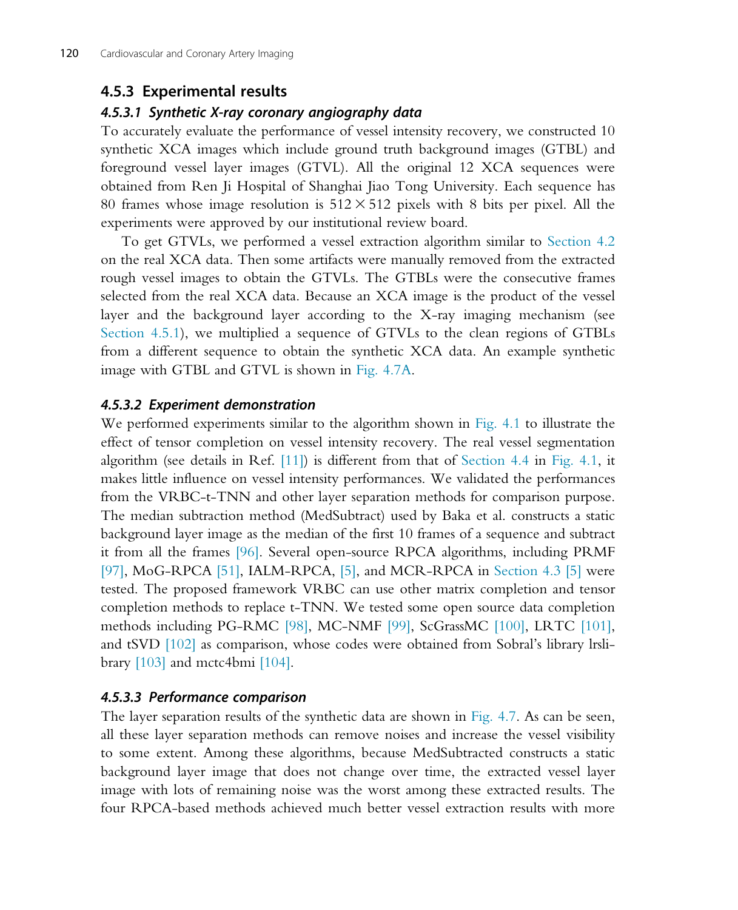### 4.5.3 Experimental results

#### 4.5.3.1 Synthetic X-ray coronary angiography data

To accurately evaluate the performance of vessel intensity recovery, we constructed 10 synthetic XCA images which include ground truth background images (GTBL) and foreground vessel layer images (GTVL). All the original 12 XCA sequences were obtained from Ren Ji Hospital of Shanghai Jiao Tong University. Each sequence has 80 frames whose image resolution is $512 \times 512$ pixels with 8 bits per pixel. All the experiments were approved by our institutional review board.

To get GTVLs, we performed a vessel extraction algorithm similar to Section 4.2 on the real XCA data. Then some artifacts were manually removed from the extracted rough vessel images to obtain the GTVLs. The GTBLs were the consecutive frames selected from the real XCA data. Because an XCA image is the product of the vessel layer and the background layer according to the X-ray imaging mechanism (see Section 4.5.1), we multiplied a sequence of GTVLs to the clean regions of GTBLs from a different sequence to obtain the synthetic XCA data. An example synthetic image with GTBL and GTVL is shown in Fig. 4.7A.

#### 4.5.3.2 Experiment demonstration

We performed experiments similar to the algorithm shown in Fig. 4.1 to illustrate the effect of tensor completion on vessel intensity recovery. The real vessel segmentation algorithm (see details in Ref. [11]) is different from that of Section 4.4 in Fig. 4.1, it makes little influence on vessel intensity performances. We validated the performances from the VRBC-t-TNN and other layer separation methods for comparison purpose. The median subtraction method (MedSubtract) used by Baka et al. constructs a static background layer image as the median of the first 10 frames of a sequence and subtract it from all the frames [96]. Several open-source RPCA algorithms, including PRMF [97], MoG-RPCA [51], IALM-RPCA, [5], and MCR-RPCA in Section 4.3 [5] were tested. The proposed framework VRBC can use other matrix completion and tensor completion methods to replace t-TNN. We tested some open source data completion methods including PG-RMC [98], MC-NMF [99], ScGrassMC [100], LRTC [101], and tSVD [102] as comparison, whose codes were obtained from Sobral's library lrslibrary [103] and mctc4bmi [104].

#### 4.5.3.3 Performance comparison

The layer separation results of the synthetic data are shown in Fig. 4.7. As can be seen, all these layer separation methods can remove noises and increase the vessel visibility to some extent. Among these algorithms, because MedSubtracted constructs a static background layer image that does not change over time, the extracted vessel layer image with lots of remaining noise was the worst among these extracted results. The four RPCA-based methods achieved much better vessel extraction results with more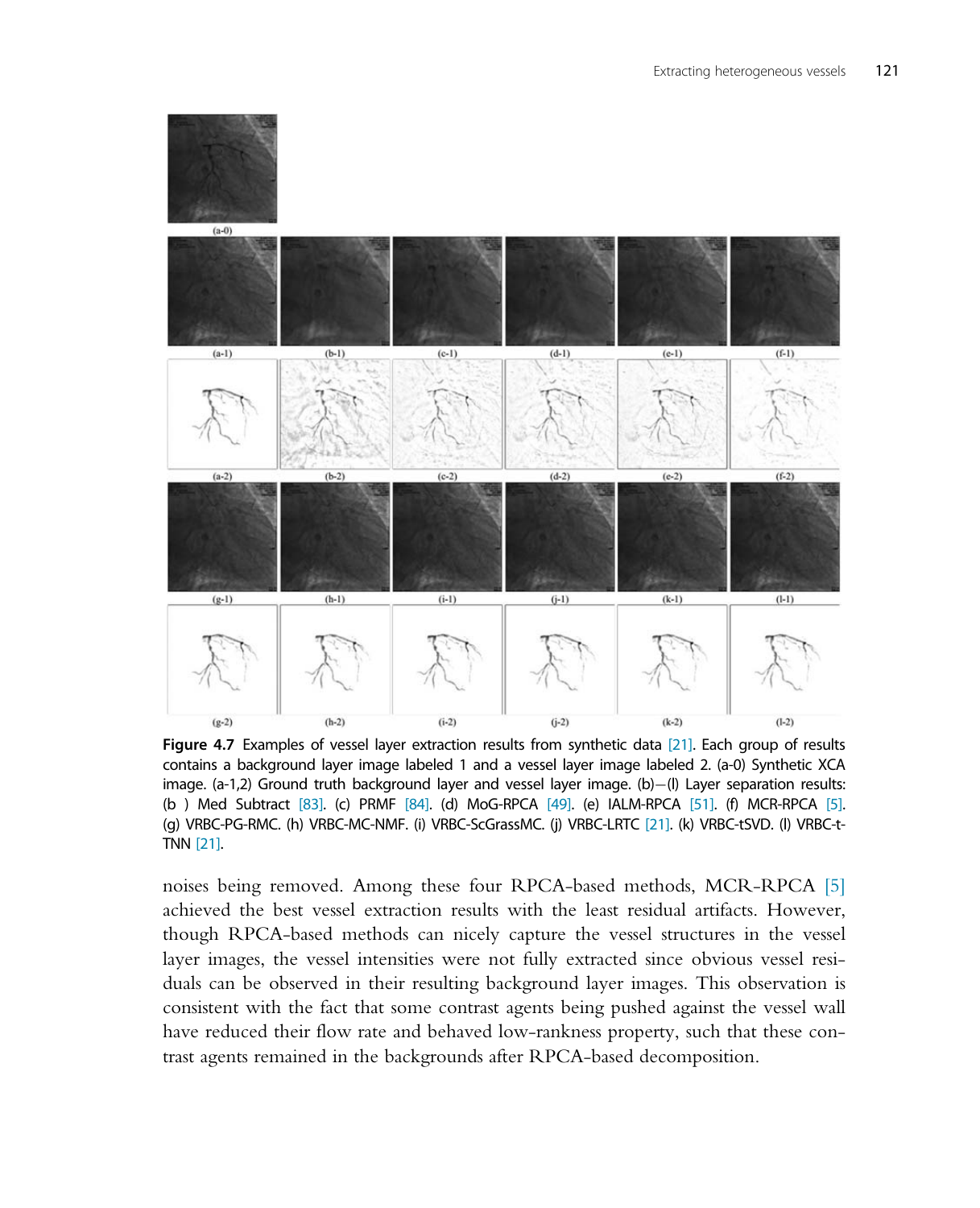**Figure 4.7** Examples of vessel layer extraction results from synthetic data [21]. Each group of results contains a background layer image labeled 1 and a vessel layer image labeled 2. (a-0) Synthetic XCA image. (a-1,2) Ground truth background layer and vessel layer image. (b)−(l) Layer separation results: (b ) Med Subtract [83]. (c) PRMF [84]. (d) MoG-RPCA [49]. (e) IALM-RPCA [51]. (f) MCR-RPCA [5]. (g) VRBC-PG-RMC. (h) VRBC-MC-NMF. (i) VRBC-ScGrassMC. (j) VRBC-LRTC [21]. (k) VRBC-tSVD. (l) VRBC-t-TNN [21].

noises being removed. Among these four RPCA-based methods, MCR-RPCA [5] achieved the best vessel extraction results with the least residual artifacts. However, though RPCA-based methods can nicely capture the vessel structures in the vessel layer images, the vessel intensities were not fully extracted since obvious vessel residuals can be observed in their resulting background layer images. This observation is consistent with the fact that some contrast agents being pushed against the vessel wall have reduced their flow rate and behaved low-rankness property, such that these contrast agents remained in the backgrounds after RPCA-based decomposition.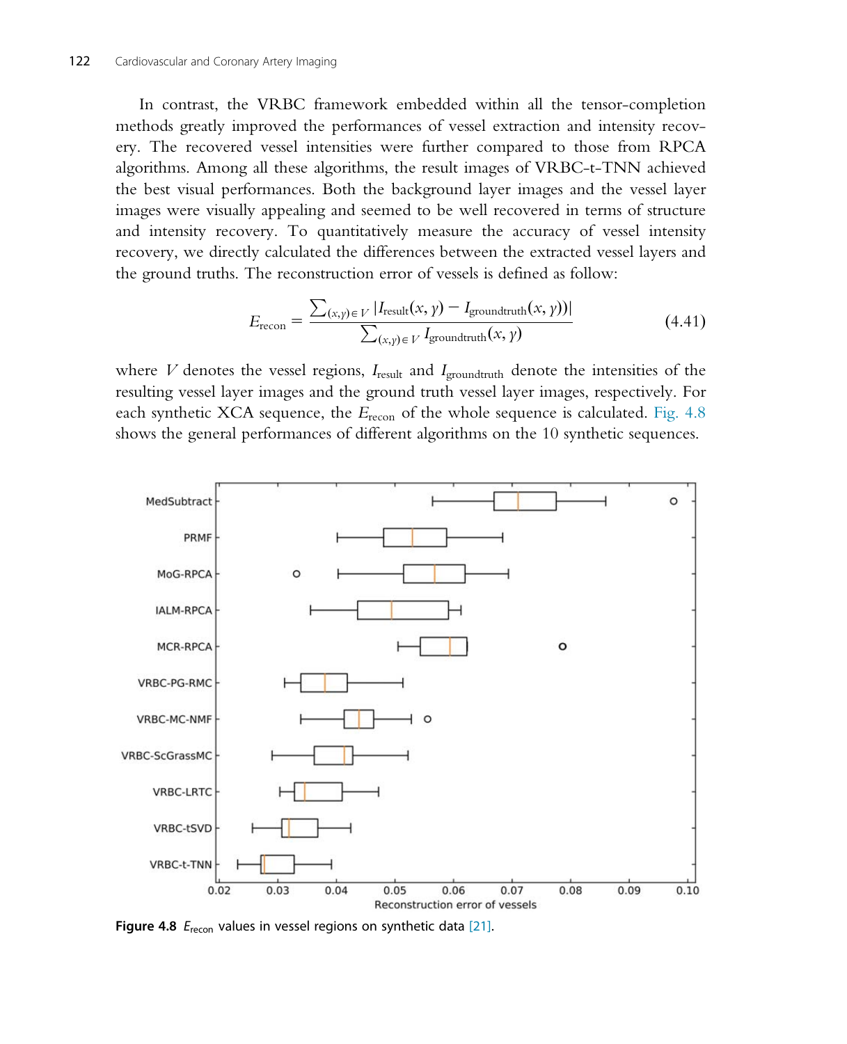In contrast, the VRBC framework embedded within all the tensor-completion methods greatly improved the performances of vessel extraction and intensity recovery. The recovered vessel intensities were further compared to those from RPCA algorithms. Among all these algorithms, the result images of VRBC-t-TNN achieved the best visual performances. Both the background layer images and the vessel layer images were visually appealing and seemed to be well recovered in terms of structure and intensity recovery. To quantitatively measure the accuracy of vessel intensity recovery, we directly calculated the differences between the extracted vessel layers and the ground truths. The reconstruction error of vessels is defined as follow:

$$E_{\text{recon}} = \frac{\sum_{(x,y)\in V} |I_{\text{result}}(x,y) - I_{\text{groundtruth}}(x,y))|}{\sum_{(x,y)\in V} I_{\text{groundtruth}}(x,y)} \tag{4.41}$$

where $V$ denotes the vessel regions, $I_{\text{result}}$ and $I_{\text{groundtruth}}$ denote the intensities of the resulting vessel layer images and the ground truth vessel layer images, respectively. For each synthetic XCA sequence, the $E_{\text{recon}}$ of the whole sequence is calculated. Fig. 4.8 shows the general performances of different algorithms on the 10 synthetic sequences.

**Figure 4.8** $E_{\text{recon}}$ values in vessel regions on synthetic data [21].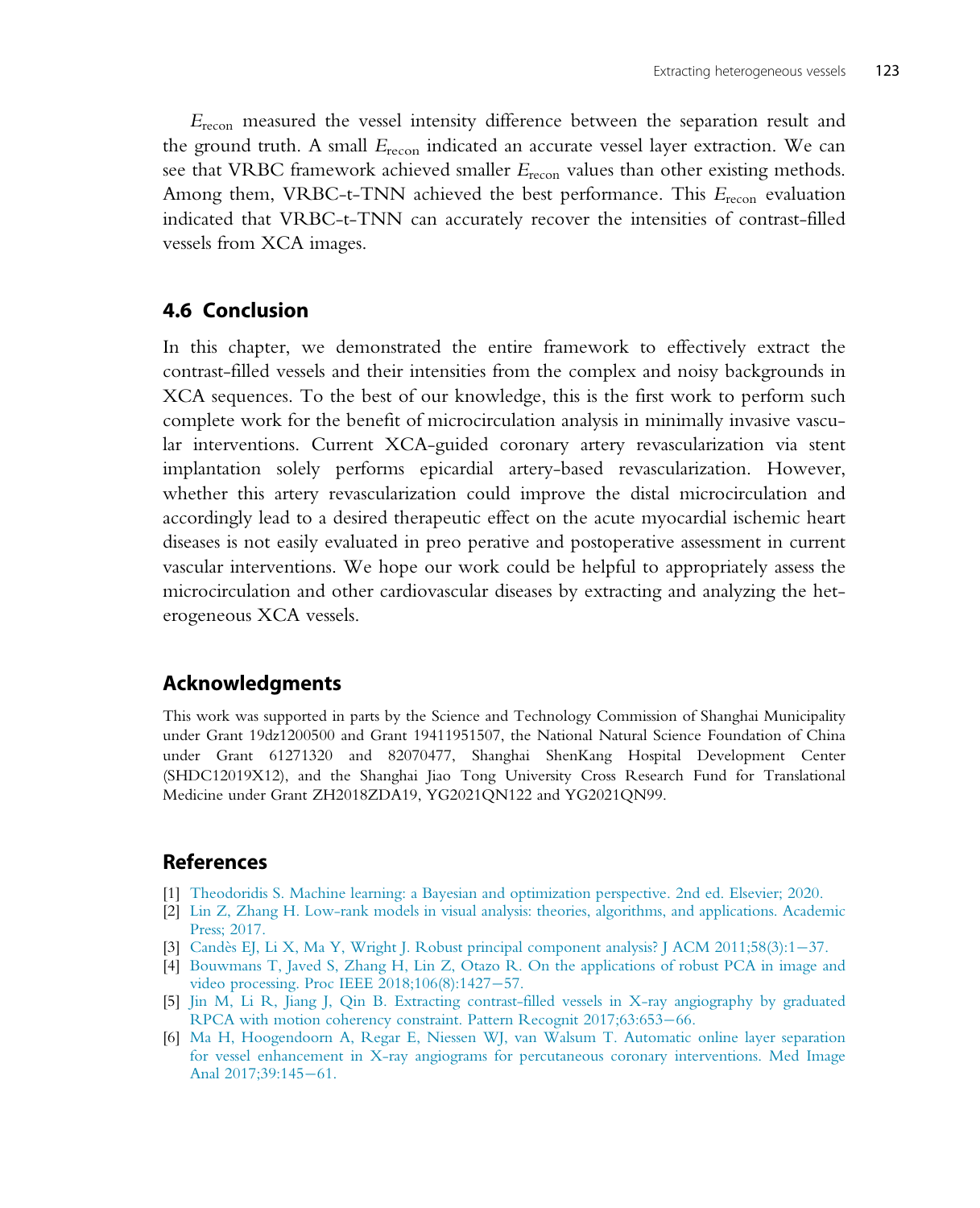$E_{recon}$ measured the vessel intensity difference between the separation result and the ground truth. A small $E_{recon}$ indicated an accurate vessel layer extraction. We can see that VRBC framework achieved smaller $E_{recon}$ values than other existing methods. Among them, VRBC-t-TNN achieved the best performance. This $E_{recon}$ evaluation indicated that VRBC-t-TNN can accurately recover the intensities of contrast-filled vessels from XCA images.

## 4.6 Conclusion

In this chapter, we demonstrated the entire framework to effectively extract the contrast-filled vessels and their intensities from the complex and noisy backgrounds in XCA sequences. To the best of our knowledge, this is the first work to perform such complete work for the benefit of microcirculation analysis in minimally invasive vascular interventions. Current XCA-guided coronary artery revascularization via stent implantation solely performs epicardial artery-based revascularization. However, whether this artery revascularization could improve the distal microcirculation and accordingly lead to a desired therapeutic effect on the acute myocardial ischemic heart diseases is not easily evaluated in preo perative and postoperative assessment in current vascular interventions. We hope our work could be helpful to appropriately assess the microcirculation and other cardiovascular diseases by extracting and analyzing the heterogeneous XCA vessels.

## Acknowledgments

This work was supported in parts by the Science and Technology Commission of Shanghai Municipality under Grant 19dz1200500 and Grant 19411951507, the National Natural Science Foundation of China under Grant 61271320 and 82070477, Shanghai ShenKang Hospital Development Center (SHDC12019X12), and the Shanghai Jiao Tong University Cross Research Fund for Translational Medicine under Grant ZH2018ZDA19, YG2021QN122 and YG2021QN99.

## References

[1] Theodoridis S. Machine learning: a Bayesian and optimization perspective. 2nd ed. Elsevier; 2020.

[2] Lin Z, Zhang H. Low-rank models in visual analysis: theories, algorithms, and applications. Academic Press; 2017.

[3] Candès EJ, Li X, Ma Y, Wright J. Robust principal component analysis? J ACM 2011;58(3):1–37.

[4] Bouwmans T, Javed S, Zhang H, Lin Z, Otazo R. On the applications of robust PCA in image and video processing. Proc IEEE 2018;106(8):1427–57.

[5] Jin M, Li R, Jiang J, Qin B. Extracting contrast-filled vessels in X-ray angiography by graduated RPCA with motion coherency constraint. Pattern Recognit 2017;63:653–66.

[6] Ma H, Hoogendoorn A, Regar E, Niessen WJ, van Walsum T. Automatic online layer separation for vessel enhancement in X-ray angiograms for percutaneous coronary interventions. Med Image Anal 2017;39:145–61.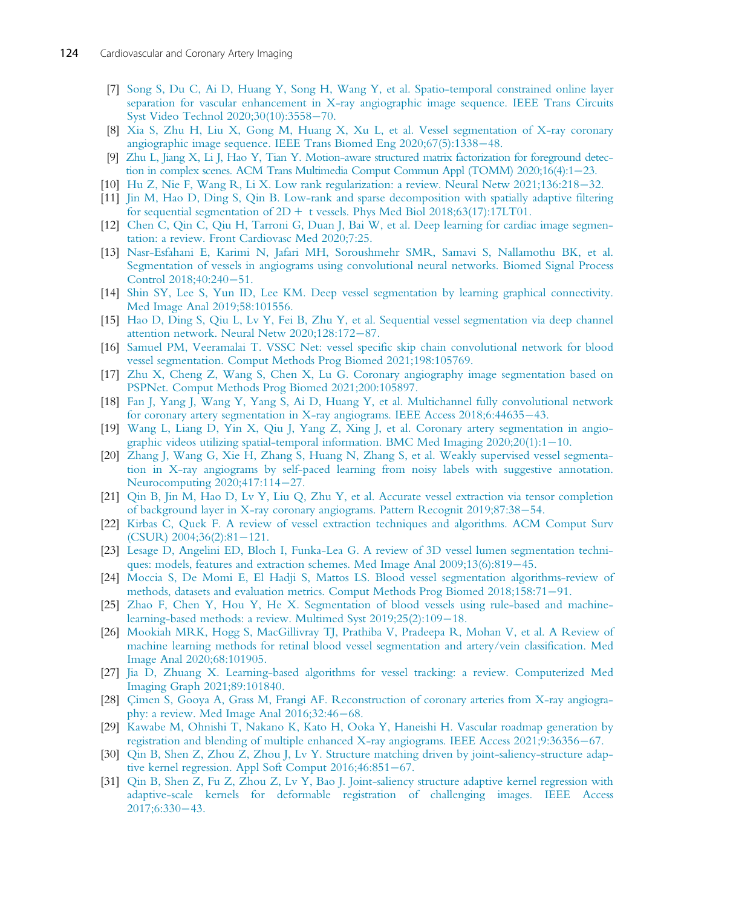[7] Song S, Du C, Ai D, Huang Y, Song H, Wang Y, et al. Spatio-temporal constrained online layer separation for vascular enhancement in X-ray angiographic image sequence. IEEE Trans Circuits Syst Video Technol 2020;30(10):3558−70.

[8] Xia S, Zhu H, Liu X, Gong M, Huang X, Xu L, et al. Vessel segmentation of X-ray coronary angiographic image sequence. IEEE Trans Biomed Eng 2020;67(5):1338−48.

[9] Zhu L, Jiang X, Li J, Hao Y, Tian Y. Motion-aware structured matrix factorization for foreground detection in complex scenes. ACM Trans Multimedia Comput Commun Appl (TOMM) 2020;16(4):1−23.

[10] Hu Z, Nie F, Wang R, Li X. Low rank regularization: a review. Neural Netw 2021;136:218−32.

[11] Jin M, Hao D, Ding S, Qin B. Low-rank and sparse decomposition with spatially adaptive filtering for sequential segmentation of 2D + t vessels. Phys Med Biol 2018;63(17):17LT01.

[12] Chen C, Qin C, Qiu H, Tarroni G, Duan J, Bai W, et al. Deep learning for cardiac image segmentation: a review. Front Cardiovasc Med 2020;7:25.

[13] Nasr-Esfahani E, Karimi N, Jafari MH, Soroushmehr SMR, Samavi S, Nallamothu BK, et al. Segmentation of vessels in angiograms using convolutional neural networks. Biomed Signal Process Control 2018;40:240−51.

[14] Shin SY, Lee S, Yun ID, Lee KM. Deep vessel segmentation by learning graphical connectivity. Med Image Anal 2019;58:101556.

[15] Hao D, Ding S, Qiu L, Lv Y, Fei B, Zhu Y, et al. Sequential vessel segmentation via deep channel attention network. Neural Netw 2020;128:172−87.

[16] Samuel PM, Veeramalai T. VSSC Net: vessel specific skip chain convolutional network for blood vessel segmentation. Comput Methods Prog Biomed 2021;198:105769.

[17] Zhu X, Cheng Z, Wang S, Chen X, Lu G. Coronary angiography image segmentation based on PSPNet. Comput Methods Prog Biomed 2021;200:105897.

[18] Fan J, Yang J, Wang Y, Yang S, Ai D, Huang Y, et al. Multichannel fully convolutional network for coronary artery segmentation in X-ray angiograms. IEEE Access 2018;6:44635−43.

[19] Wang L, Liang D, Yin X, Qiu J, Yang Z, Xing J, et al. Coronary artery segmentation in angiographic videos utilizing spatial-temporal information. BMC Med Imaging 2020;20(1):1−10.

[20] Zhang J, Wang G, Xie H, Zhang S, Huang N, Zhang S, et al. Weakly supervised vessel segmentation in X-ray angiograms by self-paced learning from noisy labels with suggestive annotation. Neurocomputing 2020;417:114−27.

[21] Qin B, Jin M, Hao D, Lv Y, Liu Q, Zhu Y, et al. Accurate vessel extraction via tensor completion of background layer in X-ray coronary angiograms. Pattern Recognit 2019;87:38−54.

[22] Kirbas C, Quek F. A review of vessel extraction techniques and algorithms. ACM Comput Surv (CSUR) 2004;36(2):81−121.

[23] Lesage D, Angelini ED, Bloch I, Funka-Lea G. A review of 3D vessel lumen segmentation techniques: models, features and extraction schemes. Med Image Anal 2009;13(6):819−45.

[24] Moccia S, De Momi E, El Hadji S, Mattos LS. Blood vessel segmentation algorithms-review of methods, datasets and evaluation metrics. Comput Methods Prog Biomed 2018;158:71−91.

[25] Zhao F, Chen Y, Hou Y, He X. Segmentation of blood vessels using rule-based and machine-learning-based methods: a review. Multimed Syst 2019;25(2):109−18.

[26] Mookiah MRK, Hogg S, MacGillivray TJ, Prathiba V, Pradeepa R, Mohan V, et al. A Review of machine learning methods for retinal blood vessel segmentation and artery/vein classification. Med Image Anal 2020;68:101905.

[27] Jia D, Zhuang X. Learning-based algorithms for vessel tracking: a review. Computerized Med Imaging Graph 2021;89:101840.

[28] Çimen S, Gooya A, Grass M, Frangi AF. Reconstruction of coronary arteries from X-ray angiography: a review. Med Image Anal 2016;32:46−68.

[29] Kawabe M, Ohnishi T, Nakano K, Kato H, Ooka Y, Haneishi H. Vascular roadmap generation by registration and blending of multiple enhanced X-ray angiograms. IEEE Access 2021;9:36356−67.

[30] Qin B, Shen Z, Zhou Z, Zhou J, Lv Y. Structure matching driven by joint-saliency-structure adaptive kernel regression. Appl Soft Comput 2016;46:851−67.

[31] Qin B, Shen Z, Fu Z, Zhou Z, Lv Y, Bao J. Joint-saliency structure adaptive kernel regression with adaptive-scale kernels for deformable registration of challenging images. IEEE Access 2017;6:330−43.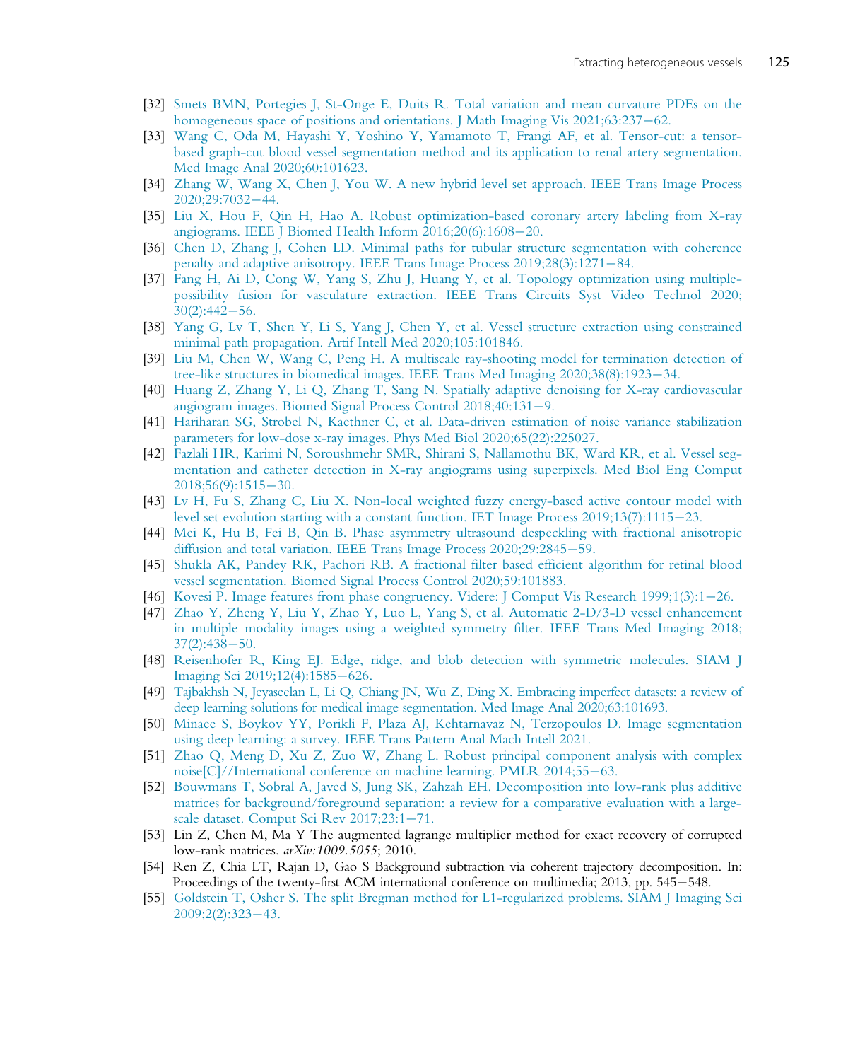[32] Smets BMN, Portegies J, St-Onge E, Duits R. Total variation and mean curvature PDEs on the homogeneous space of positions and orientations. J Math Imaging Vis 2021;63:237−62.

[33] Wang C, Oda M, Hayashi Y, Yoshino Y, Yamamoto T, Frangi AF, et al. Tensor-cut: a tensor-based graph-cut blood vessel segmentation method and its application to renal artery segmentation. Med Image Anal 2020;60:101623.

[34] Zhang W, Wang X, Chen J, You W. A new hybrid level set approach. IEEE Trans Image Process 2020;29:7032−44.

[35] Liu X, Hou F, Qin H, Hao A. Robust optimization-based coronary artery labeling from X-ray angiograms. IEEE J Biomed Health Inform 2016;20(6):1608−20.

[36] Chen D, Zhang J, Cohen LD. Minimal paths for tubular structure segmentation with coherence penalty and adaptive anisotropy. IEEE Trans Image Process 2019;28(3):1271−84.

[37] Fang H, Ai D, Cong W, Yang S, Zhu J, Huang Y, et al. Topology optimization using multiple-possibility fusion for vasculature extraction. IEEE Trans Circuits Syst Video Technol 2020; 30(2):442−56.

[38] Yang G, Lv T, Shen Y, Li S, Yang J, Chen Y, et al. Vessel structure extraction using constrained minimal path propagation. Artif Intell Med 2020;105:101846.

[39] Liu M, Chen W, Wang C, Peng H. A multiscale ray-shooting model for termination detection of tree-like structures in biomedical images. IEEE Trans Med Imaging 2020;38(8):1923−34.

[40] Huang Z, Zhang Y, Li Q, Zhang T, Sang N. Spatially adaptive denoising for X-ray cardiovascular angiogram images. Biomed Signal Process Control 2018;40:131−9.

[41] Hariharan SG, Strobel N, Kaethner C, et al. Data-driven estimation of noise variance stabilization parameters for low-dose x-ray images. Phys Med Biol 2020;65(22):225027.

[42] Fazlali HR, Karimi N, Soroushmehr SMR, Shirani S, Nallamothu BK, Ward KR, et al. Vessel segmentation and catheter detection in X-ray angiograms using superpixels. Med Biol Eng Comput 2018;56(9):1515−30.

[43] Lv H, Fu S, Zhang C, Liu X. Non-local weighted fuzzy energy-based active contour model with level set evolution starting with a constant function. IET Image Process 2019;13(7):1115−23.

[44] Mei K, Hu B, Fei B, Qin B. Phase asymmetry ultrasound despeckling with fractional anisotropic diffusion and total variation. IEEE Trans Image Process 2020;29:2845−59.

[45] Shukla AK, Pandey RK, Pachori RB. A fractional filter based efficient algorithm for retinal blood vessel segmentation. Biomed Signal Process Control 2020;59:101883.

[46] Kovesi P. Image features from phase congruency. Videre: J Comput Vis Research 1999;1(3):1−26.

[47] Zhao Y, Zheng Y, Liu Y, Zhao Y, Luo L, Yang S, et al. Automatic 2-D/3-D vessel enhancement in multiple modality images using a weighted symmetry filter. IEEE Trans Med Imaging 2018; 37(2):438−50.

[48] Reisenhofer R, King EJ. Edge, ridge, and blob detection with symmetric molecules. SIAM J Imaging Sci 2019;12(4):1585−626.

[49] Tajbakhsh N, Jeyaseelan L, Li Q, Chiang JN, Wu Z, Ding X. Embracing imperfect datasets: a review of deep learning solutions for medical image segmentation. Med Image Anal 2020;63:101693.

[50] Minaee S, Boykov YY, Porikli F, Plaza AJ, Kehtarnavaz N, Terzopoulos D. Image segmentation using deep learning: a survey. IEEE Trans Pattern Anal Mach Intell 2021.

[51] Zhao Q, Meng D, Xu Z, Zuo W, Zhang L. Robust principal component analysis with complex noise[C]//International conference on machine learning. PMLR 2014;55−63.

[52] Bouwmans T, Sobral A, Javed S, Jung SK, Zahzah EH. Decomposition into low-rank plus additive matrices for background/foreground separation: a review for a comparative evaluation with a large-scale dataset. Comput Sci Rev 2017;23:1−71.

[53] Lin Z, Chen M, Ma Y The augmented lagrange multiplier method for exact recovery of corrupted low-rank matrices. *arXiv:1009.5055*; 2010.

[54] Ren Z, Chia LT, Rajan D, Gao S Background subtraction via coherent trajectory decomposition. In: Proceedings of the twenty-first ACM international conference on multimedia; 2013, pp. 545−548.

[55] Goldstein T, Osher S. The split Bregman method for L1-regularized problems. SIAM J Imaging Sci 2009;2(2):323−43.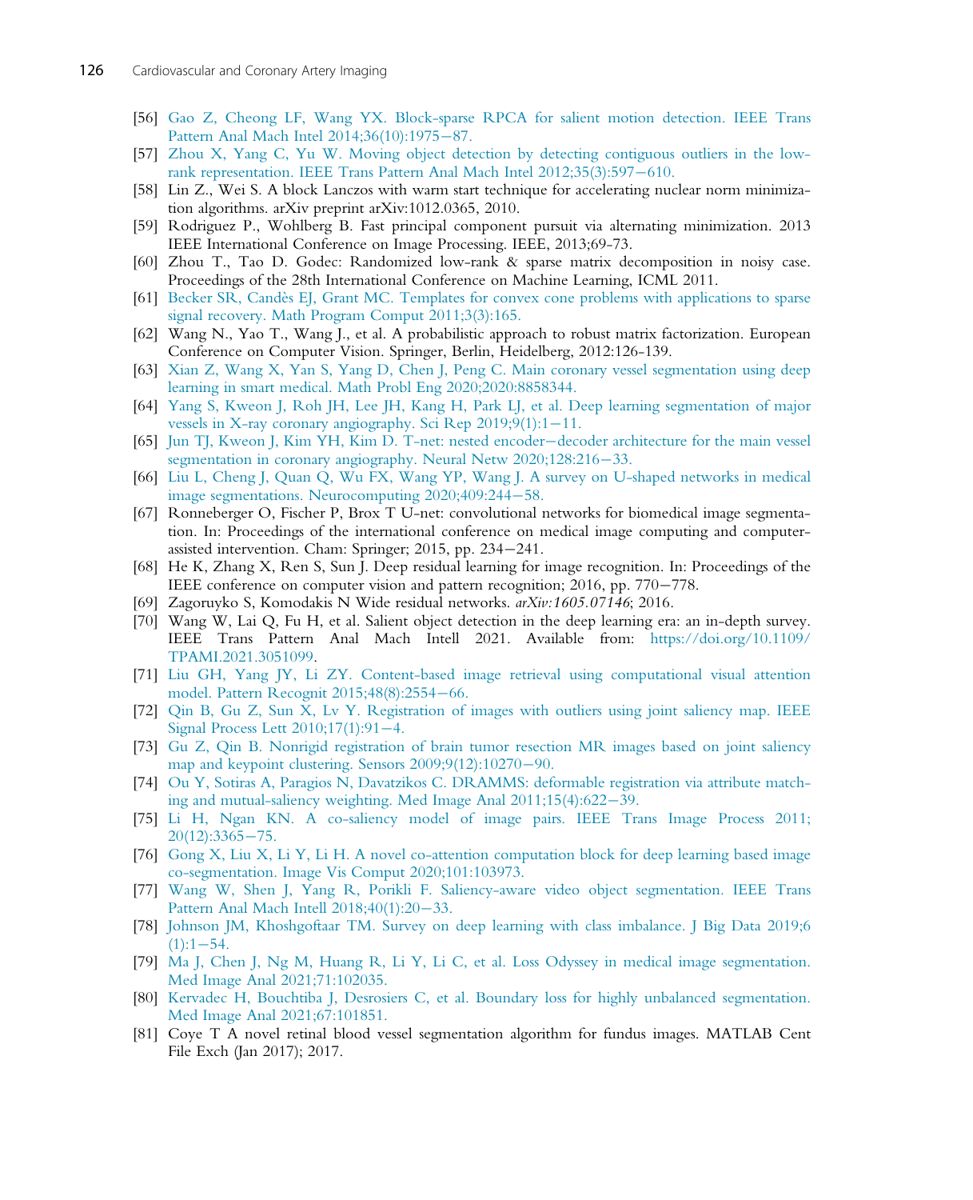[56] Gao Z, Cheong LF, Wang YX. Block-sparse RPCA for salient motion detection. IEEE Trans Pattern Anal Mach Intel 2014;36(10):1975−87.

[57] Zhou X, Yang C, Yu W. Moving object detection by detecting contiguous outliers in the low-rank representation. IEEE Trans Pattern Anal Mach Intel 2012;35(3):597−610.

[58] Lin Z., Wei S. A block Lanczos with warm start technique for accelerating nuclear norm minimization algorithms. arXiv preprint arXiv:1012.0365, 2010.

[59] Rodriguez P., Wohlberg B. Fast principal component pursuit via alternating minimization. 2013 IEEE International Conference on Image Processing. IEEE, 2013;69-73.

[60] Zhou T., Tao D. Godec: Randomized low-rank & sparse matrix decomposition in noisy case. Proceedings of the 28th International Conference on Machine Learning, ICML 2011.

[61] Becker SR, Candès EJ, Grant MC. Templates for convex cone problems with applications to sparse signal recovery. Math Program Comput 2011;3(3):165.

[62] Wang N., Yao T., Wang J., et al. A probabilistic approach to robust matrix factorization. European Conference on Computer Vision. Springer, Berlin, Heidelberg, 2012:126-139.

[63] Xian Z, Wang X, Yan S, Yang D, Chen J, Peng C. Main coronary vessel segmentation using deep learning in smart medical. Math Probl Eng 2020;2020:8858344.

[64] Yang S, Kweon J, Roh JH, Lee JH, Kang H, Park LJ, et al. Deep learning segmentation of major vessels in X-ray coronary angiography. Sci Rep 2019;9(1):1−11.

[65] Jun TJ, Kweon J, Kim YH, Kim D. T-net: nested encoder−decoder architecture for the main vessel segmentation in coronary angiography. Neural Netw 2020;128:216−33.

[66] Liu L, Cheng J, Quan Q, Wu FX, Wang YP, Wang J. A survey on U-shaped networks in medical image segmentations. Neurocomputing 2020;409:244−58.

[67] Ronneberger O, Fischer P, Brox T U-net: convolutional networks for biomedical image segmentation. In: Proceedings of the international conference on medical image computing and computer-assisted intervention. Cham: Springer; 2015, pp. 234−241.

[68] He K, Zhang X, Ren S, Sun J. Deep residual learning for image recognition. In: Proceedings of the IEEE conference on computer vision and pattern recognition; 2016, pp. 770−778.

[69] Zagoruyko S, Komodakis N Wide residual networks. *arXiv:1605.07146*; 2016.

[70] Wang W, Lai Q, Fu H, et al. Salient object detection in the deep learning era: an in-depth survey. IEEE Trans Pattern Anal Mach Intell 2021. Available from: https://doi.org/10.1109/TPAMI.2021.3051099.

[71] Liu GH, Yang JY, Li ZY. Content-based image retrieval using computational visual attention model. Pattern Recognit 2015;48(8):2554−66.

[72] Qin B, Gu Z, Sun X, Lv Y. Registration of images with outliers using joint saliency map. IEEE Signal Process Lett 2010;17(1):91−4.

[73] Gu Z, Qin B. Nonrigid registration of brain tumor resection MR images based on joint saliency map and keypoint clustering. Sensors 2009;9(12):10270−90.

[74] Ou Y, Sotiras A, Paragios N, Davatzikos C. DRAMMS: deformable registration via attribute matching and mutual-saliency weighting. Med Image Anal 2011;15(4):622−39.

[75] Li H, Ngan KN. A co-saliency model of image pairs. IEEE Trans Image Process 2011; 20(12):3365−75.

[76] Gong X, Liu X, Li Y, Li H. A novel co-attention computation block for deep learning based image co-segmentation. Image Vis Comput 2020;101:103973.

[77] Wang W, Shen J, Yang R, Porikli F. Saliency-aware video object segmentation. IEEE Trans Pattern Anal Mach Intell 2018;40(1):20−33.

[78] Johnson JM, Khoshgoftaar TM. Survey on deep learning with class imbalance. J Big Data 2019;6 (1):1−54.

[79] Ma J, Chen J, Ng M, Huang R, Li Y, Li C, et al. Loss Odyssey in medical image segmentation. Med Image Anal 2021;71:102035.

[80] Kervadec H, Bouchtiba J, Desrosiers C, et al. Boundary loss for highly unbalanced segmentation. Med Image Anal 2021;67:101851.

[81] Coye T A novel retinal blood vessel segmentation algorithm for fundus images. MATLAB Cent File Exch (Jan 2017); 2017.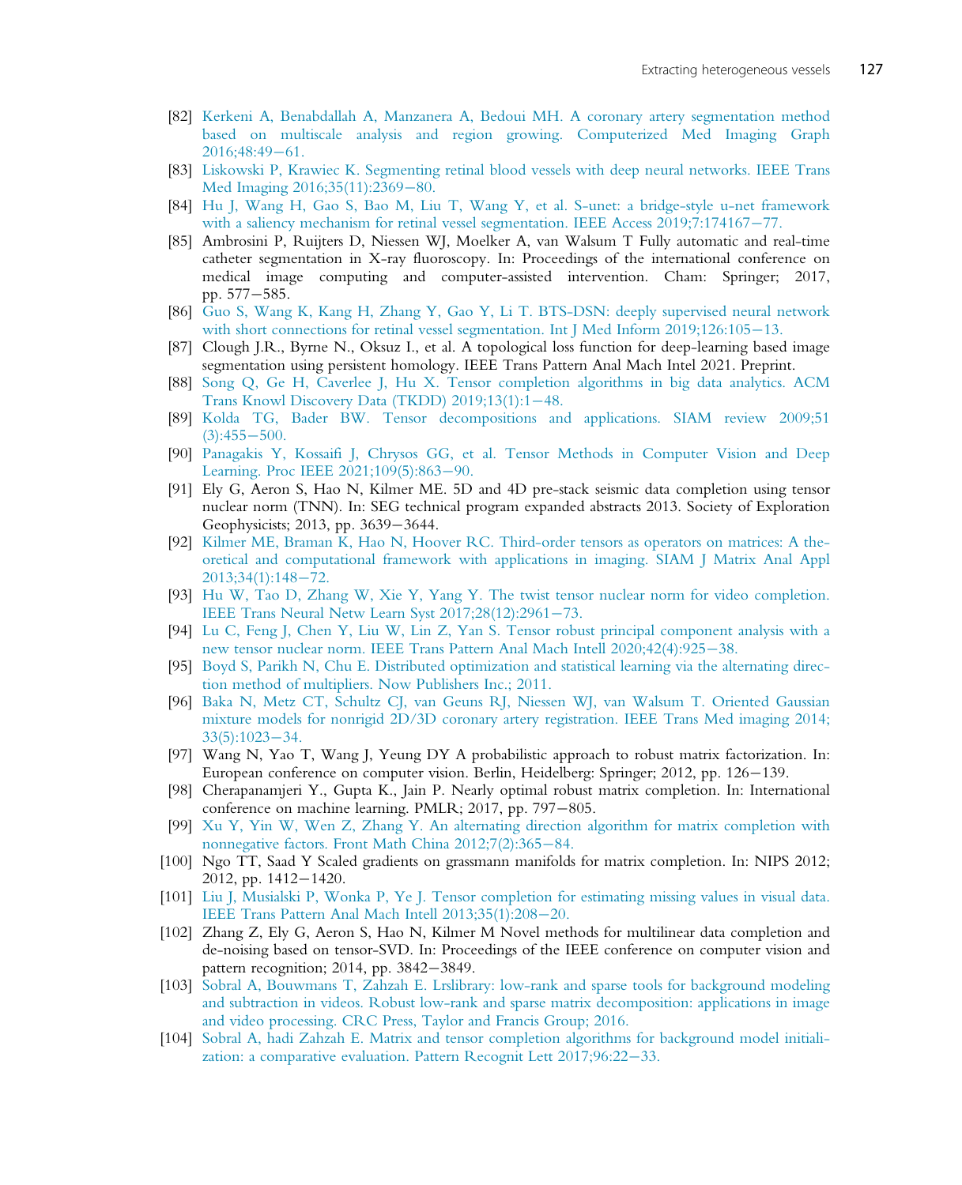[82] Kerkeni A, Benabdallah A, Manzanera A, Bedoui MH. A coronary artery segmentation method based on multiscale analysis and region growing. Computerized Med Imaging Graph 2016;48:49−61.

[83] Liskowski P, Krawiec K. Segmenting retinal blood vessels with deep neural networks. IEEE Trans Med Imaging 2016;35(11):2369−80.

[84] Hu J, Wang H, Gao S, Bao M, Liu T, Wang Y, et al. S-unet: a bridge-style u-net framework with a saliency mechanism for retinal vessel segmentation. IEEE Access 2019;7:174167−77.

[85] Ambrosini P, Ruijters D, Niessen WJ, Moelker A, van Walsum T Fully automatic and real-time catheter segmentation in X-ray fluoroscopy. In: Proceedings of the international conference on medical image computing and computer-assisted intervention. Cham: Springer; 2017, pp. 577−585.

[86] Guo S, Wang K, Kang H, Zhang Y, Gao Y, Li T. BTS-DSN: deeply supervised neural network with short connections for retinal vessel segmentation. Int J Med Inform 2019;126:105−13.

[87] Clough J.R., Byrne N., Oksuz I., et al. A topological loss function for deep-learning based image segmentation using persistent homology. IEEE Trans Pattern Anal Mach Intel 2021. Preprint.

[88] Song Q, Ge H, Caverlee J, Hu X. Tensor completion algorithms in big data analytics. ACM Trans Knowl Discovery Data (TKDD) 2019;13(1):1−48.

[89] Kolda TG, Bader BW. Tensor decompositions and applications. SIAM review 2009;51 (3):455−500.

[90] Panagakis Y, Kossaifi J, Chrysos GG, et al. Tensor Methods in Computer Vision and Deep Learning. Proc IEEE 2021;109(5):863−90.

[91] Ely G, Aeron S, Hao N, Kilmer ME. 5D and 4D pre-stack seismic data completion using tensor nuclear norm (TNN). In: SEG technical program expanded abstracts 2013. Society of Exploration Geophysicists; 2013, pp. 3639−3644.

[92] Kilmer ME, Braman K, Hao N, Hoover RC. Third-order tensors as operators on matrices: A theoretical and computational framework with applications in imaging. SIAM J Matrix Anal Appl 2013;34(1):148−72.

[93] Hu W, Tao D, Zhang W, Xie Y, Yang Y. The twist tensor nuclear norm for video completion. IEEE Trans Neural Netw Learn Syst 2017;28(12):2961−73.

[94] Lu C, Feng J, Chen Y, Liu W, Lin Z, Yan S. Tensor robust principal component analysis with a new tensor nuclear norm. IEEE Trans Pattern Anal Mach Intell 2020;42(4):925−38.

[95] Boyd S, Parikh N, Chu E. Distributed optimization and statistical learning via the alternating direction method of multipliers. Now Publishers Inc.; 2011.

[96] Baka N, Metz CT, Schultz CJ, van Geuns RJ, Niessen WJ, van Walsum T. Oriented Gaussian mixture models for nonrigid 2D/3D coronary artery registration. IEEE Trans Med imaging 2014; 33(5):1023−34.

[97] Wang N, Yao T, Wang J, Yeung DY A probabilistic approach to robust matrix factorization. In: European conference on computer vision. Berlin, Heidelberg: Springer; 2012, pp. 126−139.

[98] Cherapanamjeri Y., Gupta K., Jain P. Nearly optimal robust matrix completion. In: International conference on machine learning. PMLR; 2017, pp. 797−805.

[99] Xu Y, Yin W, Wen Z, Zhang Y. An alternating direction algorithm for matrix completion with nonnegative factors. Front Math China 2012;7(2):365−84.

[100] Ngo TT, Saad Y Scaled gradients on grassmann manifolds for matrix completion. In: NIPS 2012; 2012, pp. 1412−1420.

[101] Liu J, Musialski P, Wonka P, Ye J. Tensor completion for estimating missing values in visual data. IEEE Trans Pattern Anal Mach Intell 2013;35(1):208−20.

[102] Zhang Z, Ely G, Aeron S, Hao N, Kilmer M Novel methods for multilinear data completion and de-noising based on tensor-SVD. In: Proceedings of the IEEE conference on computer vision and pattern recognition; 2014, pp. 3842−3849.

[103] Sobral A, Bouwmans T, Zahzah E. Lrslibrary: low-rank and sparse tools for background modeling and subtraction in videos. Robust low-rank and sparse matrix decomposition: applications in image and video processing. CRC Press, Taylor and Francis Group; 2016.

[104] Sobral A, hadi Zahzah E. Matrix and tensor completion algorithms for background model initialization: a comparative evaluation. Pattern Recognit Lett 2017;96:22−33.